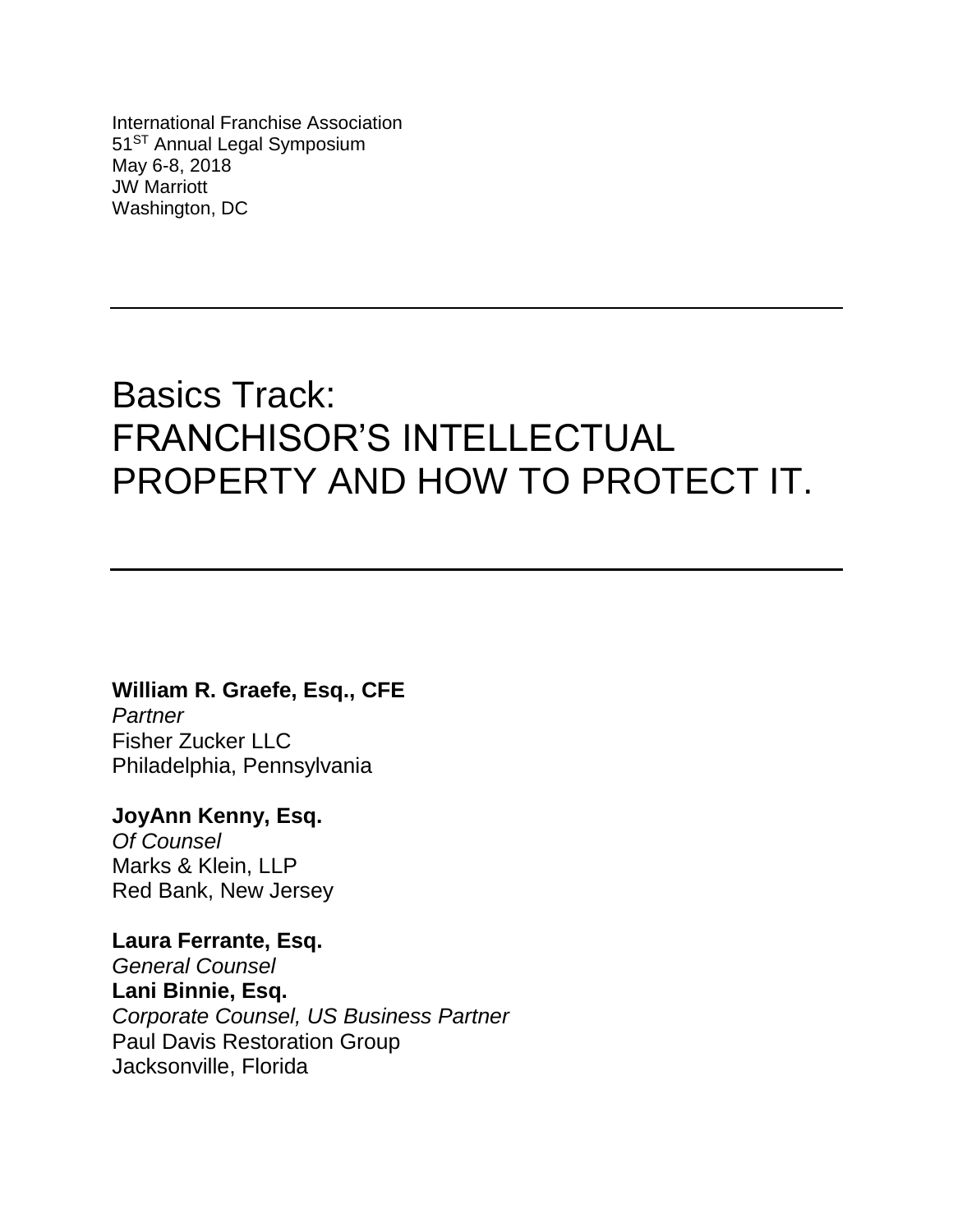International Franchise Association
51ST Annual Legal Symposium
May 6-8, 2018
JW Marriott
Washington, DC

---

# Basics Track:
# FRANCHISOR'S INTELLECTUAL PROPERTY AND HOW TO PROTECT IT.

---

**William R. Graefe, Esq., CFE**
*Partner*
Fisher Zucker LLC
Philadelphia, Pennsylvania

**JoyAnn Kenny, Esq.**
*Of Counsel*
Marks & Klein, LLP
Red Bank, New Jersey

**Laura Ferrante, Esq.**
*General Counsel*
**Lani Binnie, Esq.**
*Corporate Counsel, US Business Partner*
Paul Davis Restoration Group
Jacksonville, Florida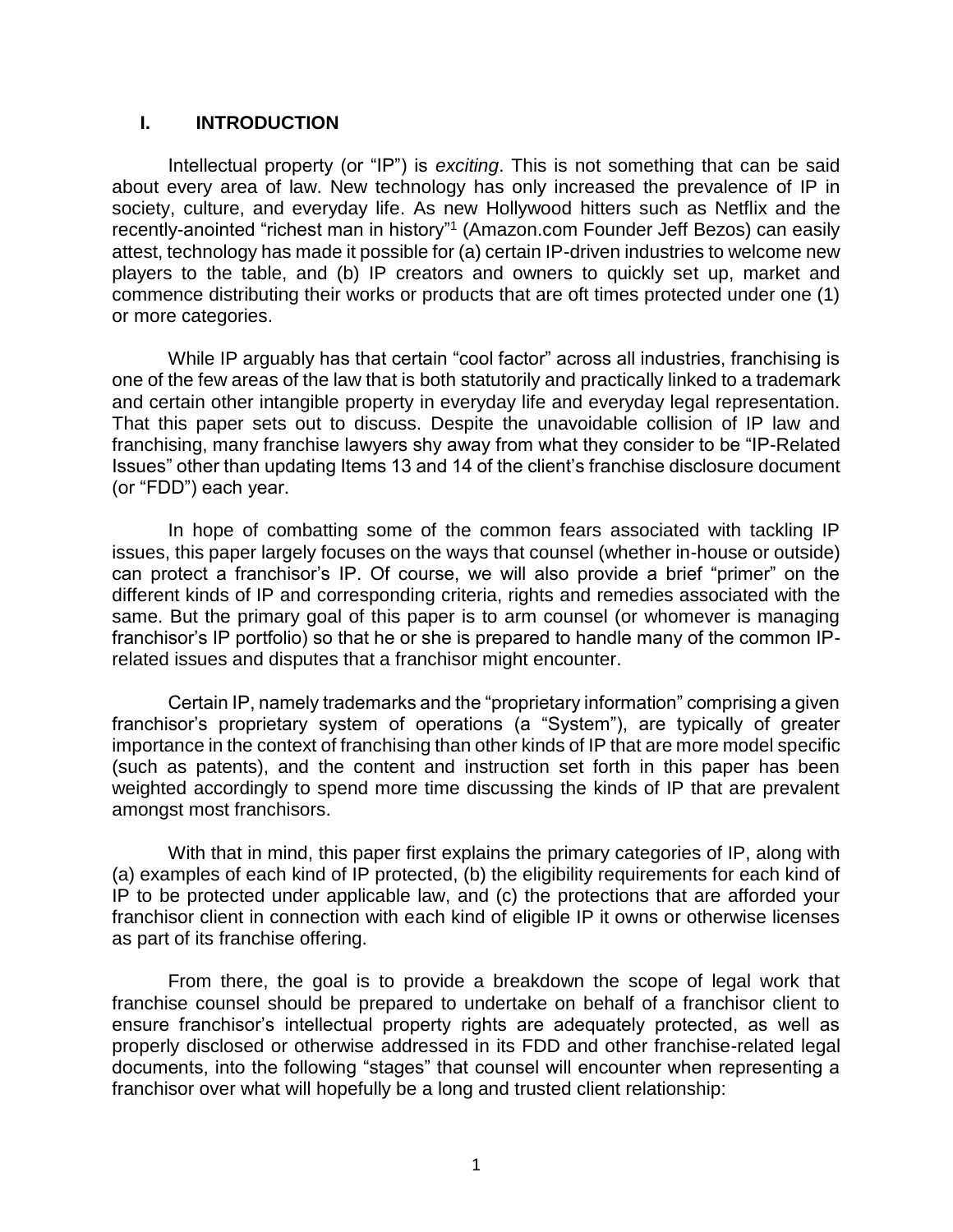## I. INTRODUCTION

Intellectual property (or "IP") is *exciting*. This is not something that can be said about every area of law. New technology has only increased the prevalence of IP in society, culture, and everyday life. As new Hollywood hitters such as Netflix and the recently-anointed "richest man in history"[1] (Amazon.com Founder Jeff Bezos) can easily attest, technology has made it possible for (a) certain IP-driven industries to welcome new players to the table, and (b) IP creators and owners to quickly set up, market and commence distributing their works or products that are oft times protected under one (1) or more categories.

While IP arguably has that certain "cool factor" across all industries, franchising is one of the few areas of the law that is both statutorily and practically linked to a trademark and certain other intangible property in everyday life and everyday legal representation. That this paper sets out to discuss. Despite the unavoidable collision of IP law and franchising, many franchise lawyers shy away from what they consider to be "IP-Related Issues" other than updating Items 13 and 14 of the client's franchise disclosure document (or "FDD") each year.

In hope of combatting some of the common fears associated with tackling IP issues, this paper largely focuses on the ways that counsel (whether in-house or outside) can protect a franchisor's IP. Of course, we will also provide a brief "primer" on the different kinds of IP and corresponding criteria, rights and remedies associated with the same. But the primary goal of this paper is to arm counsel (or whomever is managing franchisor's IP portfolio) so that he or she is prepared to handle many of the common IP-related issues and disputes that a franchisor might encounter.

Certain IP, namely trademarks and the "proprietary information" comprising a given franchisor's proprietary system of operations (a "System"), are typically of greater importance in the context of franchising than other kinds of IP that are more model specific (such as patents), and the content and instruction set forth in this paper has been weighted accordingly to spend more time discussing the kinds of IP that are prevalent amongst most franchisors.

With that in mind, this paper first explains the primary categories of IP, along with (a) examples of each kind of IP protected, (b) the eligibility requirements for each kind of IP to be protected under applicable law, and (c) the protections that are afforded your franchisor client in connection with each kind of eligible IP it owns or otherwise licenses as part of its franchise offering.

From there, the goal is to provide a breakdown the scope of legal work that franchise counsel should be prepared to undertake on behalf of a franchisor client to ensure franchisor's intellectual property rights are adequately protected, as well as properly disclosed or otherwise addressed in its FDD and other franchise-related legal documents, into the following "stages" that counsel will encounter when representing a franchisor over what will hopefully be a long and trusted client relationship: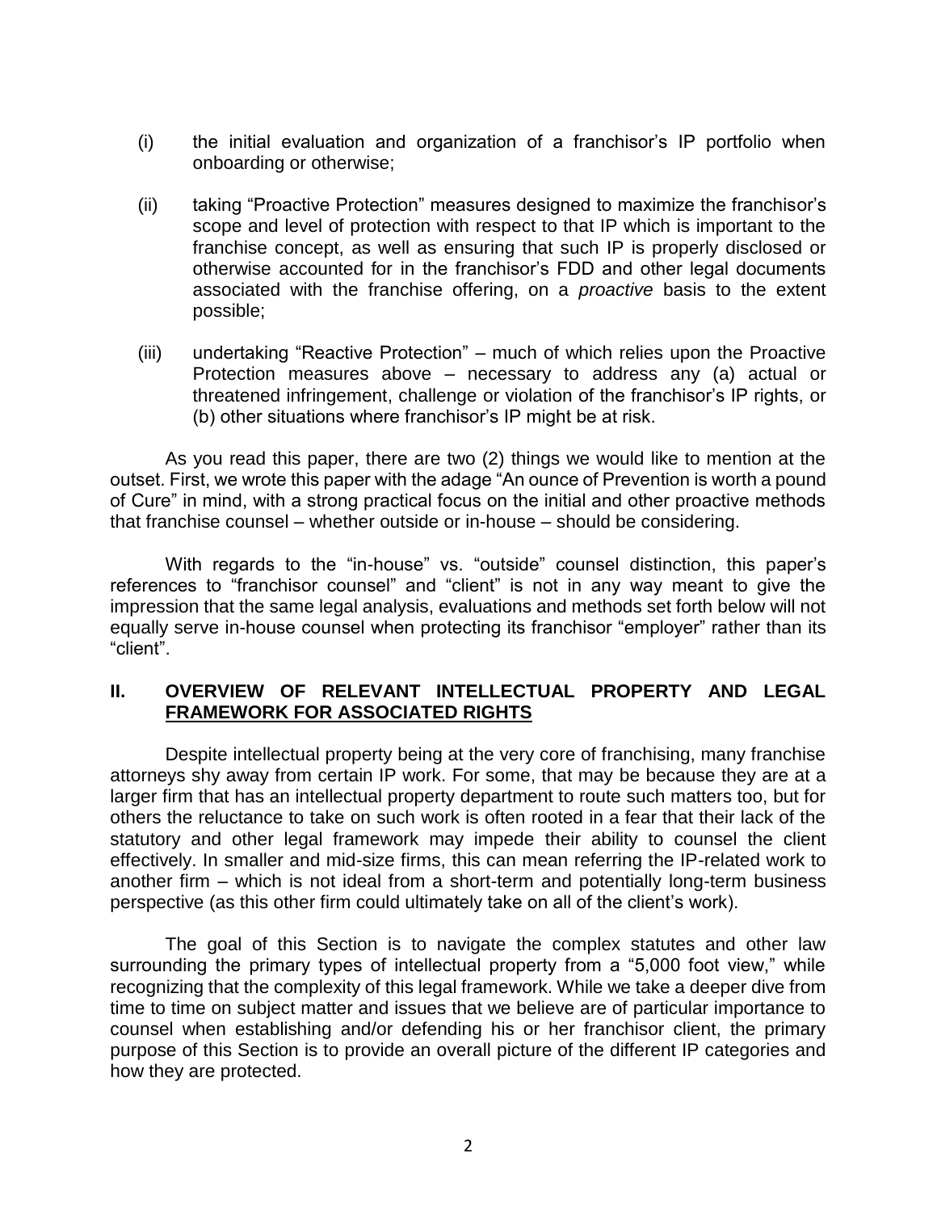(i) the initial evaluation and organization of a franchisor's IP portfolio when onboarding or otherwise;

(ii) taking "Proactive Protection" measures designed to maximize the franchisor's scope and level of protection with respect to that IP which is important to the franchise concept, as well as ensuring that such IP is properly disclosed or otherwise accounted for in the franchisor's FDD and other legal documents associated with the franchise offering, on a *proactive* basis to the extent possible;

(iii) undertaking "Reactive Protection" – much of which relies upon the Proactive Protection measures above – necessary to address any (a) actual or threatened infringement, challenge or violation of the franchisor's IP rights, or (b) other situations where franchisor's IP might be at risk.

As you read this paper, there are two (2) things we would like to mention at the outset. First, we wrote this paper with the adage "An ounce of Prevention is worth a pound of Cure" in mind, with a strong practical focus on the initial and other proactive methods that franchise counsel – whether outside or in-house – should be considering.

With regards to the "in-house" vs. "outside" counsel distinction, this paper's references to "franchisor counsel" and "client" is not in any way meant to give the impression that the same legal analysis, evaluations and methods set forth below will not equally serve in-house counsel when protecting its franchisor "employer" rather than its "client".

## II. OVERVIEW OF RELEVANT INTELLECTUAL PROPERTY AND LEGAL FRAMEWORK FOR ASSOCIATED RIGHTS

Despite intellectual property being at the very core of franchising, many franchise attorneys shy away from certain IP work. For some, that may be because they are at a larger firm that has an intellectual property department to route such matters too, but for others the reluctance to take on such work is often rooted in a fear that their lack of the statutory and other legal framework may impede their ability to counsel the client effectively. In smaller and mid-size firms, this can mean referring the IP-related work to another firm – which is not ideal from a short-term and potentially long-term business perspective (as this other firm could ultimately take on all of the client's work).

The goal of this Section is to navigate the complex statutes and other law surrounding the primary types of intellectual property from a "5,000 foot view," while recognizing that the complexity of this legal framework. While we take a deeper dive from time to time on subject matter and issues that we believe are of particular importance to counsel when establishing and/or defending his or her franchisor client, the primary purpose of this Section is to provide an overall picture of the different IP categories and how they are protected.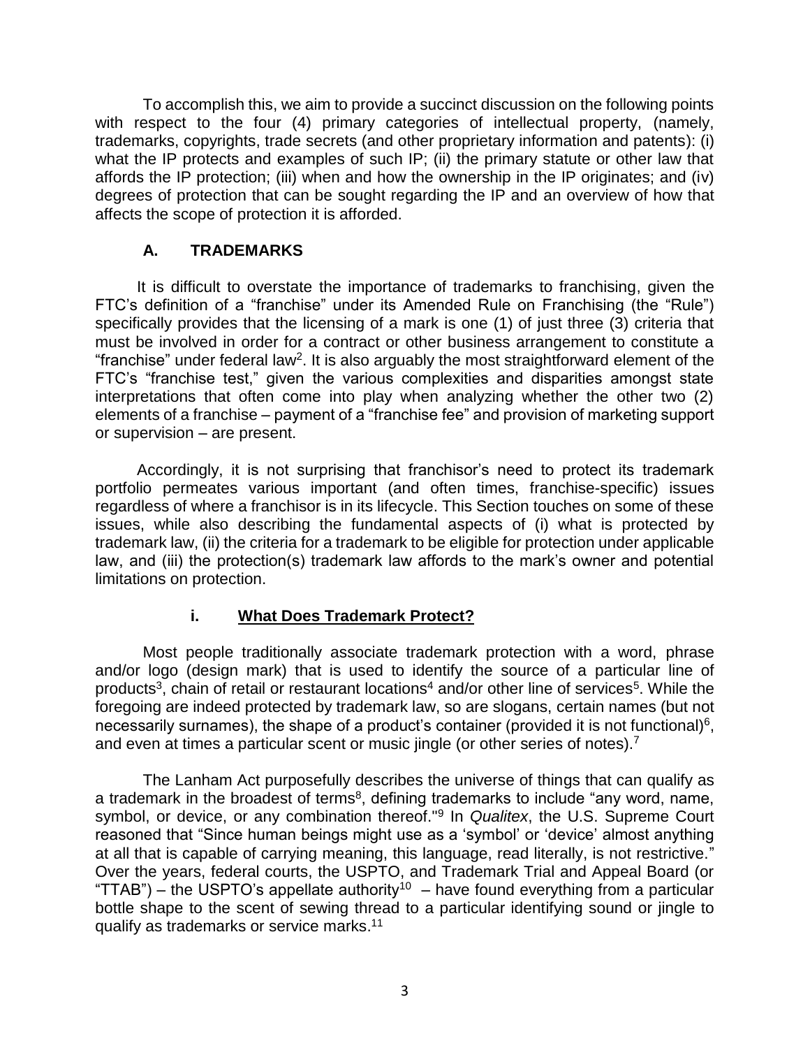To accomplish this, we aim to provide a succinct discussion on the following points with respect to the four (4) primary categories of intellectual property, (namely, trademarks, copyrights, trade secrets (and other proprietary information and patents): (i) what the IP protects and examples of such IP; (ii) the primary statute or other law that affords the IP protection; (iii) when and how the ownership in the IP originates; and (iv) degrees of protection that can be sought regarding the IP and an overview of how that affects the scope of protection it is afforded.

## A. TRADEMARKS

It is difficult to overstate the importance of trademarks to franchising, given the FTC's definition of a "franchise" under its Amended Rule on Franchising (the "Rule") specifically provides that the licensing of a mark is one (1) of just three (3) criteria that must be involved in order for a contract or other business arrangement to constitute a "franchise" under federal law[2]. It is also arguably the most straightforward element of the FTC's "franchise test," given the various complexities and disparities amongst state interpretations that often come into play when analyzing whether the other two (2) elements of a franchise – payment of a "franchise fee" and provision of marketing support or supervision – are present.

Accordingly, it is not surprising that franchisor's need to protect its trademark portfolio permeates various important (and often times, franchise-specific) issues regardless of where a franchisor is in its lifecycle. This Section touches on some of these issues, while also describing the fundamental aspects of (i) what is protected by trademark law, (ii) the criteria for a trademark to be eligible for protection under applicable law, and (iii) the protection(s) trademark law affords to the mark's owner and potential limitations on protection.

### i. What Does Trademark Protect?

Most people traditionally associate trademark protection with a word, phrase and/or logo (design mark) that is used to identify the source of a particular line of products[3], chain of retail or restaurant locations[4] and/or other line of services[5]. While the foregoing are indeed protected by trademark law, so are slogans, certain names (but not necessarily surnames), the shape of a product's container (provided it is not functional)[6], and even at times a particular scent or music jingle (or other series of notes).[7]

The Lanham Act purposefully describes the universe of things that can qualify as a trademark in the broadest of terms[8], defining trademarks to include "any word, name, symbol, or device, or any combination thereof."[9] In *Qualitex*, the U.S. Supreme Court reasoned that "Since human beings might use as a 'symbol' or 'device' almost anything at all that is capable of carrying meaning, this language, read literally, is not restrictive." Over the years, federal courts, the USPTO, and Trademark Trial and Appeal Board (or "TTAB") – the USPTO's appellate authority[10] – have found everything from a particular bottle shape to the scent of sewing thread to a particular identifying sound or jingle to qualify as trademarks or service marks.[11]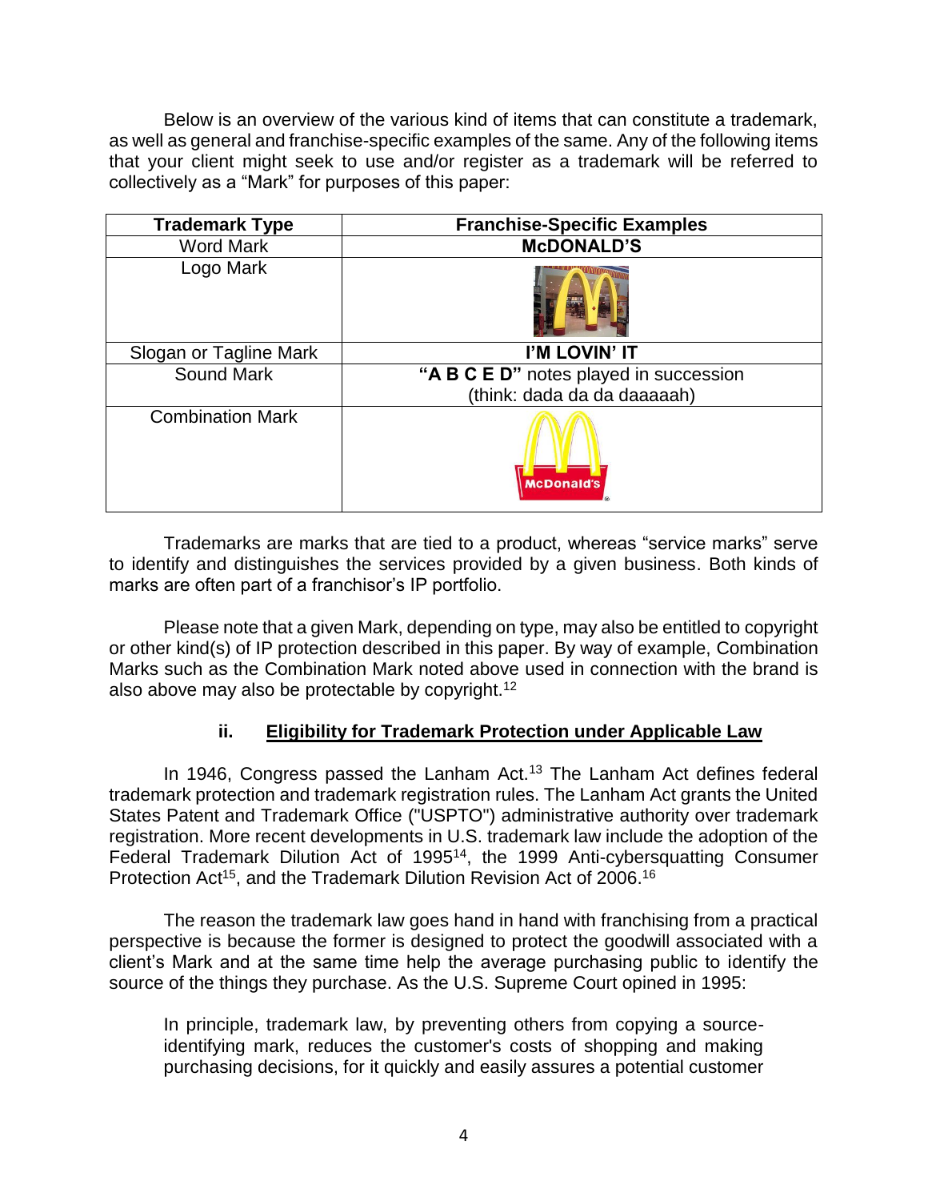Below is an overview of the various kind of items that can constitute a trademark, as well as general and franchise-specific examples of the same. Any of the following items that your client might seek to use and/or register as a trademark will be referred to collectively as a "Mark" for purposes of this paper:

| Trademark Type | Franchise-Specific Examples |
| --- | --- |
| Word Mark | **McDONALD'S** |
| Logo Mark | |
| Slogan or Tagline Mark | **I'M LOVIN' IT** |
| Sound Mark | **"A B C E D"** notes played in succession (think: dada da da daaaaah) |
| Combination Mark | |

Trademarks are marks that are tied to a product, whereas "service marks" serve to identify and distinguishes the services provided by a given business. Both kinds of marks are often part of a franchisor's IP portfolio.

Please note that a given Mark, depending on type, may also be entitled to copyright or other kind(s) of IP protection described in this paper. By way of example, Combination Marks such as the Combination Mark noted above used in connection with the brand is also above may also be protectable by copyright.[12]

### ii. Eligibility for Trademark Protection under Applicable Law

In 1946, Congress passed the Lanham Act.[13] The Lanham Act defines federal trademark protection and trademark registration rules. The Lanham Act grants the United States Patent and Trademark Office ("USPTO") administrative authority over trademark registration. More recent developments in U.S. trademark law include the adoption of the Federal Trademark Dilution Act of 1995[14], the 1999 Anti-cybersquatting Consumer Protection Act[15], and the Trademark Dilution Revision Act of 2006.[16]

The reason the trademark law goes hand in hand with franchising from a practical perspective is because the former is designed to protect the goodwill associated with a client's Mark and at the same time help the average purchasing public to identify the source of the things they purchase. As the U.S. Supreme Court opined in 1995:

> In principle, trademark law, by preventing others from copying a source-identifying mark, reduces the customer's costs of shopping and making purchasing decisions, for it quickly and easily assures a potential customer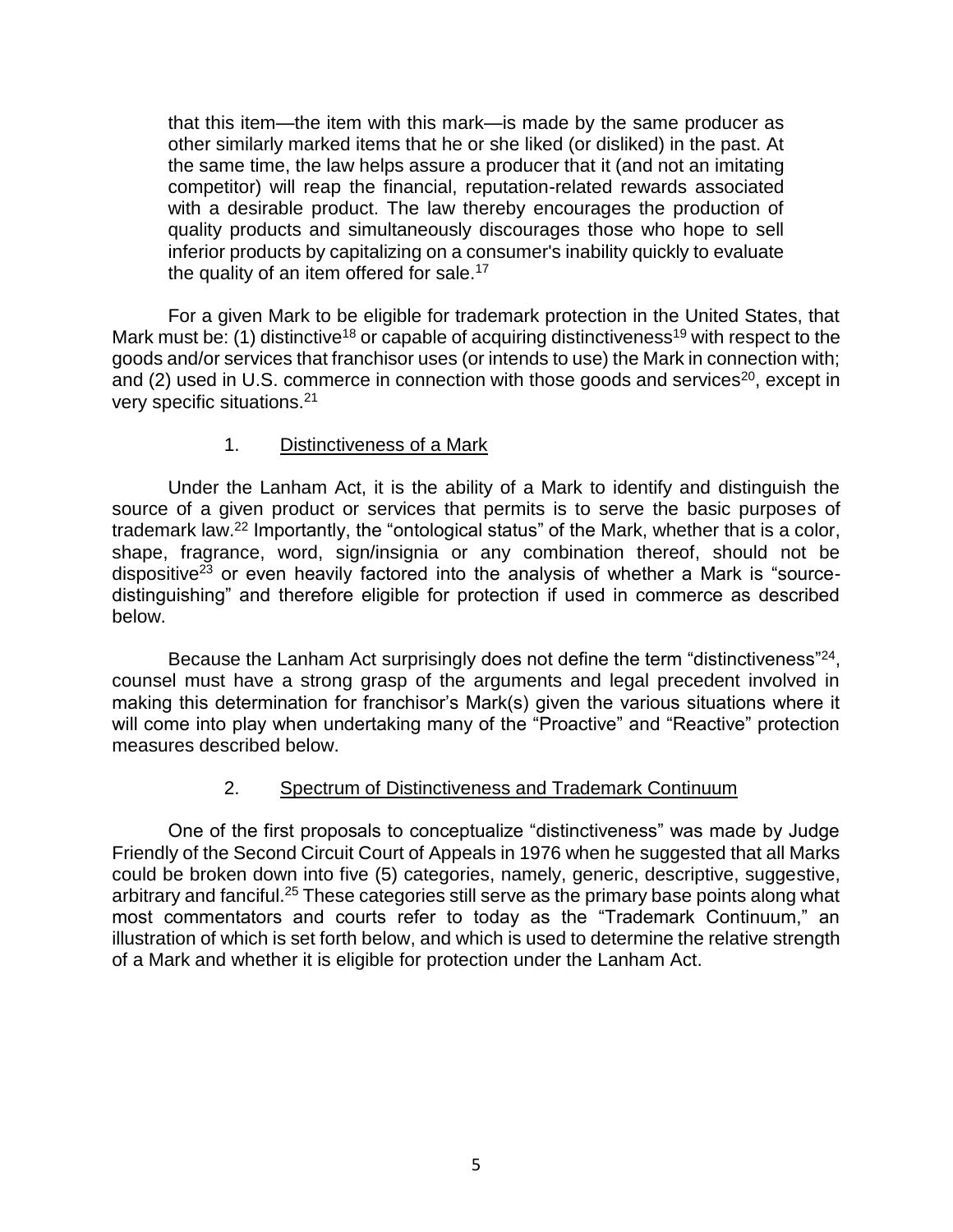> that this item—the item with this mark—is made by the same producer as other similarly marked items that he or she liked (or disliked) in the past. At the same time, the law helps assure a producer that it (and not an imitating competitor) will reap the financial, reputation-related rewards associated with a desirable product. The law thereby encourages the production of quality products and simultaneously discourages those who hope to sell inferior products by capitalizing on a consumer's inability quickly to evaluate the quality of an item offered for sale.[17]

For a given Mark to be eligible for trademark protection in the United States, that Mark must be: (1) distinctive[18] or capable of acquiring distinctiveness[19] with respect to the goods and/or services that franchisor uses (or intends to use) the Mark in connection with; and (2) used in U.S. commerce in connection with those goods and services[20], except in very specific situations.[21]

### 1. <u>Distinctiveness of a Mark</u>

Under the Lanham Act, it is the ability of a Mark to identify and distinguish the source of a given product or services that permits is to serve the basic purposes of trademark law.[22] Importantly, the "ontological status" of the Mark, whether that is a color, shape, fragrance, word, sign/insignia or any combination thereof, should not be dispositive[23] or even heavily factored into the analysis of whether a Mark is "source-distinguishing" and therefore eligible for protection if used in commerce as described below.

Because the Lanham Act surprisingly does not define the term "distinctiveness"[24], counsel must have a strong grasp of the arguments and legal precedent involved in making this determination for franchisor's Mark(s) given the various situations where it will come into play when undertaking many of the "Proactive" and "Reactive" protection measures described below.

### 2. <u>Spectrum of Distinctiveness and Trademark Continuum</u>

One of the first proposals to conceptualize "distinctiveness" was made by Judge Friendly of the Second Circuit Court of Appeals in 1976 when he suggested that all Marks could be broken down into five (5) categories, namely, generic, descriptive, suggestive, arbitrary and fanciful.[25] These categories still serve as the primary base points along what most commentators and courts refer to today as the "Trademark Continuum," an illustration of which is set forth below, and which is used to determine the relative strength of a Mark and whether it is eligible for protection under the Lanham Act.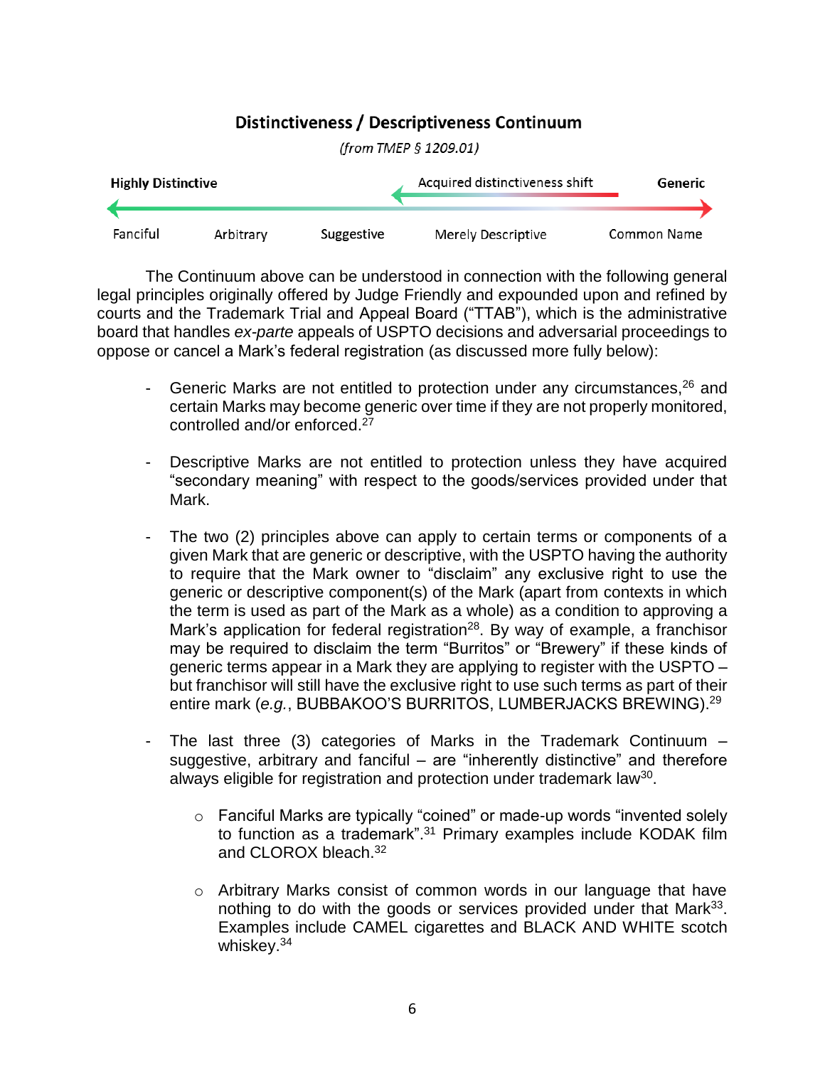**Distinctiveness / Descriptiveness Continuum**

*(from TMEP § 1209.01)*

| **Highly Distinctive** | | | Acquired distinctiveness shift | **Generic** |
|---|---|---|---|---|
| Fanciful | Arbitrary | Suggestive | Merely Descriptive | Common Name |

The Continuum above can be understood in connection with the following general legal principles originally offered by Judge Friendly and expounded upon and refined by courts and the Trademark Trial and Appeal Board ("TTAB"), which is the administrative board that handles *ex-parte* appeals of USPTO decisions and adversarial proceedings to oppose or cancel a Mark's federal registration (as discussed more fully below):

- Generic Marks are not entitled to protection under any circumstances,[26] and certain Marks may become generic over time if they are not properly monitored, controlled and/or enforced.[27]

- Descriptive Marks are not entitled to protection unless they have acquired "secondary meaning" with respect to the goods/services provided under that Mark.

- The two (2) principles above can apply to certain terms or components of a given Mark that are generic or descriptive, with the USPTO having the authority to require that the Mark owner to "disclaim" any exclusive right to use the generic or descriptive component(s) of the Mark (apart from contexts in which the term is used as part of the Mark as a whole) as a condition to approving a Mark's application for federal registration[28]. By way of example, a franchisor may be required to disclaim the term "Burritos" or "Brewery" if these kinds of generic terms appear in a Mark they are applying to register with the USPTO – but franchisor will still have the exclusive right to use such terms as part of their entire mark (*e.g.*, BUBBAKOO'S BURRITOS, LUMBERJACKS BREWING).[29]

- The last three (3) categories of Marks in the Trademark Continuum – suggestive, arbitrary and fanciful – are "inherently distinctive" and therefore always eligible for registration and protection under trademark law[30].

  - Fanciful Marks are typically "coined" or made-up words "invented solely to function as a trademark".[31] Primary examples include KODAK film and CLOROX bleach.[32]

  - Arbitrary Marks consist of common words in our language that have nothing to do with the goods or services provided under that Mark[33]. Examples include CAMEL cigarettes and BLACK AND WHITE scotch whiskey.[34]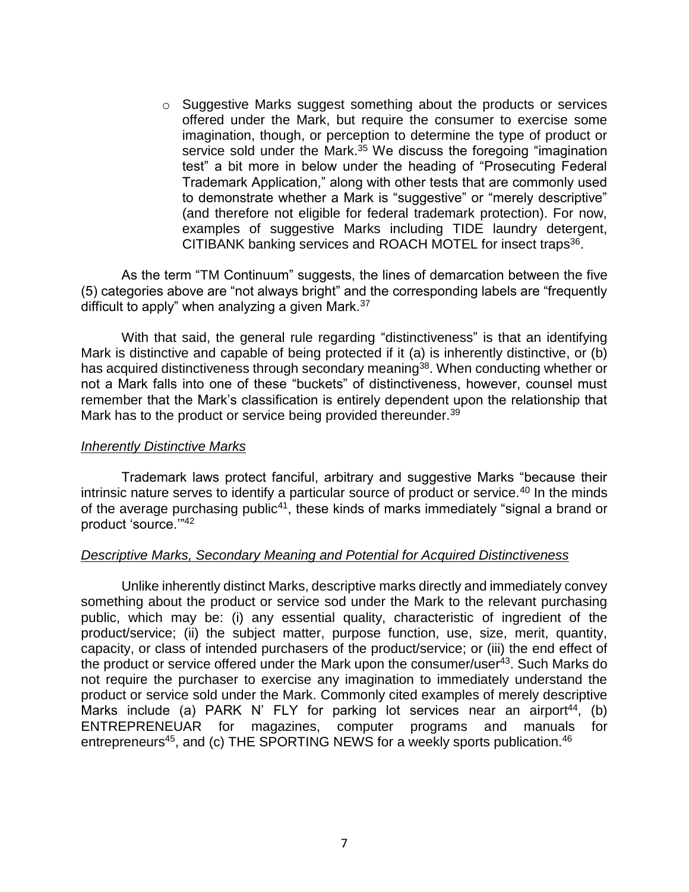- Suggestive Marks suggest something about the products or services offered under the Mark, but require the consumer to exercise some imagination, though, or perception to determine the type of product or service sold under the Mark.[35] We discuss the foregoing "imagination test" a bit more in below under the heading of "Prosecuting Federal Trademark Application," along with other tests that are commonly used to demonstrate whether a Mark is "suggestive" or "merely descriptive" (and therefore not eligible for federal trademark protection). For now, examples of suggestive Marks including TIDE laundry detergent, CITIBANK banking services and ROACH MOTEL for insect traps[36].

As the term "TM Continuum" suggests, the lines of demarcation between the five (5) categories above are "not always bright" and the corresponding labels are "frequently difficult to apply" when analyzing a given Mark.[37]

With that said, the general rule regarding "distinctiveness" is that an identifying Mark is distinctive and capable of being protected if it (a) is inherently distinctive, or (b) has acquired distinctiveness through secondary meaning[38]. When conducting whether or not a Mark falls into one of these "buckets" of distinctiveness, however, counsel must remember that the Mark's classification is entirely dependent upon the relationship that Mark has to the product or service being provided thereunder.[39]

*Inherently Distinctive Marks*

Trademark laws protect fanciful, arbitrary and suggestive Marks "because their intrinsic nature serves to identify a particular source of product or service.[40] In the minds of the average purchasing public[41], these kinds of marks immediately "signal a brand or product 'source.'"[42]

*Descriptive Marks, Secondary Meaning and Potential for Acquired Distinctiveness*

Unlike inherently distinct Marks, descriptive marks directly and immediately convey something about the product or service sod under the Mark to the relevant purchasing public, which may be: (i) any essential quality, characteristic of ingredient of the product/service; (ii) the subject matter, purpose function, use, size, merit, quantity, capacity, or class of intended purchasers of the product/service; or (iii) the end effect of the product or service offered under the Mark upon the consumer/user[43]. Such Marks do not require the purchaser to exercise any imagination to immediately understand the product or service sold under the Mark. Commonly cited examples of merely descriptive Marks include (a) PARK N' FLY for parking lot services near an airport[44], (b) ENTREPRENEUAR for magazines, computer programs and manuals for entrepreneurs[45], and (c) THE SPORTING NEWS for a weekly sports publication.[46]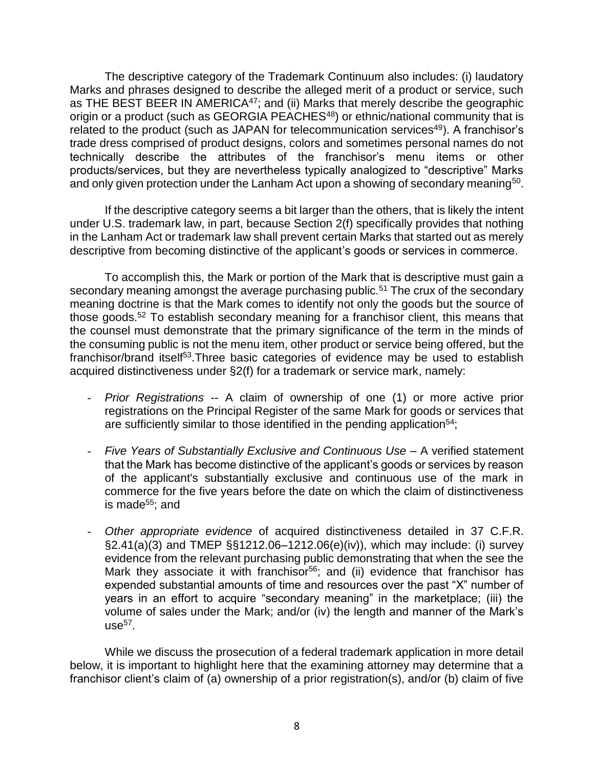The descriptive category of the Trademark Continuum also includes: (i) laudatory Marks and phrases designed to describe the alleged merit of a product or service, such as THE BEST BEER IN AMERICA[47]; and (ii) Marks that merely describe the geographic origin or a product (such as GEORGIA PEACHES[48]) or ethnic/national community that is related to the product (such as JAPAN for telecommunication services[49]). A franchisor's trade dress comprised of product designs, colors and sometimes personal names do not technically describe the attributes of the franchisor's menu items or other products/services, but they are nevertheless typically analogized to "descriptive" Marks and only given protection under the Lanham Act upon a showing of secondary meaning[50].

If the descriptive category seems a bit larger than the others, that is likely the intent under U.S. trademark law, in part, because Section 2(f) specifically provides that nothing in the Lanham Act or trademark law shall prevent certain Marks that started out as merely descriptive from becoming distinctive of the applicant's goods or services in commerce.

To accomplish this, the Mark or portion of the Mark that is descriptive must gain a secondary meaning amongst the average purchasing public.[51] The crux of the secondary meaning doctrine is that the Mark comes to identify not only the goods but the source of those goods.[52] To establish secondary meaning for a franchisor client, this means that the counsel must demonstrate that the primary significance of the term in the minds of the consuming public is not the menu item, other product or service being offered, but the franchisor/brand itself[53].Three basic categories of evidence may be used to establish acquired distinctiveness under §2(f) for a trademark or service mark, namely:

- *Prior Registrations* -- A claim of ownership of one (1) or more active prior registrations on the Principal Register of the same Mark for goods or services that are sufficiently similar to those identified in the pending application[54];

- *Five Years of Substantially Exclusive and Continuous Use* – A verified statement that the Mark has become distinctive of the applicant's goods or services by reason of the applicant's substantially exclusive and continuous use of the mark in commerce for the five years before the date on which the claim of distinctiveness is made[55]; and

- *Other appropriate evidence* of acquired distinctiveness detailed in 37 C.F.R. §2.41(a)(3) and TMEP §§1212.06–1212.06(e)(iv)), which may include: (i) survey evidence from the relevant purchasing public demonstrating that when the see the Mark they associate it with franchisor[56]; and (ii) evidence that franchisor has expended substantial amounts of time and resources over the past "X" number of years in an effort to acquire "secondary meaning" in the marketplace; (iii) the volume of sales under the Mark; and/or (iv) the length and manner of the Mark's use[57].

While we discuss the prosecution of a federal trademark application in more detail below, it is important to highlight here that the examining attorney may determine that a franchisor client's claim of (a) ownership of a prior registration(s), and/or (b) claim of five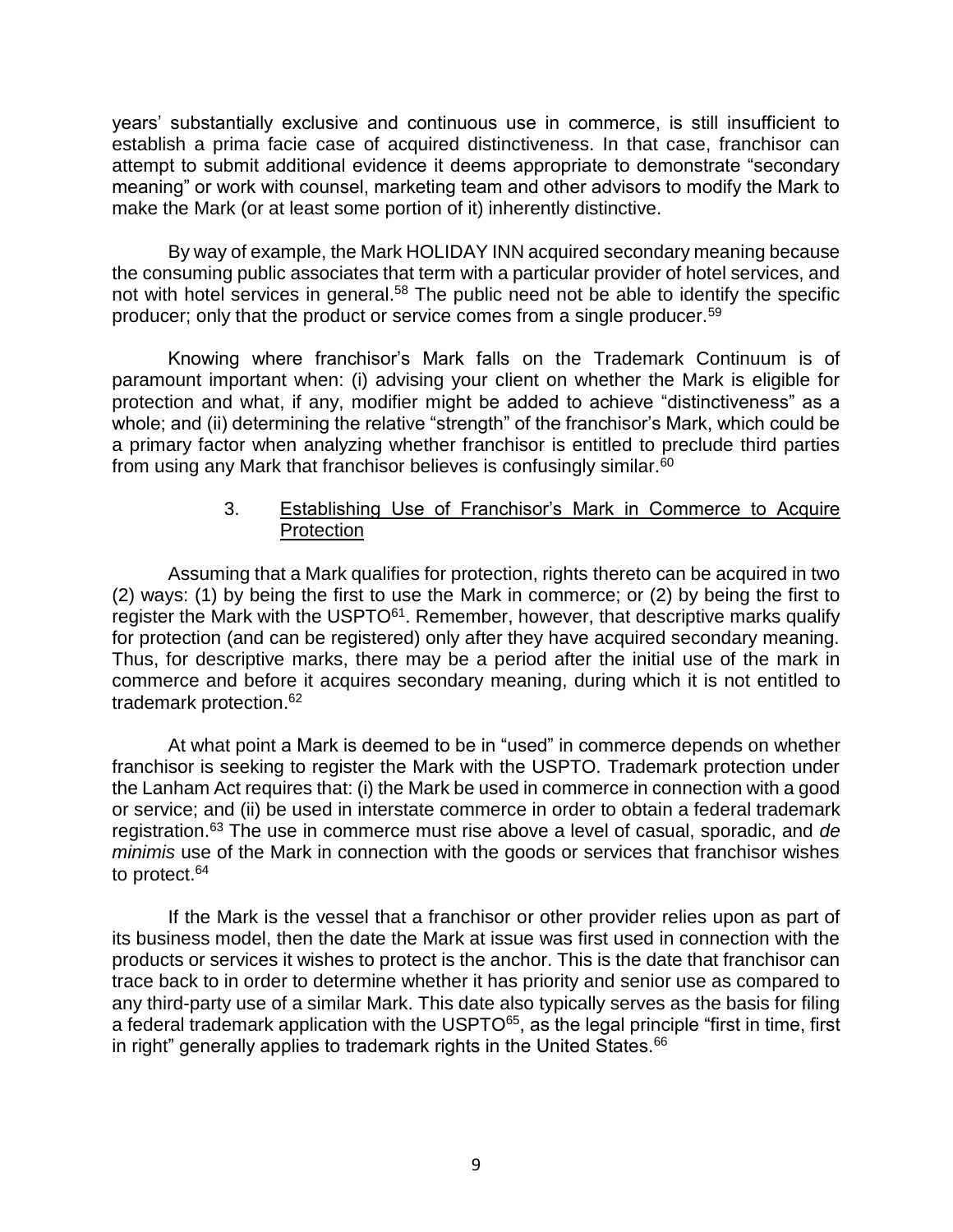years' substantially exclusive and continuous use in commerce, is still insufficient to establish a prima facie case of acquired distinctiveness. In that case, franchisor can attempt to submit additional evidence it deems appropriate to demonstrate "secondary meaning" or work with counsel, marketing team and other advisors to modify the Mark to make the Mark (or at least some portion of it) inherently distinctive.

By way of example, the Mark HOLIDAY INN acquired secondary meaning because the consuming public associates that term with a particular provider of hotel services, and not with hotel services in general.[58] The public need not be able to identify the specific producer; only that the product or service comes from a single producer.[59]

Knowing where franchisor's Mark falls on the Trademark Continuum is of paramount important when: (i) advising your client on whether the Mark is eligible for protection and what, if any, modifier might be added to achieve "distinctiveness" as a whole; and (ii) determining the relative "strength" of the franchisor's Mark, which could be a primary factor when analyzing whether franchisor is entitled to preclude third parties from using any Mark that franchisor believes is confusingly similar.[60]

### 3. Establishing Use of Franchisor's Mark in Commerce to Acquire Protection

Assuming that a Mark qualifies for protection, rights thereto can be acquired in two (2) ways: (1) by being the first to use the Mark in commerce; or (2) by being the first to register the Mark with the USPTO[61]. Remember, however, that descriptive marks qualify for protection (and can be registered) only after they have acquired secondary meaning. Thus, for descriptive marks, there may be a period after the initial use of the mark in commerce and before it acquires secondary meaning, during which it is not entitled to trademark protection.[62]

At what point a Mark is deemed to be in "used" in commerce depends on whether franchisor is seeking to register the Mark with the USPTO. Trademark protection under the Lanham Act requires that: (i) the Mark be used in commerce in connection with a good or service; and (ii) be used in interstate commerce in order to obtain a federal trademark registration.[63] The use in commerce must rise above a level of casual, sporadic, and *de minimis* use of the Mark in connection with the goods or services that franchisor wishes to protect.[64]

If the Mark is the vessel that a franchisor or other provider relies upon as part of its business model, then the date the Mark at issue was first used in connection with the products or services it wishes to protect is the anchor. This is the date that franchisor can trace back to in order to determine whether it has priority and senior use as compared to any third-party use of a similar Mark. This date also typically serves as the basis for filing a federal trademark application with the USPTO[65], as the legal principle "first in time, first in right" generally applies to trademark rights in the United States.[66]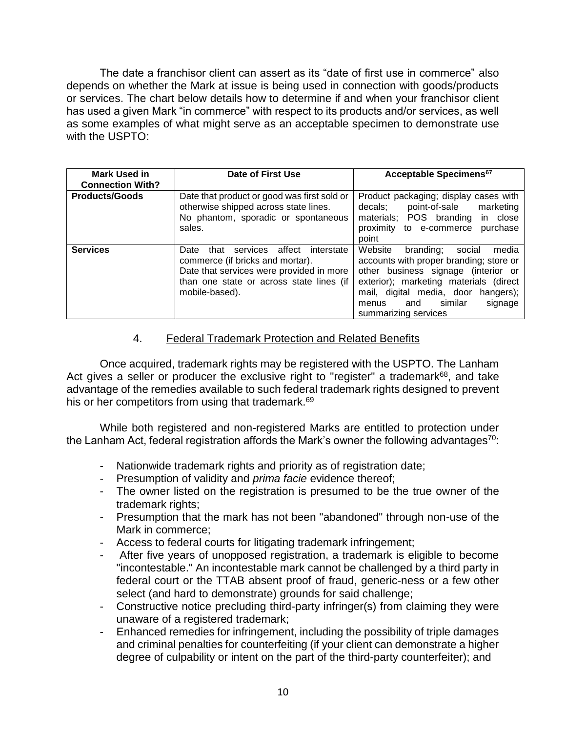The date a franchisor client can assert as its "date of first use in commerce" also depends on whether the Mark at issue is being used in connection with goods/products or services. The chart below details how to determine if and when your franchisor client has used a given Mark "in commerce" with respect to its products and/or services, as well as some examples of what might serve as an acceptable specimen to demonstrate use with the USPTO:

| Mark Used in Connection With? | Date of First Use | Acceptable Specimens[67] |
|---|---|---|
| **Products/Goods** | Date that product or good was first sold or otherwise shipped across state lines. No phantom, sporadic or spontaneous sales. | Product packaging; display cases with decals; point-of-sale marketing materials; POS branding in close proximity to e-commerce purchase point |
| **Services** | Date that services affect interstate commerce (if bricks and mortar). Date that services were provided in more than one state or across state lines (if mobile-based). | Website branding; social media accounts with proper branding; store or other business signage (interior or exterior); marketing materials (direct mail, digital media, door hangers); menus and similar signage summarizing services |

## 4. Federal Trademark Protection and Related Benefits

Once acquired, trademark rights may be registered with the USPTO. The Lanham Act gives a seller or producer the exclusive right to "register" a trademark[68], and take advantage of the remedies available to such federal trademark rights designed to prevent his or her competitors from using that trademark.[69]

While both registered and non-registered Marks are entitled to protection under the Lanham Act, federal registration affords the Mark's owner the following advantages[70]:

- Nationwide trademark rights and priority as of registration date;
- Presumption of validity and *prima facie* evidence thereof;
- The owner listed on the registration is presumed to be the true owner of the trademark rights;
- Presumption that the mark has not been "abandoned" through non-use of the Mark in commerce;
- Access to federal courts for litigating trademark infringement;
- After five years of unopposed registration, a trademark is eligible to become "incontestable." An incontestable mark cannot be challenged by a third party in federal court or the TTAB absent proof of fraud, generic-ness or a few other select (and hard to demonstrate) grounds for said challenge;
- Constructive notice precluding third-party infringer(s) from claiming they were unaware of a registered trademark;
- Enhanced remedies for infringement, including the possibility of triple damages and criminal penalties for counterfeiting (if your client can demonstrate a higher degree of culpability or intent on the part of the third-party counterfeiter); and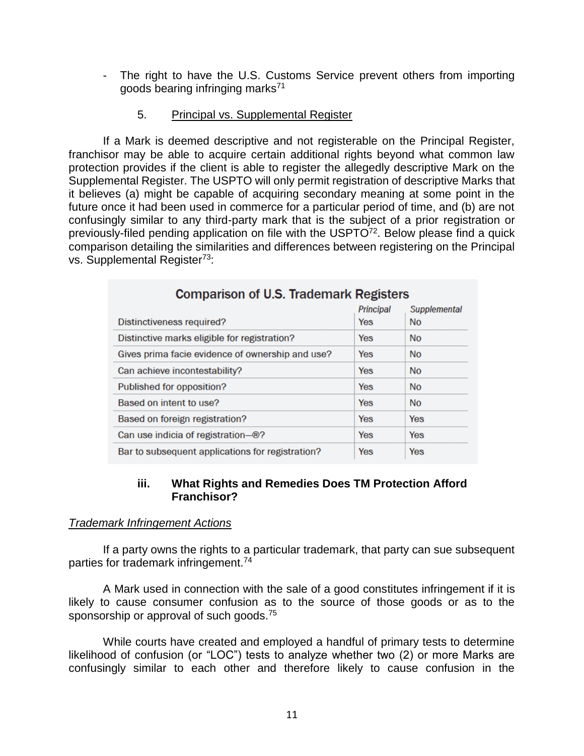- The right to have the U.S. Customs Service prevent others from importing goods bearing infringing marks[71]

5. <u>Principal vs. Supplemental Register</u>

If a Mark is deemed descriptive and not registerable on the Principal Register, franchisor may be able to acquire certain additional rights beyond what common law protection provides if the client is able to register the allegedly descriptive Mark on the Supplemental Register. The USPTO will only permit registration of descriptive Marks that it believes (a) might be capable of acquiring secondary meaning at some point in the future once it had been used in commerce for a particular period of time, and (b) are not confusingly similar to any third-party mark that is the subject of a prior registration or previously-filed pending application on file with the USPTO[72]. Below please find a quick comparison detailing the similarities and differences between registering on the Principal vs. Supplemental Register[73]:

**Comparison of U.S. Trademark Registers**

| | *Principal* | *Supplemental* |
|---|---|---|
| Distinctiveness required? | Yes | No |
| Distinctive marks eligible for registration? | Yes | No |
| Gives prima facie evidence of ownership and use? | Yes | No |
| Can achieve incontestability? | Yes | No |
| Published for opposition? | Yes | No |
| Based on intent to use? | Yes | No |
| Based on foreign registration? | Yes | Yes |
| Can use indicia of registration—®? | Yes | Yes |
| Bar to subsequent applications for registration? | Yes | Yes |

### iii. What Rights and Remedies Does TM Protection Afford Franchisor?

*<u>Trademark Infringement Actions</u>*

If a party owns the rights to a particular trademark, that party can sue subsequent parties for trademark infringement.[74]

A Mark used in connection with the sale of a good constitutes infringement if it is likely to cause consumer confusion as to the source of those goods or as to the sponsorship or approval of such goods.[75]

While courts have created and employed a handful of primary tests to determine likelihood of confusion (or "LOC") tests to analyze whether two (2) or more Marks are confusingly similar to each other and therefore likely to cause confusion in the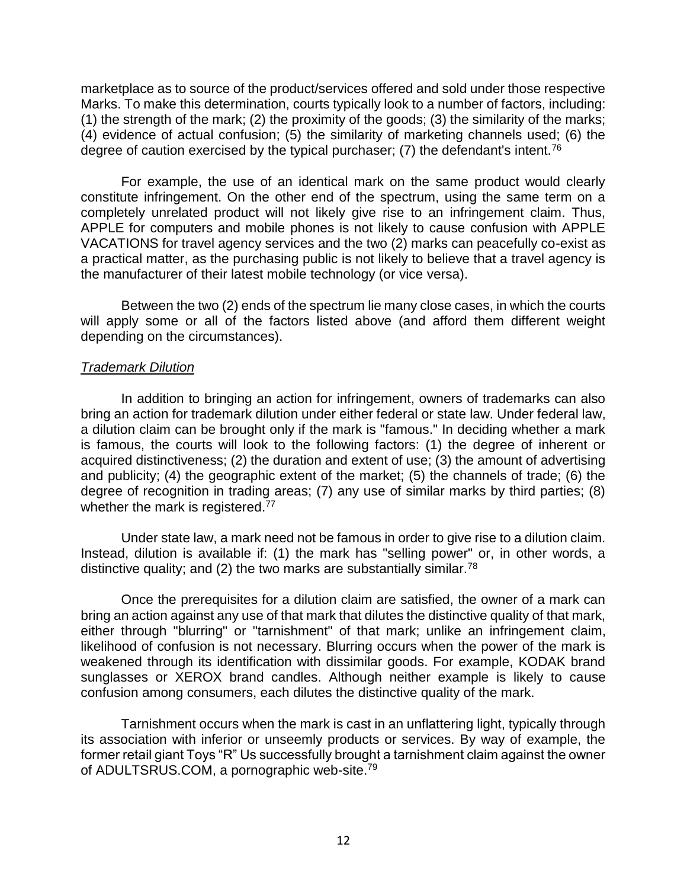marketplace as to source of the product/services offered and sold under those respective Marks. To make this determination, courts typically look to a number of factors, including: (1) the strength of the mark; (2) the proximity of the goods; (3) the similarity of the marks; (4) evidence of actual confusion; (5) the similarity of marketing channels used; (6) the degree of caution exercised by the typical purchaser; (7) the defendant's intent.[76]

For example, the use of an identical mark on the same product would clearly constitute infringement. On the other end of the spectrum, using the same term on a completely unrelated product will not likely give rise to an infringement claim. Thus, APPLE for computers and mobile phones is not likely to cause confusion with APPLE VACATIONS for travel agency services and the two (2) marks can peacefully co-exist as a practical matter, as the purchasing public is not likely to believe that a travel agency is the manufacturer of their latest mobile technology (or vice versa).

Between the two (2) ends of the spectrum lie many close cases, in which the courts will apply some or all of the factors listed above (and afford them different weight depending on the circumstances).

*Trademark Dilution*

In addition to bringing an action for infringement, owners of trademarks can also bring an action for trademark dilution under either federal or state law. Under federal law, a dilution claim can be brought only if the mark is "famous." In deciding whether a mark is famous, the courts will look to the following factors: (1) the degree of inherent or acquired distinctiveness; (2) the duration and extent of use; (3) the amount of advertising and publicity; (4) the geographic extent of the market; (5) the channels of trade; (6) the degree of recognition in trading areas; (7) any use of similar marks by third parties; (8) whether the mark is registered.[77]

Under state law, a mark need not be famous in order to give rise to a dilution claim. Instead, dilution is available if: (1) the mark has "selling power" or, in other words, a distinctive quality; and (2) the two marks are substantially similar.[78]

Once the prerequisites for a dilution claim are satisfied, the owner of a mark can bring an action against any use of that mark that dilutes the distinctive quality of that mark, either through "blurring" or "tarnishment" of that mark; unlike an infringement claim, likelihood of confusion is not necessary. Blurring occurs when the power of the mark is weakened through its identification with dissimilar goods. For example, KODAK brand sunglasses or XEROX brand candles. Although neither example is likely to cause confusion among consumers, each dilutes the distinctive quality of the mark.

Tarnishment occurs when the mark is cast in an unflattering light, typically through its association with inferior or unseemly products or services. By way of example, the former retail giant Toys "R" Us successfully brought a tarnishment claim against the owner of ADULTSRUS.COM, a pornographic web-site.[79]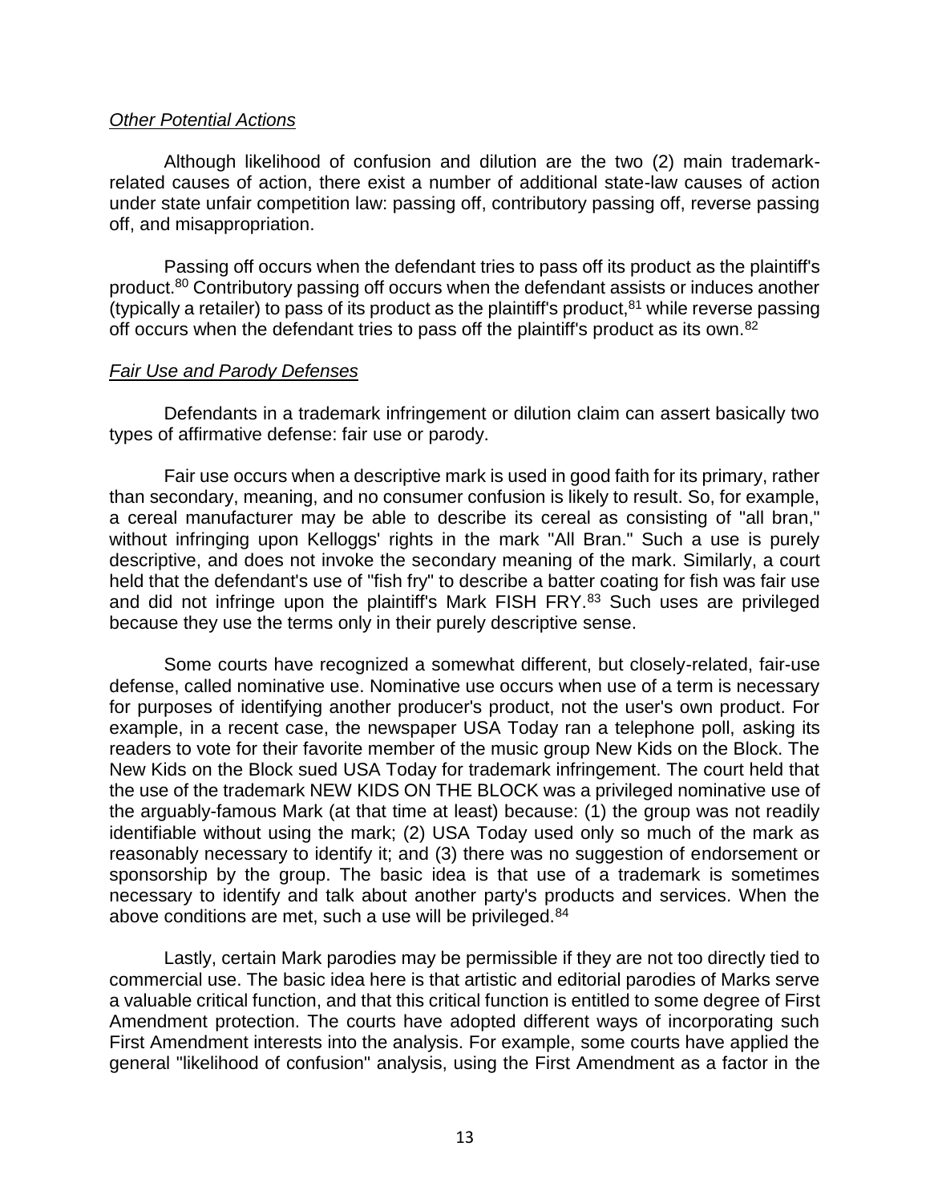*Other Potential Actions*

Although likelihood of confusion and dilution are the two (2) main trademark-related causes of action, there exist a number of additional state-law causes of action under state unfair competition law: passing off, contributory passing off, reverse passing off, and misappropriation.

Passing off occurs when the defendant tries to pass off its product as the plaintiff's product.[80] Contributory passing off occurs when the defendant assists or induces another (typically a retailer) to pass of its product as the plaintiff's product,[81] while reverse passing off occurs when the defendant tries to pass off the plaintiff's product as its own.[82]

*Fair Use and Parody Defenses*

Defendants in a trademark infringement or dilution claim can assert basically two types of affirmative defense: fair use or parody.

Fair use occurs when a descriptive mark is used in good faith for its primary, rather than secondary, meaning, and no consumer confusion is likely to result. So, for example, a cereal manufacturer may be able to describe its cereal as consisting of "all bran," without infringing upon Kelloggs' rights in the mark "All Bran." Such a use is purely descriptive, and does not invoke the secondary meaning of the mark. Similarly, a court held that the defendant's use of "fish fry" to describe a batter coating for fish was fair use and did not infringe upon the plaintiff's Mark FISH FRY.[83] Such uses are privileged because they use the terms only in their purely descriptive sense.

Some courts have recognized a somewhat different, but closely-related, fair-use defense, called nominative use. Nominative use occurs when use of a term is necessary for purposes of identifying another producer's product, not the user's own product. For example, in a recent case, the newspaper USA Today ran a telephone poll, asking its readers to vote for their favorite member of the music group New Kids on the Block. The New Kids on the Block sued USA Today for trademark infringement. The court held that the use of the trademark NEW KIDS ON THE BLOCK was a privileged nominative use of the arguably-famous Mark (at that time at least) because: (1) the group was not readily identifiable without using the mark; (2) USA Today used only so much of the mark as reasonably necessary to identify it; and (3) there was no suggestion of endorsement or sponsorship by the group. The basic idea is that use of a trademark is sometimes necessary to identify and talk about another party's products and services. When the above conditions are met, such a use will be privileged.[84]

Lastly, certain Mark parodies may be permissible if they are not too directly tied to commercial use. The basic idea here is that artistic and editorial parodies of Marks serve a valuable critical function, and that this critical function is entitled to some degree of First Amendment protection. The courts have adopted different ways of incorporating such First Amendment interests into the analysis. For example, some courts have applied the general "likelihood of confusion" analysis, using the First Amendment as a factor in the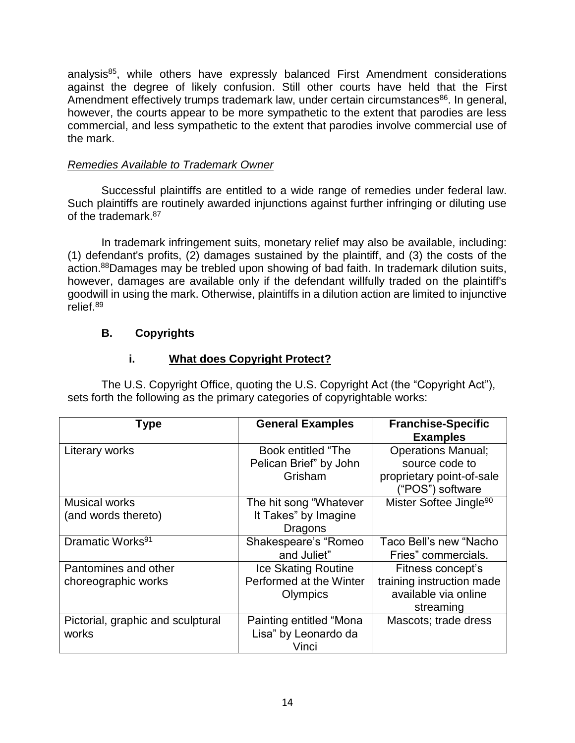analysis[85], while others have expressly balanced First Amendment considerations against the degree of likely confusion. Still other courts have held that the First Amendment effectively trumps trademark law, under certain circumstances[86]. In general, however, the courts appear to be more sympathetic to the extent that parodies are less commercial, and less sympathetic to the extent that parodies involve commercial use of the mark.

*Remedies Available to Trademark Owner*

Successful plaintiffs are entitled to a wide range of remedies under federal law. Such plaintiffs are routinely awarded injunctions against further infringing or diluting use of the trademark.[87]

In trademark infringement suits, monetary relief may also be available, including: (1) defendant's profits, (2) damages sustained by the plaintiff, and (3) the costs of the action.[88]Damages may be trebled upon showing of bad faith. In trademark dilution suits, however, damages are available only if the defendant willfully traded on the plaintiff's goodwill in using the mark. Otherwise, plaintiffs in a dilution action are limited to injunctive relief.[89]

### B. Copyrights

#### i. What does Copyright Protect?

The U.S. Copyright Office, quoting the U.S. Copyright Act (the "Copyright Act"), sets forth the following as the primary categories of copyrightable works:

| Type | General Examples | Franchise-Specific Examples |
| --- | --- | --- |
| Literary works | Book entitled "The Pelican Brief" by John Grisham | Operations Manual; source code to proprietary point-of-sale ("POS") software |
| Musical works (and words thereto) | The hit song "Whatever It Takes" by Imagine Dragons | Mister Softee Jingle[90] |
| Dramatic Works[91] | Shakespeare's "Romeo and Juliet" | Taco Bell's new "Nacho Fries" commercials. |
| Pantomines and other choreographic works | Ice Skating Routine Performed at the Winter Olympics | Fitness concept's training instruction made available via online streaming |
| Pictorial, graphic and sculptural works | Painting entitled "Mona Lisa" by Leonardo da Vinci | Mascots; trade dress |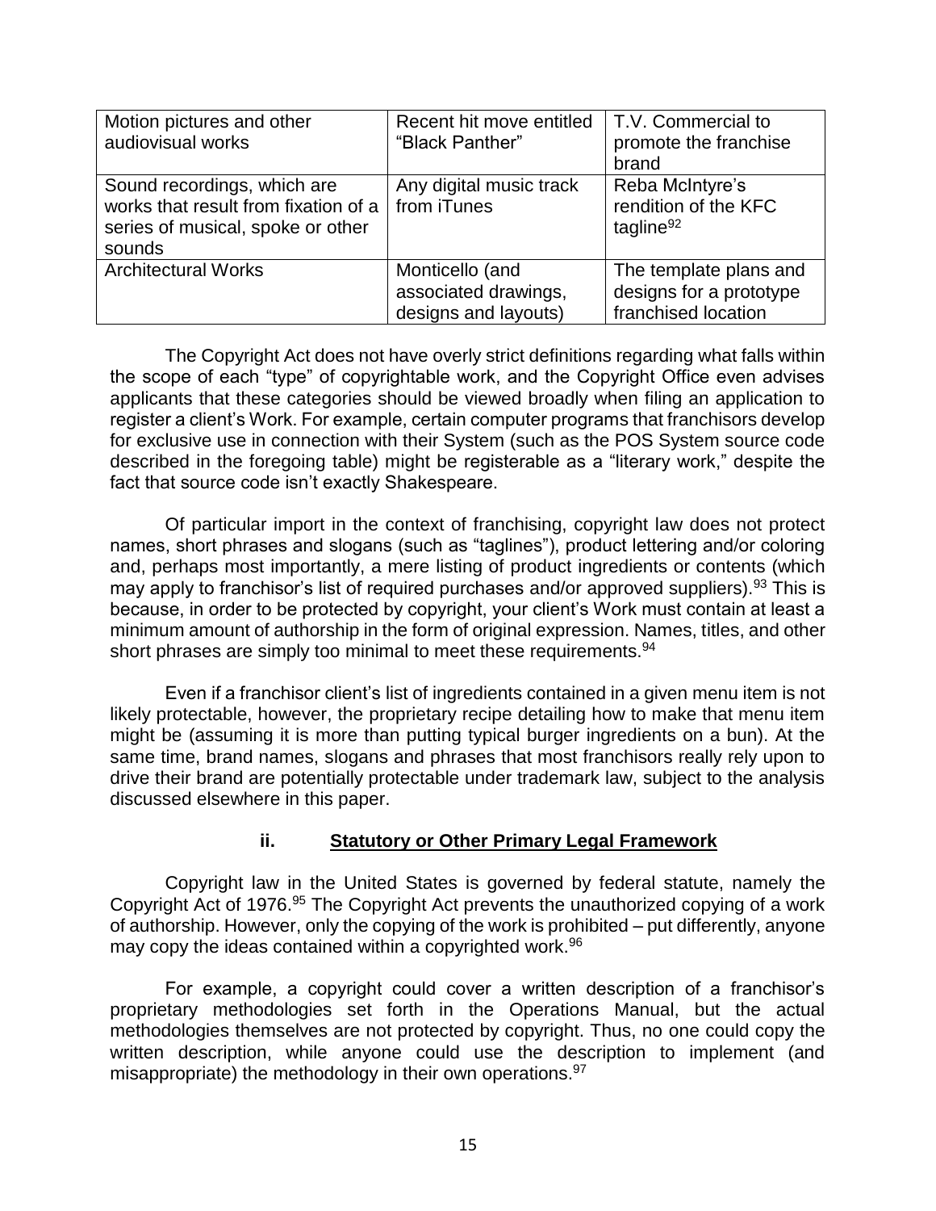| Motion pictures and other audiovisual works | Recent hit move entitled "Black Panther" | T.V. Commercial to promote the franchise brand |
|---|---|---|
| Sound recordings, which are works that result from fixation of a series of musical, spoke or other sounds | Any digital music track from iTunes | Reba McIntyre's rendition of the KFC tagline[92] |
| Architectural Works | Monticello (and associated drawings, designs and layouts) | The template plans and designs for a prototype franchised location |

The Copyright Act does not have overly strict definitions regarding what falls within the scope of each "type" of copyrightable work, and the Copyright Office even advises applicants that these categories should be viewed broadly when filing an application to register a client's Work. For example, certain computer programs that franchisors develop for exclusive use in connection with their System (such as the POS System source code described in the foregoing table) might be registerable as a "literary work," despite the fact that source code isn't exactly Shakespeare.

Of particular import in the context of franchising, copyright law does not protect names, short phrases and slogans (such as "taglines"), product lettering and/or coloring and, perhaps most importantly, a mere listing of product ingredients or contents (which may apply to franchisor's list of required purchases and/or approved suppliers).[93] This is because, in order to be protected by copyright, your client's Work must contain at least a minimum amount of authorship in the form of original expression. Names, titles, and other short phrases are simply too minimal to meet these requirements.[94]

Even if a franchisor client's list of ingredients contained in a given menu item is not likely protectable, however, the proprietary recipe detailing how to make that menu item might be (assuming it is more than putting typical burger ingredients on a bun). At the same time, brand names, slogans and phrases that most franchisors really rely upon to drive their brand are potentially protectable under trademark law, subject to the analysis discussed elsewhere in this paper.

#### ii. Statutory or Other Primary Legal Framework

Copyright law in the United States is governed by federal statute, namely the Copyright Act of 1976.[95] The Copyright Act prevents the unauthorized copying of a work of authorship. However, only the copying of the work is prohibited – put differently, anyone may copy the ideas contained within a copyrighted work.[96]

For example, a copyright could cover a written description of a franchisor's proprietary methodologies set forth in the Operations Manual, but the actual methodologies themselves are not protected by copyright. Thus, no one could copy the written description, while anyone could use the description to implement (and misappropriate) the methodology in their own operations.[97]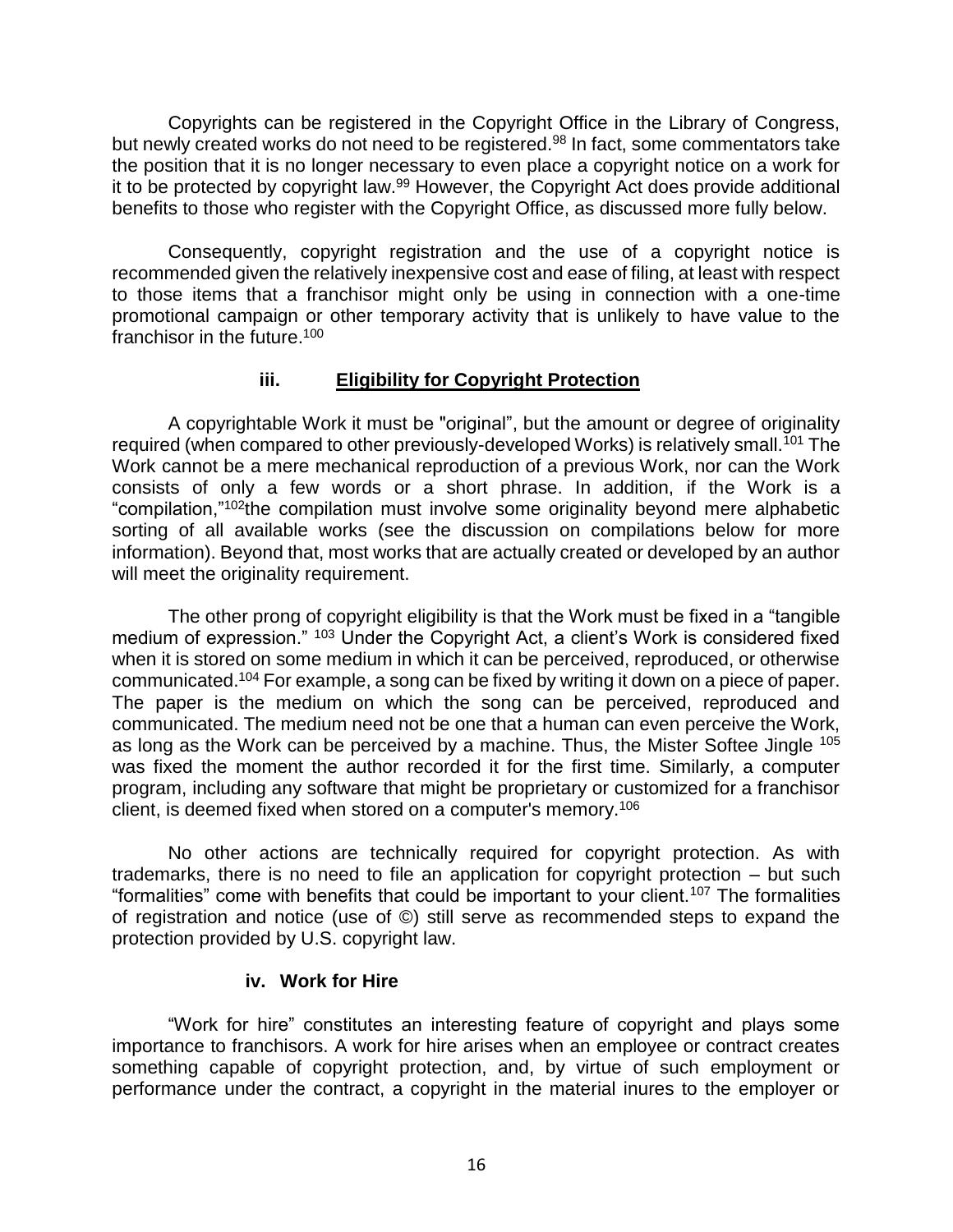Copyrights can be registered in the Copyright Office in the Library of Congress, but newly created works do not need to be registered.[98] In fact, some commentators take the position that it is no longer necessary to even place a copyright notice on a work for it to be protected by copyright law.[99] However, the Copyright Act does provide additional benefits to those who register with the Copyright Office, as discussed more fully below.

Consequently, copyright registration and the use of a copyright notice is recommended given the relatively inexpensive cost and ease of filing, at least with respect to those items that a franchisor might only be using in connection with a one-time promotional campaign or other temporary activity that is unlikely to have value to the franchisor in the future.[100]

### iii. <u>Eligibility for Copyright Protection</u>

A copyrightable Work it must be "original", but the amount or degree of originality required (when compared to other previously-developed Works) is relatively small.[101] The Work cannot be a mere mechanical reproduction of a previous Work, nor can the Work consists of only a few words or a short phrase. In addition, if the Work is a "compilation,"[102]the compilation must involve some originality beyond mere alphabetic sorting of all available works (see the discussion on compilations below for more information). Beyond that, most works that are actually created or developed by an author will meet the originality requirement.

The other prong of copyright eligibility is that the Work must be fixed in a "tangible medium of expression." [103] Under the Copyright Act, a client's Work is considered fixed when it is stored on some medium in which it can be perceived, reproduced, or otherwise communicated.[104] For example, a song can be fixed by writing it down on a piece of paper. The paper is the medium on which the song can be perceived, reproduced and communicated. The medium need not be one that a human can even perceive the Work, as long as the Work can be perceived by a machine. Thus, the Mister Softee Jingle [105] was fixed the moment the author recorded it for the first time. Similarly, a computer program, including any software that might be proprietary or customized for a franchisor client, is deemed fixed when stored on a computer's memory.[106]

No other actions are technically required for copyright protection. As with trademarks, there is no need to file an application for copyright protection – but such "formalities" come with benefits that could be important to your client.[107] The formalities of registration and notice (use of ©) still serve as recommended steps to expand the protection provided by U.S. copyright law.

### iv. Work for Hire

"Work for hire" constitutes an interesting feature of copyright and plays some importance to franchisors. A work for hire arises when an employee or contract creates something capable of copyright protection, and, by virtue of such employment or performance under the contract, a copyright in the material inures to the employer or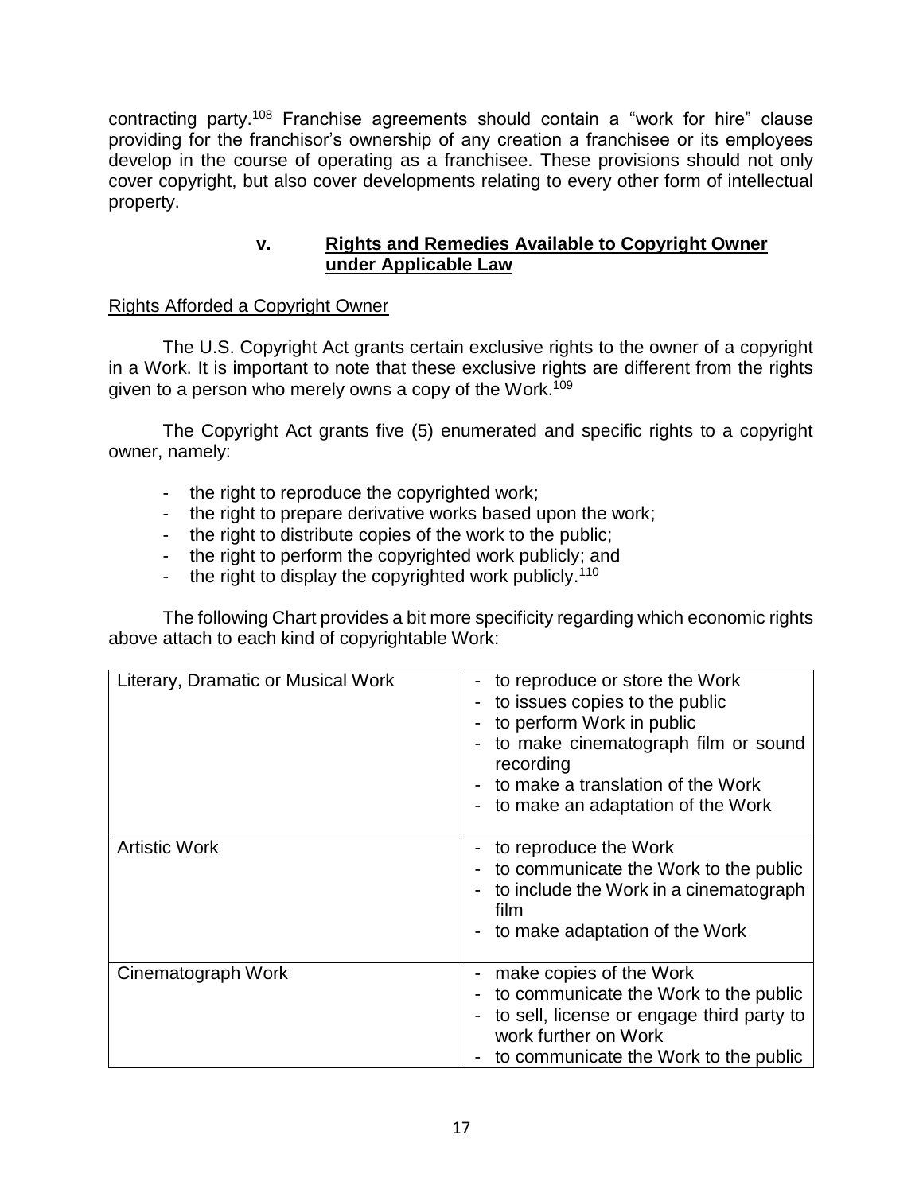contracting party.[108] Franchise agreements should contain a "work for hire" clause providing for the franchisor's ownership of any creation a franchisee or its employees develop in the course of operating as a franchisee. These provisions should not only cover copyright, but also cover developments relating to every other form of intellectual property.

### v. Rights and Remedies Available to Copyright Owner under Applicable Law

Rights Afforded a Copyright Owner

The U.S. Copyright Act grants certain exclusive rights to the owner of a copyright in a Work. It is important to note that these exclusive rights are different from the rights given to a person who merely owns a copy of the Work.[109]

The Copyright Act grants five (5) enumerated and specific rights to a copyright owner, namely:

- the right to reproduce the copyrighted work;
- the right to prepare derivative works based upon the work;
- the right to distribute copies of the work to the public;
- the right to perform the copyrighted work publicly; and
- the right to display the copyrighted work publicly.[110]

The following Chart provides a bit more specificity regarding which economic rights above attach to each kind of copyrightable Work:

| | |
|---|---|
| Literary, Dramatic or Musical Work | - to reproduce or store the Work<br>- to issues copies to the public<br>- to perform Work in public<br>- to make cinematograph film or sound recording<br>- to make a translation of the Work<br>- to make an adaptation of the Work |
| Artistic Work | - to reproduce the Work<br>- to communicate the Work to the public<br>- to include the Work in a cinematograph film<br>- to make adaptation of the Work |
| Cinematograph Work | - make copies of the Work<br>- to communicate the Work to the public<br>- to sell, license or engage third party to work further on Work<br>- to communicate the Work to the public |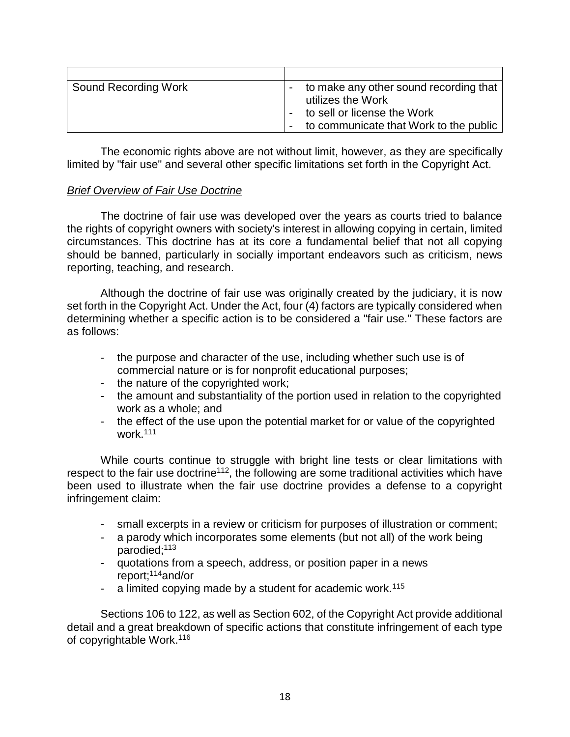| | |
|---|---|
| Sound Recording Work | - to make any other sound recording that utilizes the Work<br>- to sell or license the Work<br>- to communicate that Work to the public |

The economic rights above are not without limit, however, as they are specifically limited by "fair use" and several other specific limitations set forth in the Copyright Act.

*Brief Overview of Fair Use Doctrine*

The doctrine of fair use was developed over the years as courts tried to balance the rights of copyright owners with society's interest in allowing copying in certain, limited circumstances. This doctrine has at its core a fundamental belief that not all copying should be banned, particularly in socially important endeavors such as criticism, news reporting, teaching, and research.

Although the doctrine of fair use was originally created by the judiciary, it is now set forth in the Copyright Act. Under the Act, four (4) factors are typically considered when determining whether a specific action is to be considered a "fair use." These factors are as follows:

- the purpose and character of the use, including whether such use is of commercial nature or is for nonprofit educational purposes;
- the nature of the copyrighted work;
- the amount and substantiality of the portion used in relation to the copyrighted work as a whole; and
- the effect of the use upon the potential market for or value of the copyrighted work.[111]

While courts continue to struggle with bright line tests or clear limitations with respect to the fair use doctrine[112], the following are some traditional activities which have been used to illustrate when the fair use doctrine provides a defense to a copyright infringement claim:

- small excerpts in a review or criticism for purposes of illustration or comment;
- a parody which incorporates some elements (but not all) of the work being parodied;[113]
- quotations from a speech, address, or position paper in a news report;[114]and/or
- a limited copying made by a student for academic work.[115]

Sections 106 to 122, as well as Section 602, of the Copyright Act provide additional detail and a great breakdown of specific actions that constitute infringement of each type of copyrightable Work.[116]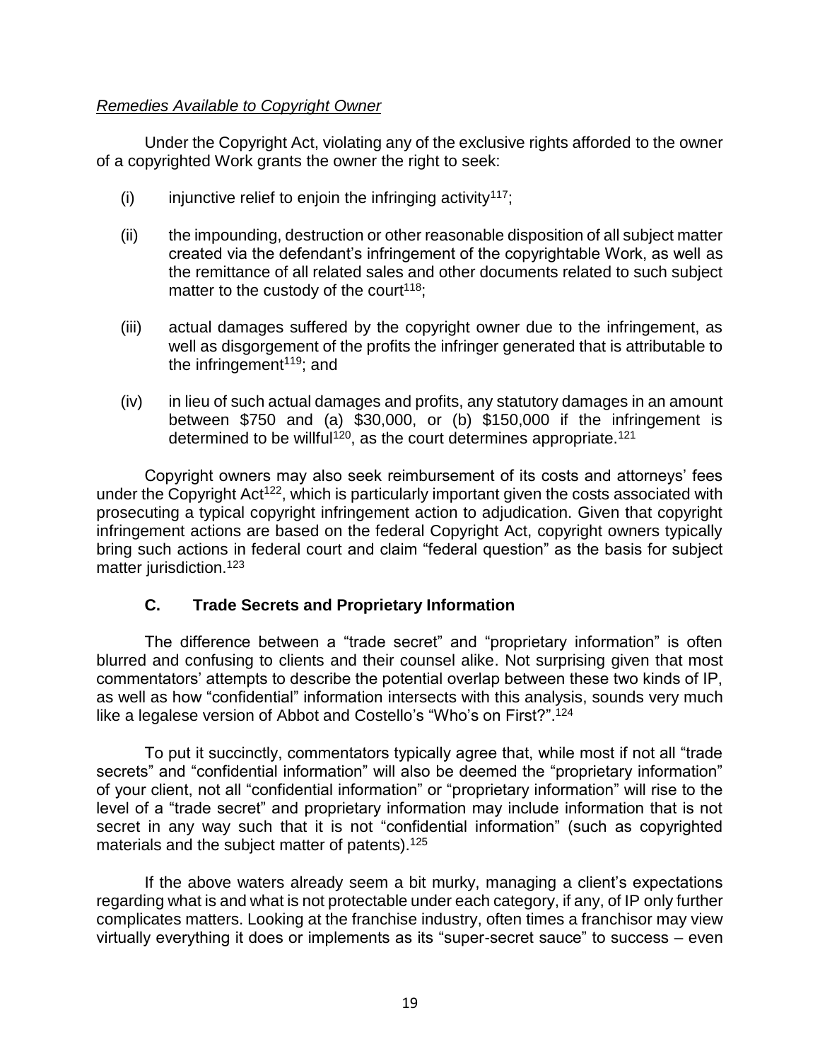*Remedies Available to Copyright Owner*

Under the Copyright Act, violating any of the exclusive rights afforded to the owner of a copyrighted Work grants the owner the right to seek:

(i) injunctive relief to enjoin the infringing activity[117];

(ii) the impounding, destruction or other reasonable disposition of all subject matter created via the defendant's infringement of the copyrightable Work, as well as the remittance of all related sales and other documents related to such subject matter to the custody of the court[118];

(iii) actual damages suffered by the copyright owner due to the infringement, as well as disgorgement of the profits the infringer generated that is attributable to the infringement[119]; and

(iv) in lieu of such actual damages and profits, any statutory damages in an amount between $750 and (a) $30,000, or (b) $150,000 if the infringement is determined to be willful[120], as the court determines appropriate.[121]

Copyright owners may also seek reimbursement of its costs and attorneys' fees under the Copyright Act[122], which is particularly important given the costs associated with prosecuting a typical copyright infringement action to adjudication. Given that copyright infringement actions are based on the federal Copyright Act, copyright owners typically bring such actions in federal court and claim "federal question" as the basis for subject matter jurisdiction.[123]

### C. Trade Secrets and Proprietary Information

The difference between a "trade secret" and "proprietary information" is often blurred and confusing to clients and their counsel alike. Not surprising given that most commentators' attempts to describe the potential overlap between these two kinds of IP, as well as how "confidential" information intersects with this analysis, sounds very much like a legalese version of Abbot and Costello's "Who's on First?".[124]

To put it succinctly, commentators typically agree that, while most if not all "trade secrets" and "confidential information" will also be deemed the "proprietary information" of your client, not all "confidential information" or "proprietary information" will rise to the level of a "trade secret" and proprietary information may include information that is not secret in any way such that it is not "confidential information" (such as copyrighted materials and the subject matter of patents).[125]

If the above waters already seem a bit murky, managing a client's expectations regarding what is and what is not protectable under each category, if any, of IP only further complicates matters. Looking at the franchise industry, often times a franchisor may view virtually everything it does or implements as its "super-secret sauce" to success – even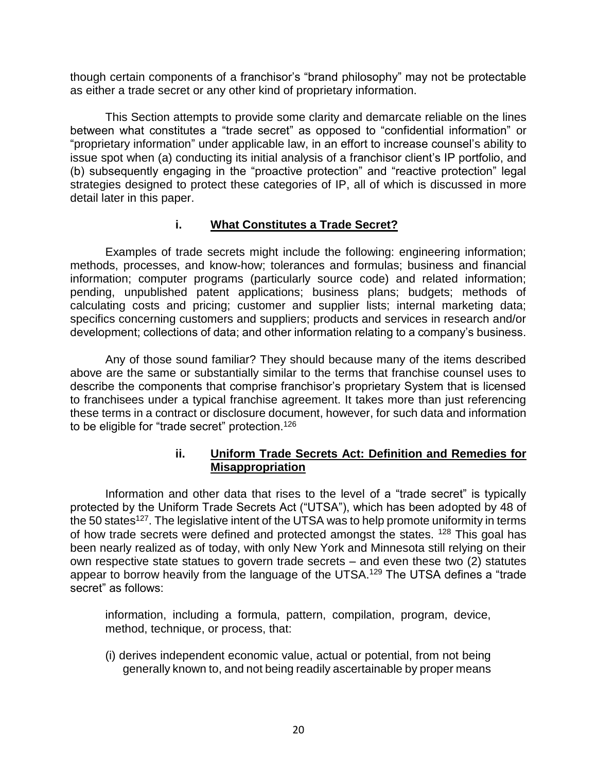though certain components of a franchisor's "brand philosophy" may not be protectable as either a trade secret or any other kind of proprietary information.

This Section attempts to provide some clarity and demarcate reliable on the lines between what constitutes a "trade secret" as opposed to "confidential information" or "proprietary information" under applicable law, in an effort to increase counsel's ability to issue spot when (a) conducting its initial analysis of a franchisor client's IP portfolio, and (b) subsequently engaging in the "proactive protection" and "reactive protection" legal strategies designed to protect these categories of IP, all of which is discussed in more detail later in this paper.

### i. <u>What Constitutes a Trade Secret?</u>

Examples of trade secrets might include the following: engineering information; methods, processes, and know-how; tolerances and formulas; business and financial information; computer programs (particularly source code) and related information; pending, unpublished patent applications; business plans; budgets; methods of calculating costs and pricing; customer and supplier lists; internal marketing data; specifics concerning customers and suppliers; products and services in research and/or development; collections of data; and other information relating to a company's business.

Any of those sound familiar? They should because many of the items described above are the same or substantially similar to the terms that franchise counsel uses to describe the components that comprise franchisor's proprietary System that is licensed to franchisees under a typical franchise agreement. It takes more than just referencing these terms in a contract or disclosure document, however, for such data and information to be eligible for "trade secret" protection.[126]

### ii. <u>Uniform Trade Secrets Act: Definition and Remedies for Misappropriation</u>

Information and other data that rises to the level of a "trade secret" is typically protected by the Uniform Trade Secrets Act ("UTSA"), which has been adopted by 48 of the 50 states[127]. The legislative intent of the UTSA was to help promote uniformity in terms of how trade secrets were defined and protected amongst the states. [128] This goal has been nearly realized as of today, with only New York and Minnesota still relying on their own respective state statues to govern trade secrets – and even these two (2) statutes appear to borrow heavily from the language of the UTSA.[129] The UTSA defines a "trade secret" as follows:

> information, including a formula, pattern, compilation, program, device, method, technique, or process, that:
>
> (i) derives independent economic value, actual or potential, from not being generally known to, and not being readily ascertainable by proper means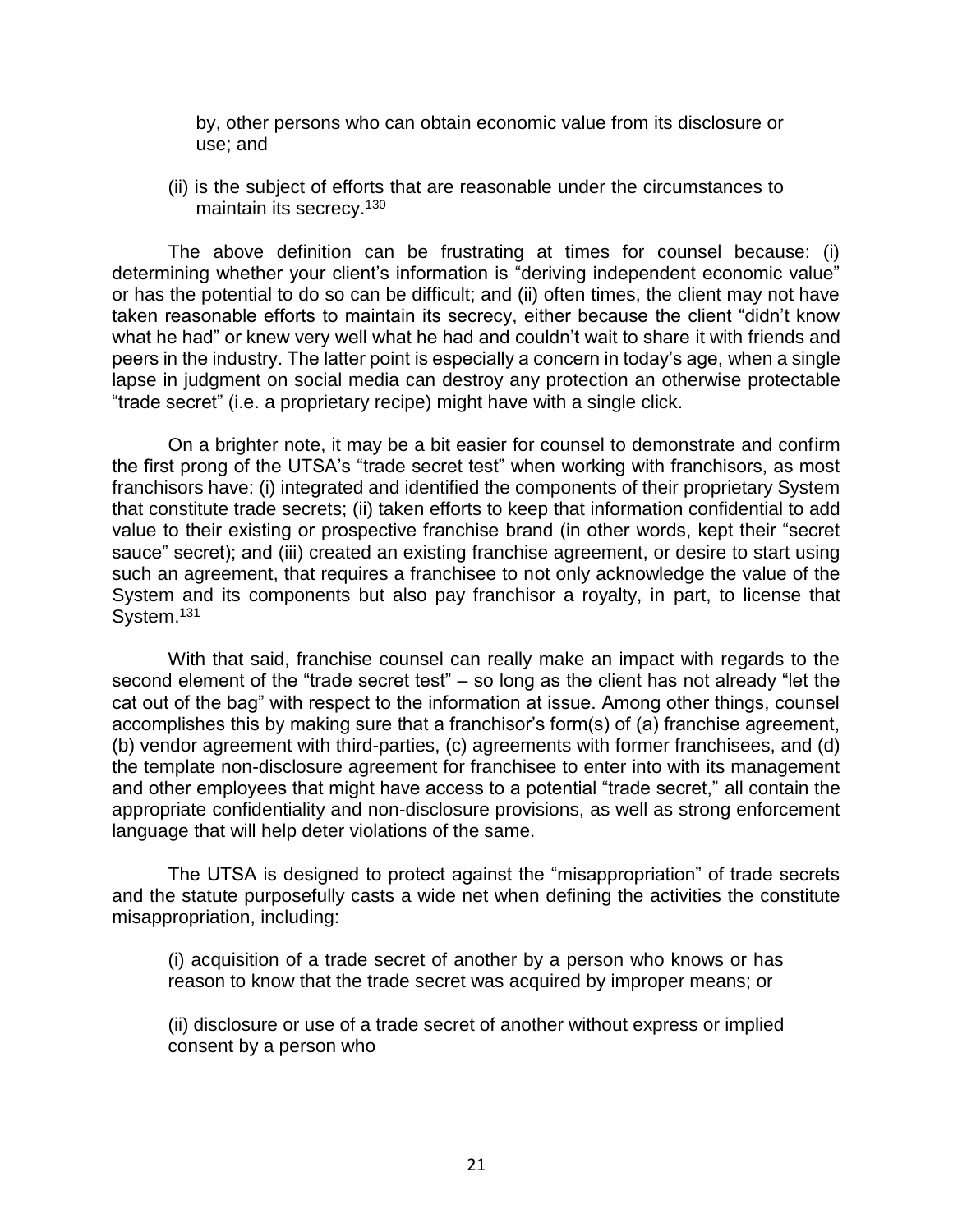by, other persons who can obtain economic value from its disclosure or use; and

(ii) is the subject of efforts that are reasonable under the circumstances to maintain its secrecy.[130]

The above definition can be frustrating at times for counsel because: (i) determining whether your client's information is "deriving independent economic value" or has the potential to do so can be difficult; and (ii) often times, the client may not have taken reasonable efforts to maintain its secrecy, either because the client "didn't know what he had" or knew very well what he had and couldn't wait to share it with friends and peers in the industry. The latter point is especially a concern in today's age, when a single lapse in judgment on social media can destroy any protection an otherwise protectable "trade secret" (i.e. a proprietary recipe) might have with a single click.

On a brighter note, it may be a bit easier for counsel to demonstrate and confirm the first prong of the UTSA's "trade secret test" when working with franchisors, as most franchisors have: (i) integrated and identified the components of their proprietary System that constitute trade secrets; (ii) taken efforts to keep that information confidential to add value to their existing or prospective franchise brand (in other words, kept their "secret sauce" secret); and (iii) created an existing franchise agreement, or desire to start using such an agreement, that requires a franchisee to not only acknowledge the value of the System and its components but also pay franchisor a royalty, in part, to license that System.[131]

With that said, franchise counsel can really make an impact with regards to the second element of the "trade secret test" – so long as the client has not already "let the cat out of the bag" with respect to the information at issue. Among other things, counsel accomplishes this by making sure that a franchisor's form(s) of (a) franchise agreement, (b) vendor agreement with third-parties, (c) agreements with former franchisees, and (d) the template non-disclosure agreement for franchisee to enter into with its management and other employees that might have access to a potential "trade secret," all contain the appropriate confidentiality and non-disclosure provisions, as well as strong enforcement language that will help deter violations of the same.

The UTSA is designed to protect against the "misappropriation" of trade secrets and the statute purposefully casts a wide net when defining the activities the constitute misappropriation, including:

(i) acquisition of a trade secret of another by a person who knows or has reason to know that the trade secret was acquired by improper means; or

(ii) disclosure or use of a trade secret of another without express or implied consent by a person who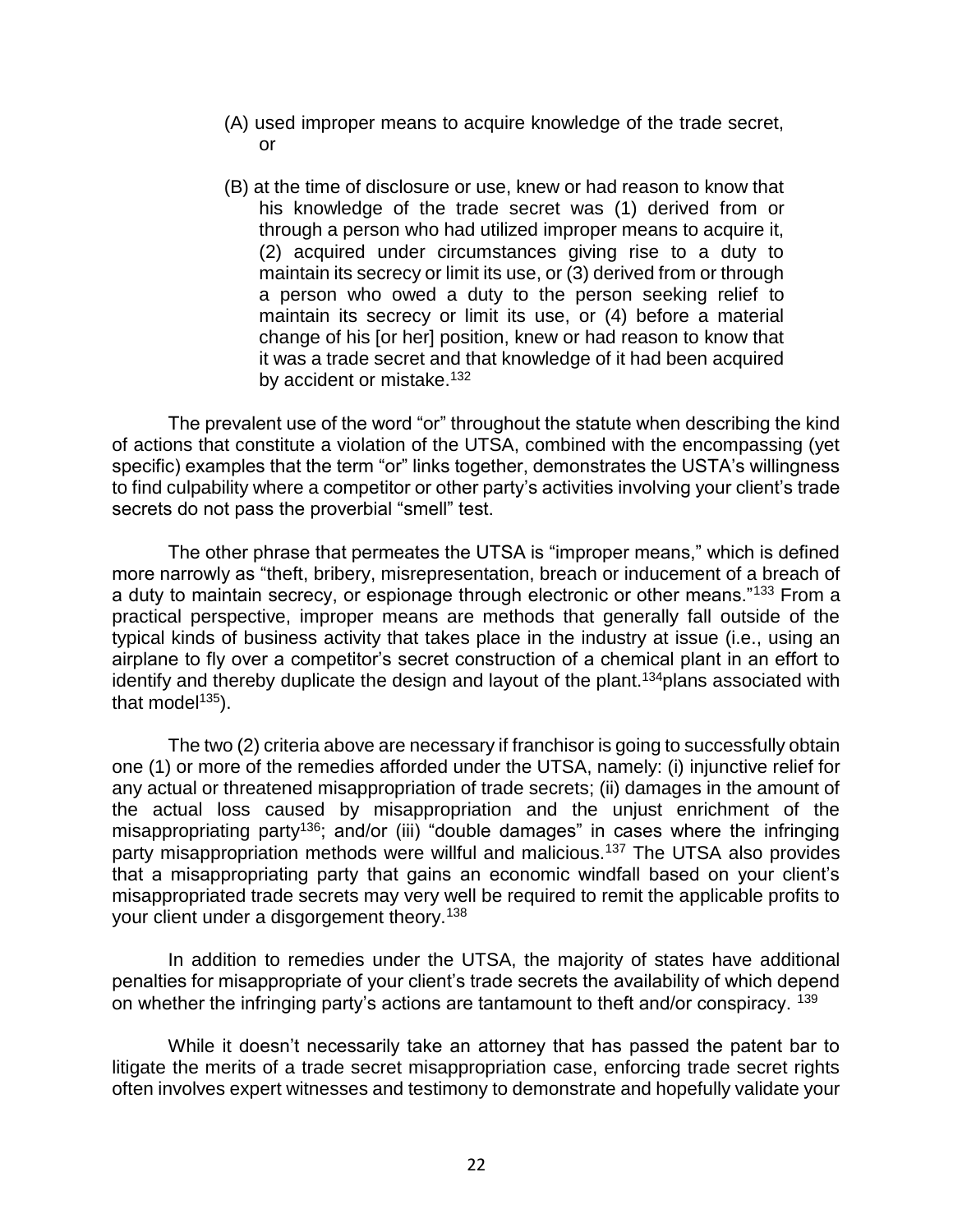(A) used improper means to acquire knowledge of the trade secret, or

(B) at the time of disclosure or use, knew or had reason to know that his knowledge of the trade secret was (1) derived from or through a person who had utilized improper means to acquire it, (2) acquired under circumstances giving rise to a duty to maintain its secrecy or limit its use, or (3) derived from or through a person who owed a duty to the person seeking relief to maintain its secrecy or limit its use, or (4) before a material change of his [or her] position, knew or had reason to know that it was a trade secret and that knowledge of it had been acquired by accident or mistake.[132]

The prevalent use of the word "or" throughout the statute when describing the kind of actions that constitute a violation of the UTSA, combined with the encompassing (yet specific) examples that the term "or" links together, demonstrates the USTA's willingness to find culpability where a competitor or other party's activities involving your client's trade secrets do not pass the proverbial "smell" test.

The other phrase that permeates the UTSA is "improper means," which is defined more narrowly as "theft, bribery, misrepresentation, breach or inducement of a breach of a duty to maintain secrecy, or espionage through electronic or other means."[133] From a practical perspective, improper means are methods that generally fall outside of the typical kinds of business activity that takes place in the industry at issue (i.e., using an airplane to fly over a competitor's secret construction of a chemical plant in an effort to identify and thereby duplicate the design and layout of the plant.[134]plans associated with that model[135]).

The two (2) criteria above are necessary if franchisor is going to successfully obtain one (1) or more of the remedies afforded under the UTSA, namely: (i) injunctive relief for any actual or threatened misappropriation of trade secrets; (ii) damages in the amount of the actual loss caused by misappropriation and the unjust enrichment of the misappropriating party[136]; and/or (iii) "double damages" in cases where the infringing party misappropriation methods were willful and malicious.[137] The UTSA also provides that a misappropriating party that gains an economic windfall based on your client's misappropriated trade secrets may very well be required to remit the applicable profits to your client under a disgorgement theory.[138]

In addition to remedies under the UTSA, the majority of states have additional penalties for misappropriate of your client's trade secrets the availability of which depend on whether the infringing party's actions are tantamount to theft and/or conspiracy. [139]

While it doesn't necessarily take an attorney that has passed the patent bar to litigate the merits of a trade secret misappropriation case, enforcing trade secret rights often involves expert witnesses and testimony to demonstrate and hopefully validate your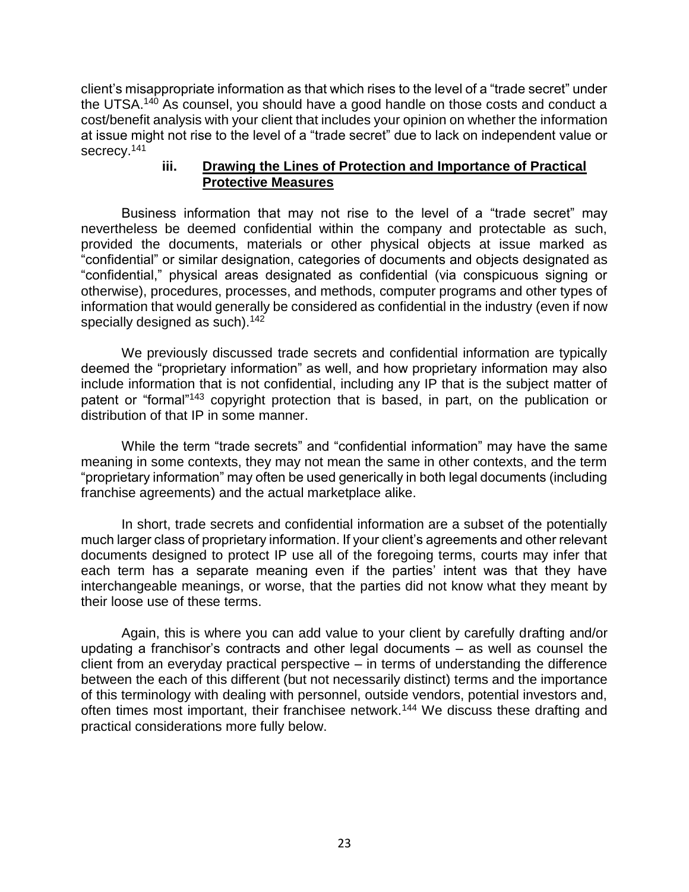client's misappropriate information as that which rises to the level of a "trade secret" under the UTSA.[140] As counsel, you should have a good handle on those costs and conduct a cost/benefit analysis with your client that includes your opinion on whether the information at issue might not rise to the level of a "trade secret" due to lack on independent value or secrecy.[141]

### iii. Drawing the Lines of Protection and Importance of Practical Protective Measures

Business information that may not rise to the level of a "trade secret" may nevertheless be deemed confidential within the company and protectable as such, provided the documents, materials or other physical objects at issue marked as "confidential" or similar designation, categories of documents and objects designated as "confidential," physical areas designated as confidential (via conspicuous signing or otherwise), procedures, processes, and methods, computer programs and other types of information that would generally be considered as confidential in the industry (even if now specially designed as such).[142]

We previously discussed trade secrets and confidential information are typically deemed the "proprietary information" as well, and how proprietary information may also include information that is not confidential, including any IP that is the subject matter of patent or "formal"[143] copyright protection that is based, in part, on the publication or distribution of that IP in some manner.

While the term "trade secrets" and "confidential information" may have the same meaning in some contexts, they may not mean the same in other contexts, and the term "proprietary information" may often be used generically in both legal documents (including franchise agreements) and the actual marketplace alike.

In short, trade secrets and confidential information are a subset of the potentially much larger class of proprietary information. If your client's agreements and other relevant documents designed to protect IP use all of the foregoing terms, courts may infer that each term has a separate meaning even if the parties' intent was that they have interchangeable meanings, or worse, that the parties did not know what they meant by their loose use of these terms.

Again, this is where you can add value to your client by carefully drafting and/or updating a franchisor's contracts and other legal documents – as well as counsel the client from an everyday practical perspective – in terms of understanding the difference between the each of this different (but not necessarily distinct) terms and the importance of this terminology with dealing with personnel, outside vendors, potential investors and, often times most important, their franchisee network.[144] We discuss these drafting and practical considerations more fully below.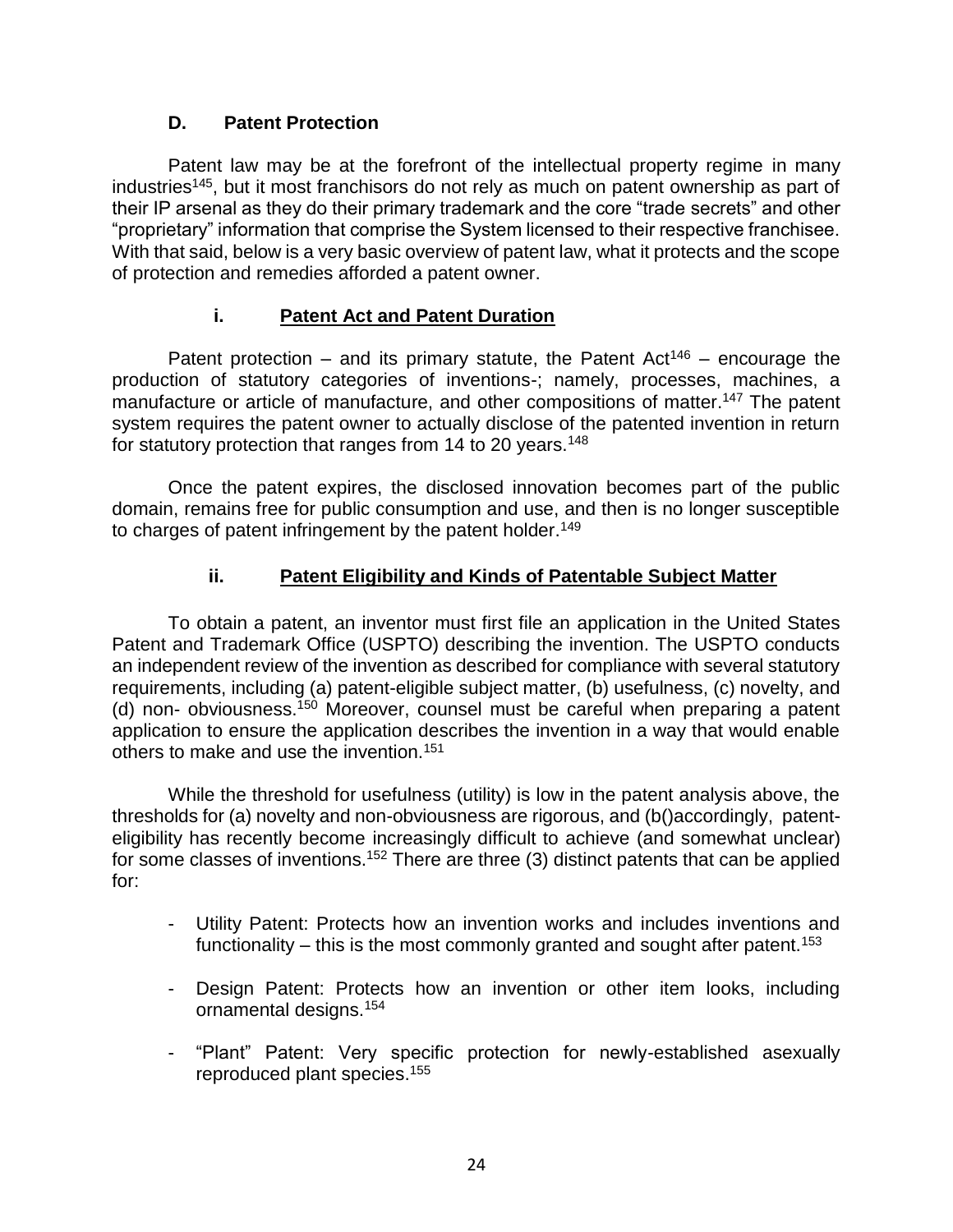### D. Patent Protection

Patent law may be at the forefront of the intellectual property regime in many industries[145], but it most franchisors do not rely as much on patent ownership as part of their IP arsenal as they do their primary trademark and the core "trade secrets" and other "proprietary" information that comprise the System licensed to their respective franchisee. With that said, below is a very basic overview of patent law, what it protects and the scope of protection and remedies afforded a patent owner.

#### i. Patent Act and Patent Duration

Patent protection – and its primary statute, the Patent Act[146] – encourage the production of statutory categories of inventions-; namely, processes, machines, a manufacture or article of manufacture, and other compositions of matter.[147] The patent system requires the patent owner to actually disclose of the patented invention in return for statutory protection that ranges from 14 to 20 years.[148]

Once the patent expires, the disclosed innovation becomes part of the public domain, remains free for public consumption and use, and then is no longer susceptible to charges of patent infringement by the patent holder.[149]

#### ii. Patent Eligibility and Kinds of Patentable Subject Matter

To obtain a patent, an inventor must first file an application in the United States Patent and Trademark Office (USPTO) describing the invention. The USPTO conducts an independent review of the invention as described for compliance with several statutory requirements, including (a) patent-eligible subject matter, (b) usefulness, (c) novelty, and (d) non- obviousness.[150] Moreover, counsel must be careful when preparing a patent application to ensure the application describes the invention in a way that would enable others to make and use the invention.[151]

While the threshold for usefulness (utility) is low in the patent analysis above, the thresholds for (a) novelty and non-obviousness are rigorous, and (b()accordingly, patent-eligibility has recently become increasingly difficult to achieve (and somewhat unclear) for some classes of inventions.[152] There are three (3) distinct patents that can be applied for:

- Utility Patent: Protects how an invention works and includes inventions and functionality – this is the most commonly granted and sought after patent.[153]

- Design Patent: Protects how an invention or other item looks, including ornamental designs.[154]

- "Plant" Patent: Very specific protection for newly-established asexually reproduced plant species.[155]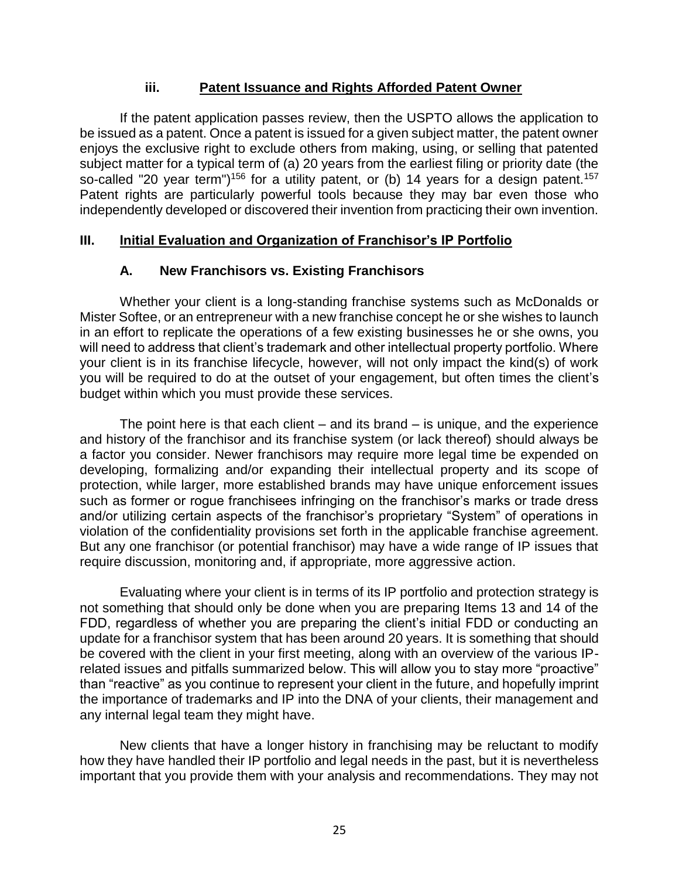#### iii. Patent Issuance and Rights Afforded Patent Owner

If the patent application passes review, then the USPTO allows the application to be issued as a patent. Once a patent is issued for a given subject matter, the patent owner enjoys the exclusive right to exclude others from making, using, or selling that patented subject matter for a typical term of (a) 20 years from the earliest filing or priority date (the so-called "20 year term")[156] for a utility patent, or (b) 14 years for a design patent.[157] Patent rights are particularly powerful tools because they may bar even those who independently developed or discovered their invention from practicing their own invention.

## III. Initial Evaluation and Organization of Franchisor's IP Portfolio

### A. New Franchisors vs. Existing Franchisors

Whether your client is a long-standing franchise systems such as McDonalds or Mister Softee, or an entrepreneur with a new franchise concept he or she wishes to launch in an effort to replicate the operations of a few existing businesses he or she owns, you will need to address that client's trademark and other intellectual property portfolio. Where your client is in its franchise lifecycle, however, will not only impact the kind(s) of work you will be required to do at the outset of your engagement, but often times the client's budget within which you must provide these services.

The point here is that each client – and its brand – is unique, and the experience and history of the franchisor and its franchise system (or lack thereof) should always be a factor you consider. Newer franchisors may require more legal time be expended on developing, formalizing and/or expanding their intellectual property and its scope of protection, while larger, more established brands may have unique enforcement issues such as former or rogue franchisees infringing on the franchisor's marks or trade dress and/or utilizing certain aspects of the franchisor's proprietary "System" of operations in violation of the confidentiality provisions set forth in the applicable franchise agreement. But any one franchisor (or potential franchisor) may have a wide range of IP issues that require discussion, monitoring and, if appropriate, more aggressive action.

Evaluating where your client is in terms of its IP portfolio and protection strategy is not something that should only be done when you are preparing Items 13 and 14 of the FDD, regardless of whether you are preparing the client's initial FDD or conducting an update for a franchisor system that has been around 20 years. It is something that should be covered with the client in your first meeting, along with an overview of the various IP-related issues and pitfalls summarized below. This will allow you to stay more "proactive" than "reactive" as you continue to represent your client in the future, and hopefully imprint the importance of trademarks and IP into the DNA of your clients, their management and any internal legal team they might have.

New clients that have a longer history in franchising may be reluctant to modify how they have handled their IP portfolio and legal needs in the past, but it is nevertheless important that you provide them with your analysis and recommendations. They may not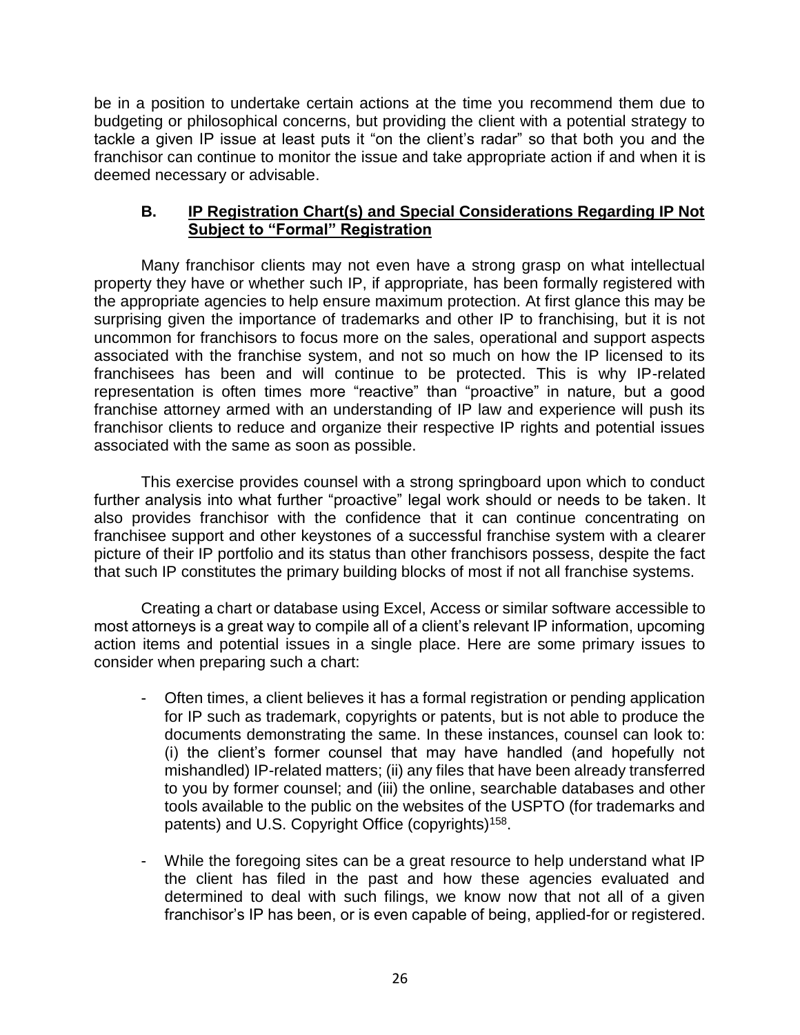be in a position to undertake certain actions at the time you recommend them due to budgeting or philosophical concerns, but providing the client with a potential strategy to tackle a given IP issue at least puts it "on the client's radar" so that both you and the franchisor can continue to monitor the issue and take appropriate action if and when it is deemed necessary or advisable.

### B. IP Registration Chart(s) and Special Considerations Regarding IP Not Subject to "Formal" Registration

Many franchisor clients may not even have a strong grasp on what intellectual property they have or whether such IP, if appropriate, has been formally registered with the appropriate agencies to help ensure maximum protection. At first glance this may be surprising given the importance of trademarks and other IP to franchising, but it is not uncommon for franchisors to focus more on the sales, operational and support aspects associated with the franchise system, and not so much on how the IP licensed to its franchisees has been and will continue to be protected. This is why IP-related representation is often times more "reactive" than "proactive" in nature, but a good franchise attorney armed with an understanding of IP law and experience will push its franchisor clients to reduce and organize their respective IP rights and potential issues associated with the same as soon as possible.

This exercise provides counsel with a strong springboard upon which to conduct further analysis into what further "proactive" legal work should or needs to be taken. It also provides franchisor with the confidence that it can continue concentrating on franchisee support and other keystones of a successful franchise system with a clearer picture of their IP portfolio and its status than other franchisors possess, despite the fact that such IP constitutes the primary building blocks of most if not all franchise systems.

Creating a chart or database using Excel, Access or similar software accessible to most attorneys is a great way to compile all of a client's relevant IP information, upcoming action items and potential issues in a single place. Here are some primary issues to consider when preparing such a chart:

- Often times, a client believes it has a formal registration or pending application for IP such as trademark, copyrights or patents, but is not able to produce the documents demonstrating the same. In these instances, counsel can look to: (i) the client's former counsel that may have handled (and hopefully not mishandled) IP-related matters; (ii) any files that have been already transferred to you by former counsel; and (iii) the online, searchable databases and other tools available to the public on the websites of the USPTO (for trademarks and patents) and U.S. Copyright Office (copyrights)[158].

- While the foregoing sites can be a great resource to help understand what IP the client has filed in the past and how these agencies evaluated and determined to deal with such filings, we know now that not all of a given franchisor's IP has been, or is even capable of being, applied-for or registered.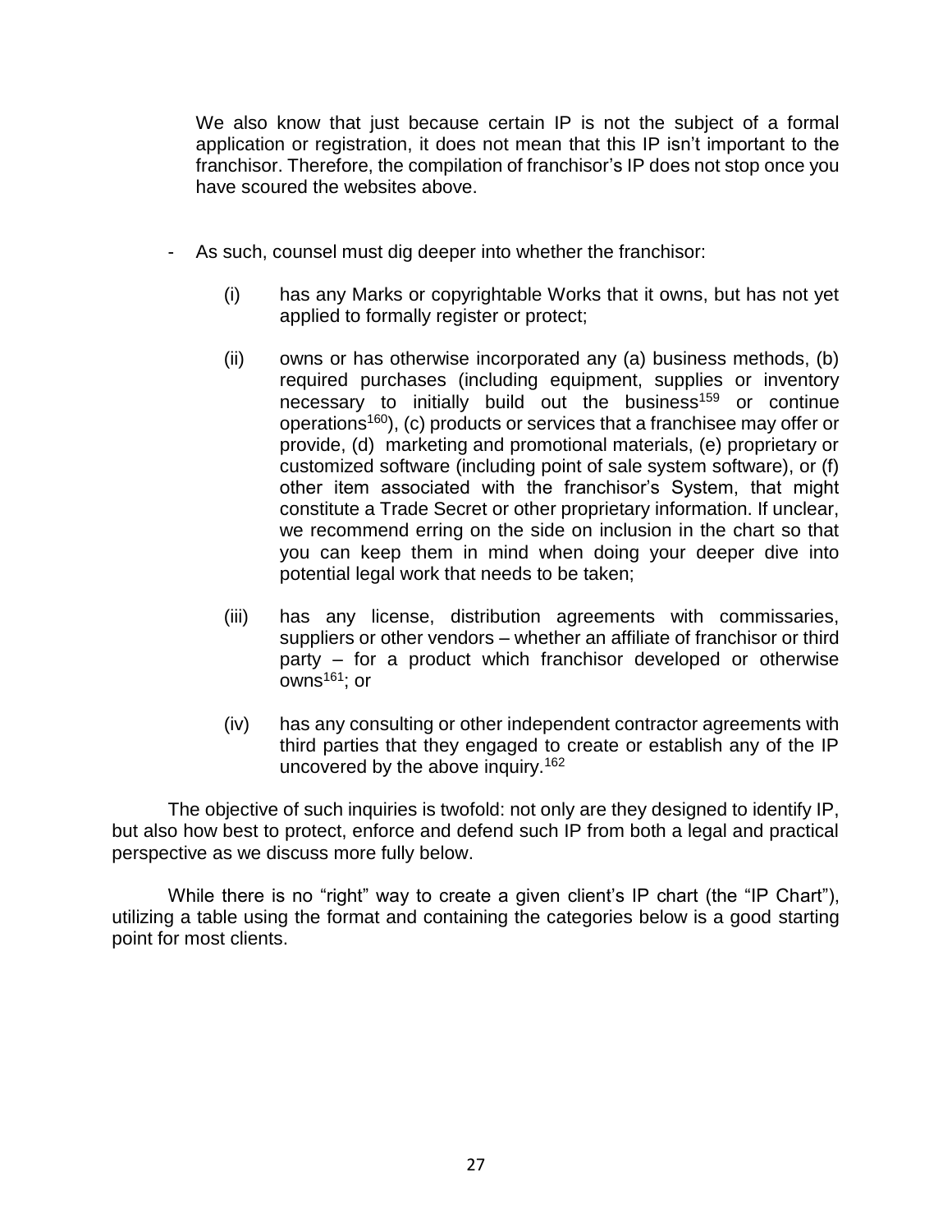We also know that just because certain IP is not the subject of a formal application or registration, it does not mean that this IP isn't important to the franchisor. Therefore, the compilation of franchisor's IP does not stop once you have scoured the websites above.

- As such, counsel must dig deeper into whether the franchisor:

  (i) has any Marks or copyrightable Works that it owns, but has not yet applied to formally register or protect;

  (ii) owns or has otherwise incorporated any (a) business methods, (b) required purchases (including equipment, supplies or inventory necessary to initially build out the business[159] or continue operations[160]), (c) products or services that a franchisee may offer or provide, (d) marketing and promotional materials, (e) proprietary or customized software (including point of sale system software), or (f) other item associated with the franchisor's System, that might constitute a Trade Secret or other proprietary information. If unclear, we recommend erring on the side on inclusion in the chart so that you can keep them in mind when doing your deeper dive into potential legal work that needs to be taken;

  (iii) has any license, distribution agreements with commissaries, suppliers or other vendors – whether an affiliate of franchisor or third party – for a product which franchisor developed or otherwise owns[161]; or

  (iv) has any consulting or other independent contractor agreements with third parties that they engaged to create or establish any of the IP uncovered by the above inquiry.[162]

The objective of such inquiries is twofold: not only are they designed to identify IP, but also how best to protect, enforce and defend such IP from both a legal and practical perspective as we discuss more fully below.

While there is no "right" way to create a given client's IP chart (the "IP Chart"), utilizing a table using the format and containing the categories below is a good starting point for most clients.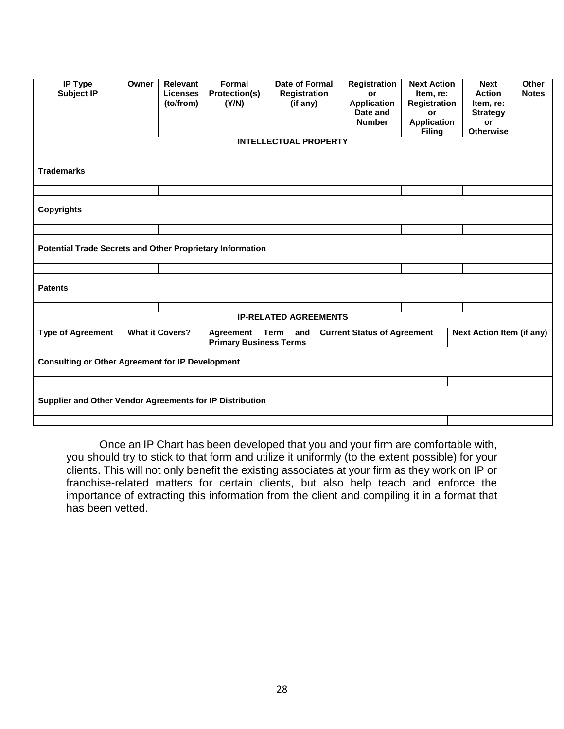| IP Type Subject IP | Owner | Relevant Licenses (to/from) | Formal Protection(s) (Y/N) | Date of Formal Registration (if any) | Registration or Application Date and Number | Next Action Item, re: Registration or Application Filing | Next Action Item, re: Strategy or Otherwise | Other Notes |
|---|---|---|---|---|---|---|---|---|
| **INTELLECTUAL PROPERTY** | | | | | | | | |
| **Trademarks** | | | | | | | | |
| | | | | | | | | |
| **Copyrights** | | | | | | | | |
| | | | | | | | | |
| **Potential Trade Secrets and Other Proprietary Information** | | | | | | | | |
| | | | | | | | | |
| **Patents** | | | | | | | | |
| | | | | | | | | |

| **IP-RELATED AGREEMENTS** | | | | |
|---|---|---|---|---|
| **Type of Agreement** | **What it Covers?** | **Agreement Term and Primary Business Terms** | **Current Status of Agreement** | **Next Action Item (if any)** |
| **Consulting or Other Agreement for IP Development** | | | | |
| | | | | |
| **Supplier and Other Vendor Agreements for IP Distribution** | | | | |
| | | | | |

Once an IP Chart has been developed that you and your firm are comfortable with, you should try to stick to that form and utilize it uniformly (to the extent possible) for your clients. This will not only benefit the existing associates at your firm as they work on IP or franchise-related matters for certain clients, but also help teach and enforce the importance of extracting this information from the client and compiling it in a format that has been vetted.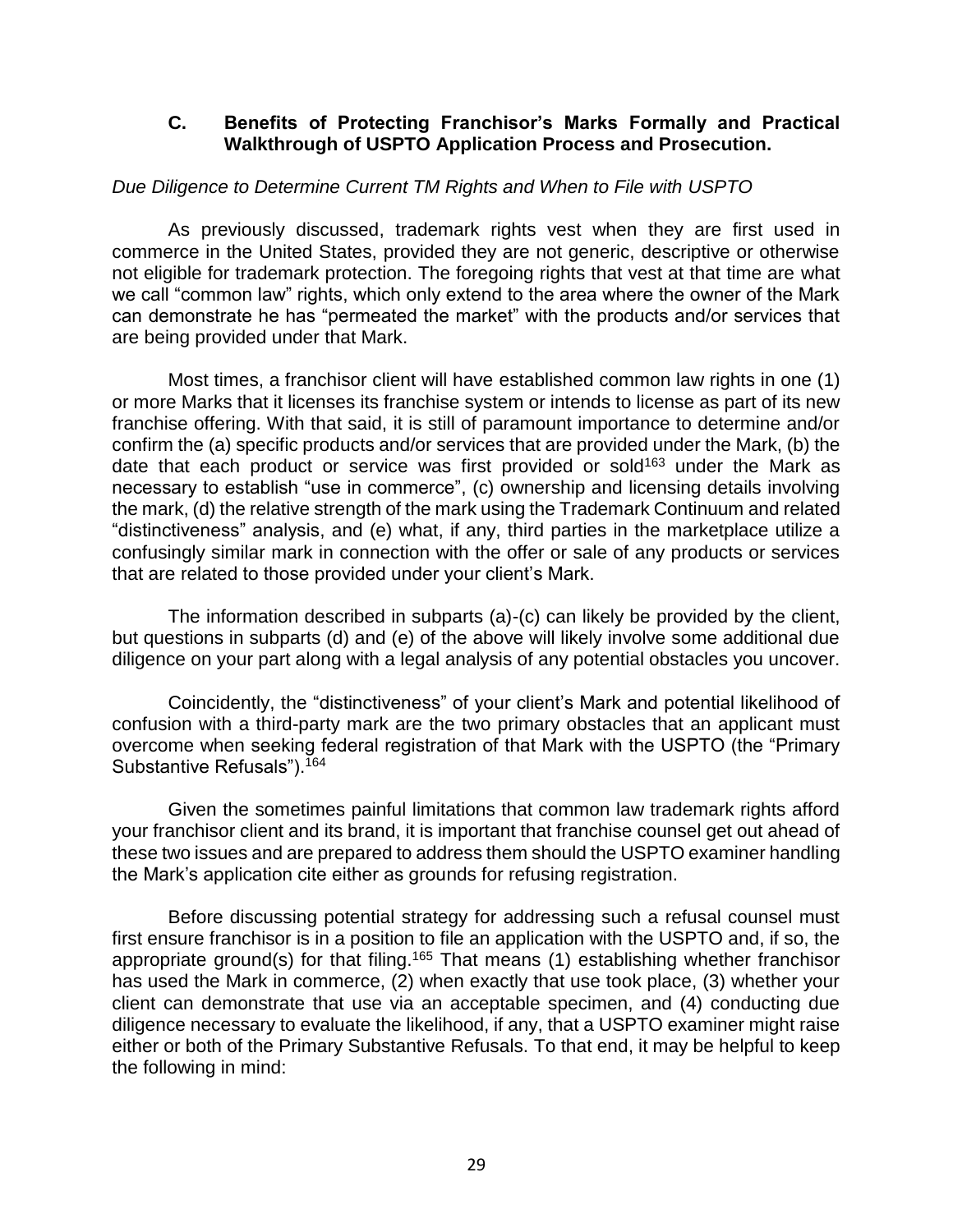### C. Benefits of Protecting Franchisor's Marks Formally and Practical Walkthrough of USPTO Application Process and Prosecution.

*Due Diligence to Determine Current TM Rights and When to File with USPTO*

As previously discussed, trademark rights vest when they are first used in commerce in the United States, provided they are not generic, descriptive or otherwise not eligible for trademark protection. The foregoing rights that vest at that time are what we call "common law" rights, which only extend to the area where the owner of the Mark can demonstrate he has "permeated the market" with the products and/or services that are being provided under that Mark.

Most times, a franchisor client will have established common law rights in one (1) or more Marks that it licenses its franchise system or intends to license as part of its new franchise offering. With that said, it is still of paramount importance to determine and/or confirm the (a) specific products and/or services that are provided under the Mark, (b) the date that each product or service was first provided or sold[163] under the Mark as necessary to establish "use in commerce", (c) ownership and licensing details involving the mark, (d) the relative strength of the mark using the Trademark Continuum and related "distinctiveness" analysis, and (e) what, if any, third parties in the marketplace utilize a confusingly similar mark in connection with the offer or sale of any products or services that are related to those provided under your client's Mark.

The information described in subparts (a)-(c) can likely be provided by the client, but questions in subparts (d) and (e) of the above will likely involve some additional due diligence on your part along with a legal analysis of any potential obstacles you uncover.

Coincidently, the "distinctiveness" of your client's Mark and potential likelihood of confusion with a third-party mark are the two primary obstacles that an applicant must overcome when seeking federal registration of that Mark with the USPTO (the "Primary Substantive Refusals").[164]

Given the sometimes painful limitations that common law trademark rights afford your franchisor client and its brand, it is important that franchise counsel get out ahead of these two issues and are prepared to address them should the USPTO examiner handling the Mark's application cite either as grounds for refusing registration.

Before discussing potential strategy for addressing such a refusal counsel must first ensure franchisor is in a position to file an application with the USPTO and, if so, the appropriate ground(s) for that filing.[165] That means (1) establishing whether franchisor has used the Mark in commerce, (2) when exactly that use took place, (3) whether your client can demonstrate that use via an acceptable specimen, and (4) conducting due diligence necessary to evaluate the likelihood, if any, that a USPTO examiner might raise either or both of the Primary Substantive Refusals. To that end, it may be helpful to keep the following in mind: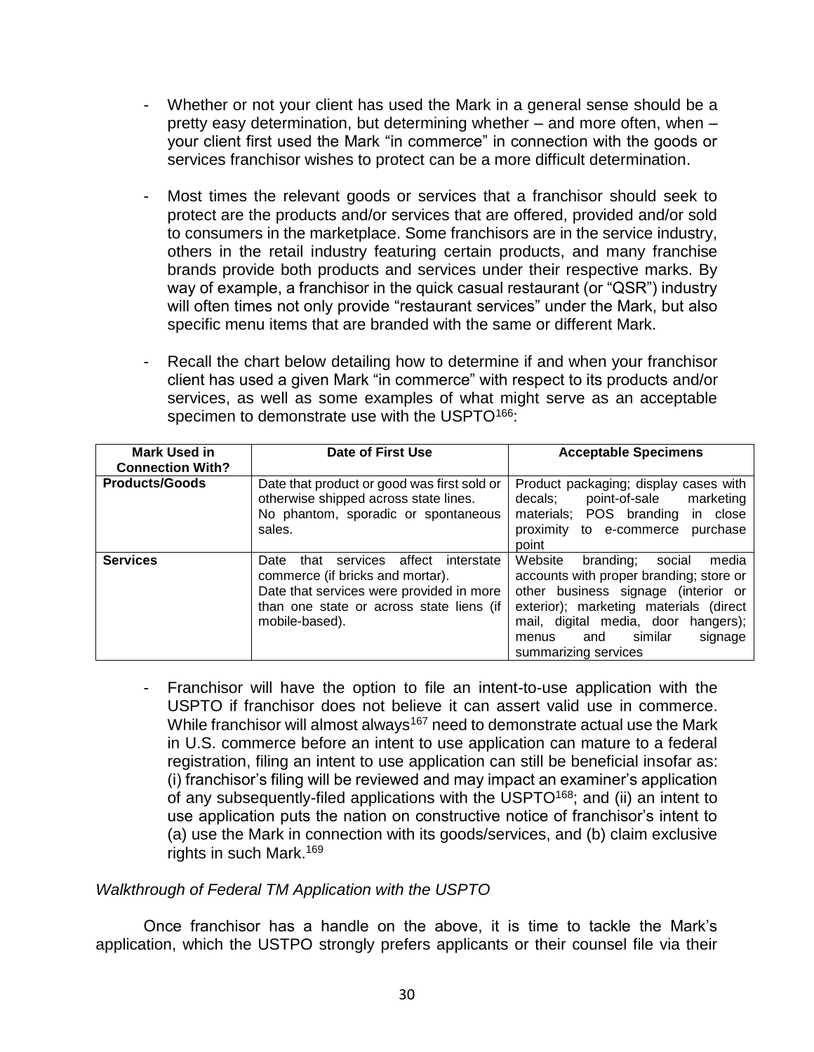- Whether or not your client has used the Mark in a general sense should be a pretty easy determination, but determining whether – and more often, when – your client first used the Mark "in commerce" in connection with the goods or services franchisor wishes to protect can be a more difficult determination.

- Most times the relevant goods or services that a franchisor should seek to protect are the products and/or services that are offered, provided and/or sold to consumers in the marketplace. Some franchisors are in the service industry, others in the retail industry featuring certain products, and many franchise brands provide both products and services under their respective marks. By way of example, a franchisor in the quick casual restaurant (or "QSR") industry will often times not only provide "restaurant services" under the Mark, but also specific menu items that are branded with the same or different Mark.

- Recall the chart below detailing how to determine if and when your franchisor client has used a given Mark "in commerce" with respect to its products and/or services, as well as some examples of what might serve as an acceptable specimen to demonstrate use with the USPTO[166]:

| Mark Used in Connection With? | Date of First Use | Acceptable Specimens |
|---|---|---|
| **Products/Goods** | Date that product or good was first sold or otherwise shipped across state lines. No phantom, sporadic or spontaneous sales. | Product packaging; display cases with decals; point-of-sale marketing materials; POS branding in close proximity to e-commerce purchase point |
| **Services** | Date that services affect interstate commerce (if bricks and mortar). Date that services were provided in more than one state or across state liens (if mobile-based). | Website branding; social media accounts with proper branding; store or other business signage (interior or exterior); marketing materials (direct mail, digital media, door hangers); menus and similar signage summarizing services |

- Franchisor will have the option to file an intent-to-use application with the USPTO if franchisor does not believe it can assert valid use in commerce. While franchisor will almost always[167] need to demonstrate actual use the Mark in U.S. commerce before an intent to use application can mature to a federal registration, filing an intent to use application can still be beneficial insofar as: (i) franchisor's filing will be reviewed and may impact an examiner's application of any subsequently-filed applications with the USPTO[168]; and (ii) an intent to use application puts the nation on constructive notice of franchisor's intent to (a) use the Mark in connection with its goods/services, and (b) claim exclusive rights in such Mark.[169]

*Walkthrough of Federal TM Application with the USPTO*

Once franchisor has a handle on the above, it is time to tackle the Mark's application, which the USTPO strongly prefers applicants or their counsel file via their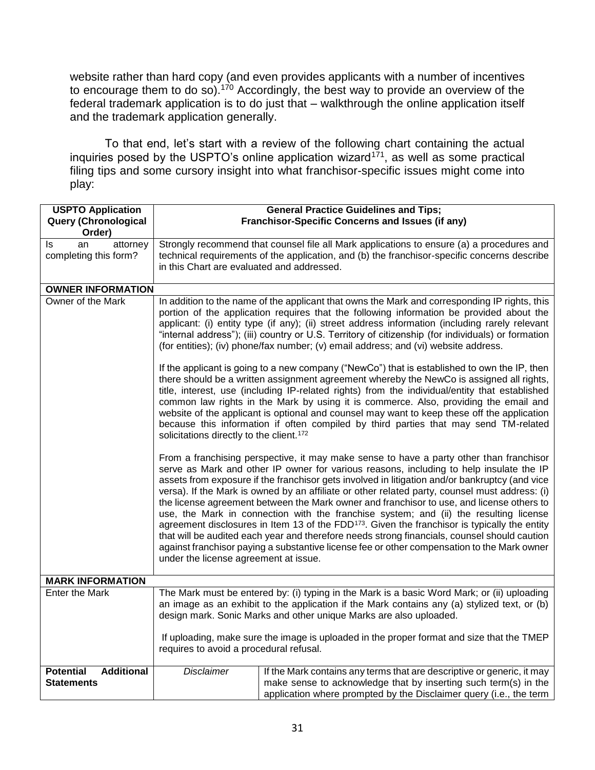website rather than hard copy (and even provides applicants with a number of incentives to encourage them to do so).[170] Accordingly, the best way to provide an overview of the federal trademark application is to do just that – walkthrough the online application itself and the trademark application generally.

To that end, let's start with a review of the following chart containing the actual inquiries posed by the USPTO's online application wizard[171], as well as some practical filing tips and some cursory insight into what franchisor-specific issues might come into play:

| USPTO Application Query (Chronological Order) | General Practice Guidelines and Tips; Franchisor-Specific Concerns and Issues (if any) | |
|---|---|---|
| Is an attorney completing this form? | Strongly recommend that counsel file all Mark applications to ensure (a) a procedures and technical requirements of the application, and (b) the franchisor-specific concerns describe in this Chart are evaluated and addressed. | |
| **OWNER INFORMATION** | | |
| Owner of the Mark | In addition to the name of the applicant that owns the Mark and corresponding IP rights, this portion of the application requires that the following information be provided about the applicant: (i) entity type (if any); (ii) street address information (including rarely relevant "internal address"); (iii) country or U.S. Territory of citizenship (for individuals) or formation (for entities); (iv) phone/fax number; (v) email address; and (vi) website address.<br><br>If the applicant is going to a new company ("NewCo") that is established to own the IP, then there should be a written assignment agreement whereby the NewCo is assigned all rights, title, interest, use (including IP-related rights) from the individual/entity that established common law rights in the Mark by using it is commerce. Also, providing the email and website of the applicant is optional and counsel may want to keep these off the application because this information if often compiled by third parties that may send TM-related solicitations directly to the client.[172]<br><br>From a franchising perspective, it may make sense to have a party other than franchisor serve as Mark and other IP owner for various reasons, including to help insulate the IP assets from exposure if the franchisor gets involved in litigation and/or bankruptcy (and vice versa). If the Mark is owned by an affiliate or other related party, counsel must address: (i) the license agreement between the Mark owner and franchisor to use, and license others to use, the Mark in connection with the franchise system; and (ii) the resulting license agreement disclosures in Item 13 of the FDD[173]. Given the franchisor is typically the entity that will be audited each year and therefore needs strong financials, counsel should caution against franchisor paying a substantive license fee or other compensation to the Mark owner under the license agreement at issue. | |
| **MARK INFORMATION** | | |
| Enter the Mark | The Mark must be entered by: (i) typing in the Mark is a basic Word Mark; or (ii) uploading an image as an exhibit to the application if the Mark contains any (a) stylized text, or (b) design mark. Sonic Marks and other unique Marks are also uploaded.<br><br>If uploading, make sure the image is uploaded in the proper format and size that the TMEP requires to avoid a procedural refusal. | |
| **Potential Additional Statements** | *Disclaimer* | If the Mark contains any terms that are descriptive or generic, it may make sense to acknowledge that by inserting such term(s) in the application where prompted by the Disclaimer query (i.e., the term |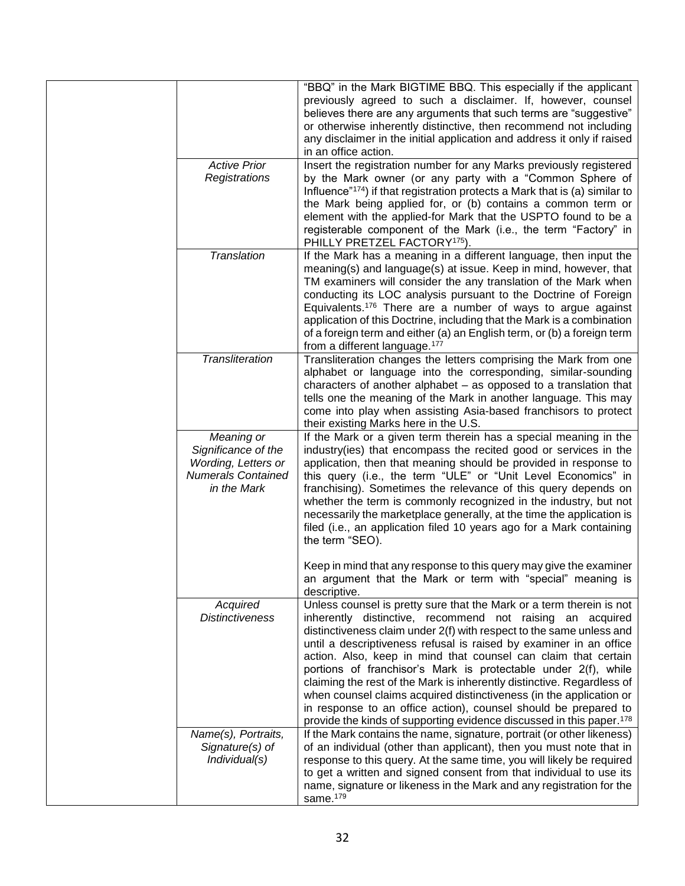| | | |
|---|---|---|
| | | "BBQ" in the Mark BIGTIME BBQ. This especially if the applicant previously agreed to such a disclaimer. If, however, counsel believes there are any arguments that such terms are "suggestive" or otherwise inherently distinctive, then recommend not including any disclaimer in the initial application and address it only if raised in an office action. |
| | *Active Prior Registrations* | Insert the registration number for any Marks previously registered by the Mark owner (or any party with a "Common Sphere of Influence"[174]) if that registration protects a Mark that is (a) similar to the Mark being applied for, or (b) contains a common term or element with the applied-for Mark that the USPTO found to be a registerable component of the Mark (i.e., the term "Factory" in PHILLY PRETZEL FACTORY[175]). |
| | *Translation* | If the Mark has a meaning in a different language, then input the meaning(s) and language(s) at issue. Keep in mind, however, that TM examiners will consider the any translation of the Mark when conducting its LOC analysis pursuant to the Doctrine of Foreign Equivalents.[176] There are a number of ways to argue against application of this Doctrine, including that the Mark is a combination of a foreign term and either (a) an English term, or (b) a foreign term from a different language.[177] |
| | *Transliteration* | Transliteration changes the letters comprising the Mark from one alphabet or language into the corresponding, similar-sounding characters of another alphabet – as opposed to a translation that tells one the meaning of the Mark in another language. This may come into play when assisting Asia-based franchisors to protect their existing Marks here in the U.S. |
| | *Meaning or Significance of the Wording, Letters or Numerals Contained in the Mark* | If the Mark or a given term therein has a special meaning in the industry(ies) that encompass the recited good or services in the application, then that meaning should be provided in response to this query (i.e., the term "ULE" or "Unit Level Economics" in franchising). Sometimes the relevance of this query depends on whether the term is commonly recognized in the industry, but not necessarily the marketplace generally, at the time the application is filed (i.e., an application filed 10 years ago for a Mark containing the term "SEO).<br><br>Keep in mind that any response to this query may give the examiner an argument that the Mark or term with "special" meaning is descriptive. |
| | *Acquired Distinctiveness* | Unless counsel is pretty sure that the Mark or a term therein is not inherently distinctive, recommend not raising an acquired distinctiveness claim under 2(f) with respect to the same unless and until a descriptiveness refusal is raised by examiner in an office action. Also, keep in mind that counsel can claim that certain portions of franchisor's Mark is protectable under 2(f), while claiming the rest of the Mark is inherently distinctive. Regardless of when counsel claims acquired distinctiveness (in the application or in response to an office action), counsel should be prepared to provide the kinds of supporting evidence discussed in this paper.[178] |
| | *Name(s), Portraits, Signature(s) of Individual(s)* | If the Mark contains the name, signature, portrait (or other likeness) of an individual (other than applicant), then you must note that in response to this query. At the same time, you will likely be required to get a written and signed consent from that individual to use its name, signature or likeness in the Mark and any registration for the same.[179] |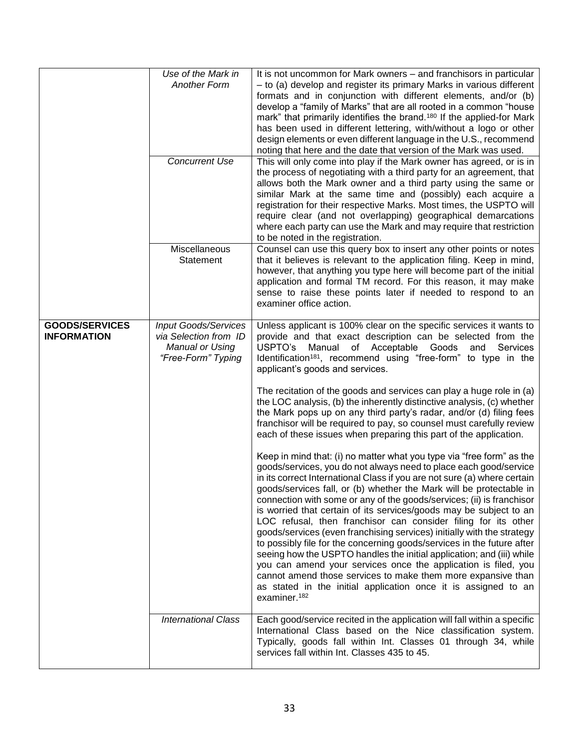| | | |
|---|---|---|
| | *Use of the Mark in Another Form* | It is not uncommon for Mark owners – and franchisors in particular – to (a) develop and register its primary Marks in various different formats and in conjunction with different elements, and/or (b) develop a "family of Marks" that are all rooted in a common "house mark" that primarily identifies the brand.[180] If the applied-for Mark has been used in different lettering, with/without a logo or other design elements or even different language in the U.S., recommend noting that here and the date that version of the Mark was used. |
| | *Concurrent Use* | This will only come into play if the Mark owner has agreed, or is in the process of negotiating with a third party for an agreement, that allows both the Mark owner and a third party using the same or similar Mark at the same time and (possibly) each acquire a registration for their respective Marks. Most times, the USPTO will require clear (and not overlapping) geographical demarcations where each party can use the Mark and may require that restriction to be noted in the registration. |
| | Miscellaneous Statement | Counsel can use this query box to insert any other points or notes that it believes is relevant to the application filing. Keep in mind, however, that anything you type here will become part of the initial application and formal TM record. For this reason, it may make sense to raise these points later if needed to respond to an examiner office action. |
| **GOODS/SERVICES INFORMATION** | *Input Goods/Services via Selection from ID Manual or Using "Free-Form" Typing* | Unless applicant is 100% clear on the specific services it wants to provide and that exact description can be selected from the USPTO's Manual of Acceptable Goods and Services Identification[181], recommend using "free-form" to type in the applicant's goods and services.<br><br>The recitation of the goods and services can play a huge role in (a) the LOC analysis, (b) the inherently distinctive analysis, (c) whether the Mark pops up on any third party's radar, and/or (d) filing fees franchisor will be required to pay, so counsel must carefully review each of these issues when preparing this part of the application.<br><br>Keep in mind that: (i) no matter what you type via "free form" as the goods/services, you do not always need to place each good/service in its correct International Class if you are not sure (a) where certain goods/services fall, or (b) whether the Mark will be protectable in connection with some or any of the goods/services; (ii) is franchisor is worried that certain of its services/goods may be subject to an LOC refusal, then franchisor can consider filing for its other goods/services (even franchising services) initially with the strategy to possibly file for the concerning goods/services in the future after seeing how the USPTO handles the initial application; and (iii) while you can amend your services once the application is filed, you cannot amend those services to make them more expansive than as stated in the initial application once it is assigned to an examiner.[182] |
| | *International Class* | Each good/service recited in the application will fall within a specific International Class based on the Nice classification system. Typically, goods fall within Int. Classes 01 through 34, while services fall within Int. Classes 435 to 45. |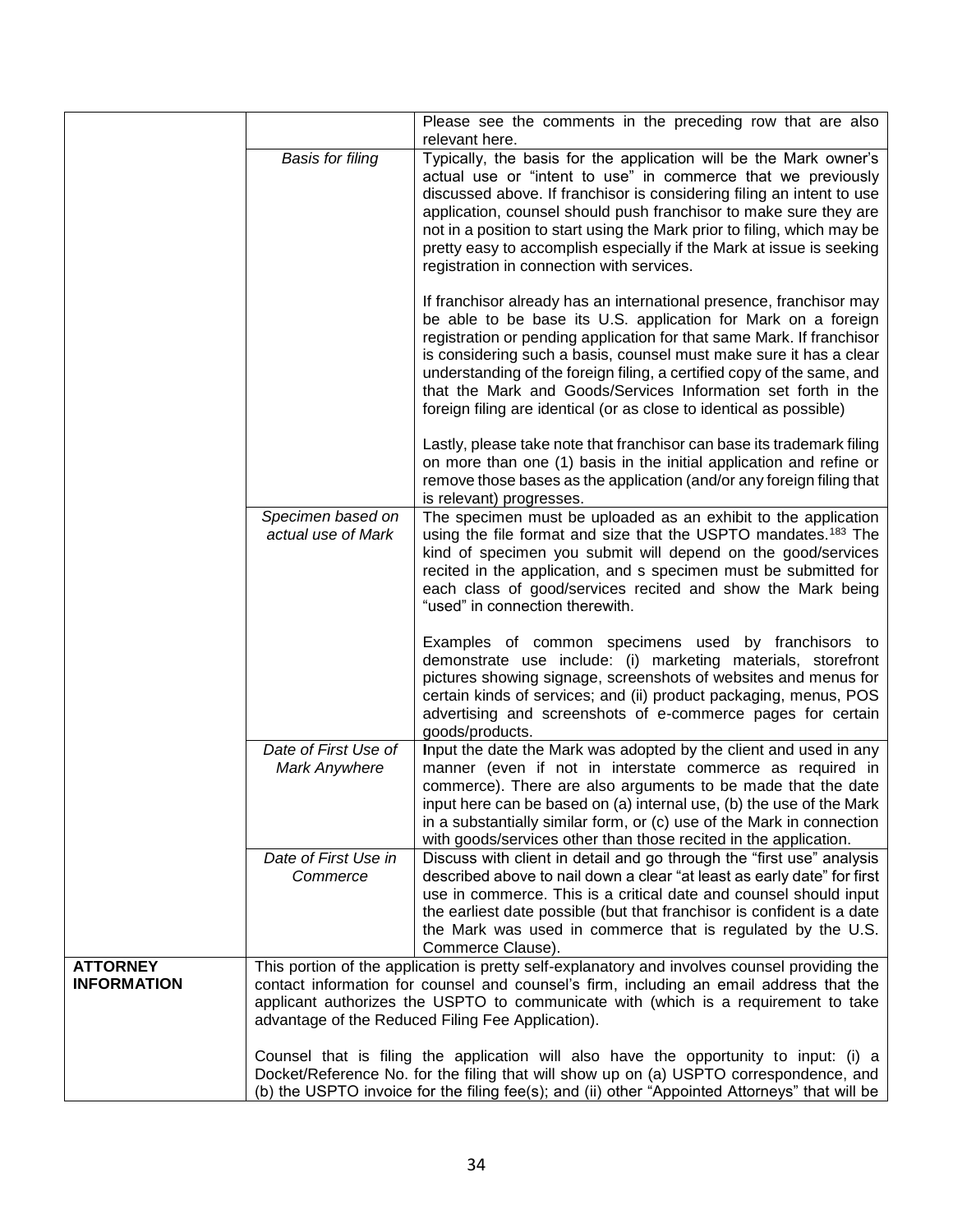| | | |
|---|---|---|
| | | Please see the comments in the preceding row that are also relevant here. |
| | *Basis for filing* | Typically, the basis for the application will be the Mark owner's actual use or "intent to use" in commerce that we previously discussed above. If franchisor is considering filing an intent to use application, counsel should push franchisor to make sure they are not in a position to start using the Mark prior to filing, which may be pretty easy to accomplish especially if the Mark at issue is seeking registration in connection with services.<br><br>If franchisor already has an international presence, franchisor may be able to be base its U.S. application for Mark on a foreign registration or pending application for that same Mark. If franchisor is considering such a basis, counsel must make sure it has a clear understanding of the foreign filing, a certified copy of the same, and that the Mark and Goods/Services Information set forth in the foreign filing are identical (or as close to identical as possible)<br><br>Lastly, please take note that franchisor can base its trademark filing on more than one (1) basis in the initial application and refine or remove those bases as the application (and/or any foreign filing that is relevant) progresses. |
| | *Specimen based on actual use of Mark* | The specimen must be uploaded as an exhibit to the application using the file format and size that the USPTO mandates.[183] The kind of specimen you submit will depend on the good/services recited in the application, and s specimen must be submitted for each class of good/services recited and show the Mark being "used" in connection therewith.<br><br>Examples of common specimens used by franchisors to demonstrate use include: (i) marketing materials, storefront pictures showing signage, screenshots of websites and menus for certain kinds of services; and (ii) product packaging, menus, POS advertising and screenshots of e-commerce pages for certain goods/products. |
| | *Date of First Use of Mark Anywhere* | Input the date the Mark was adopted by the client and used in any manner (even if not in interstate commerce as required in commerce). There are also arguments to be made that the date input here can be based on (a) internal use, (b) the use of the Mark in a substantially similar form, or (c) use of the Mark in connection with goods/services other than those recited in the application. |
| | *Date of First Use in Commerce* | Discuss with client in detail and go through the "first use" analysis described above to nail down a clear "at least as early date" for first use in commerce. This is a critical date and counsel should input the earliest date possible (but that franchisor is confident is a date the Mark was used in commerce that is regulated by the U.S. Commerce Clause). |
| **ATTORNEY INFORMATION** | This portion of the application is pretty self-explanatory and involves counsel providing the contact information for counsel and counsel's firm, including an email address that the applicant authorizes the USPTO to communicate with (which is a requirement to take advantage of the Reduced Filing Fee Application).<br><br>Counsel that is filing the application will also have the opportunity to input: (i) a Docket/Reference No. for the filing that will show up on (a) USPTO correspondence, and (b) the USPTO invoice for the filing fee(s); and (ii) other "Appointed Attorneys" that will be | |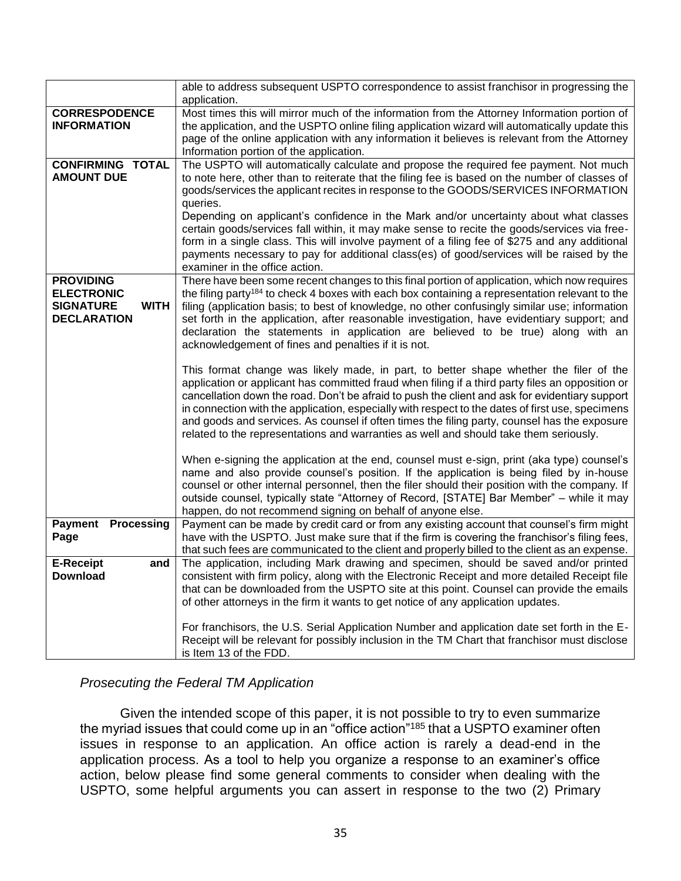| | |
|---|---|
| | able to address subsequent USPTO correspondence to assist franchisor in progressing the application. |
| **CORRESPODENCE INFORMATION** | Most times this will mirror much of the information from the Attorney Information portion of the application, and the USPTO online filing application wizard will automatically update this page of the online application with any information it believes is relevant from the Attorney Information portion of the application. |
| **CONFIRMING TOTAL AMOUNT DUE** | The USPTO will automatically calculate and propose the required fee payment. Not much to note here, other than to reiterate that the filing fee is based on the number of classes of goods/services the applicant recites in response to the GOODS/SERVICES INFORMATION queries.<br>Depending on applicant's confidence in the Mark and/or uncertainty about what classes certain goods/services fall within, it may make sense to recite the goods/services via free-form in a single class. This will involve payment of a filing fee of $275 and any additional payments necessary to pay for additional class(es) of good/services will be raised by the examiner in the office action. |
| **PROVIDING ELECTRONIC SIGNATURE WITH DECLARATION** | There have been some recent changes to this final portion of application, which now requires the filing party[184] to check 4 boxes with each box containing a representation relevant to the filing (application basis; to best of knowledge, no other confusingly similar use; information set forth in the application, after reasonable investigation, have evidentiary support; and declaration the statements in application are believed to be true) along with an acknowledgement of fines and penalties if it is not.<br><br>This format change was likely made, in part, to better shape whether the filer of the application or applicant has committed fraud when filing if a third party files an opposition or cancellation down the road. Don't be afraid to push the client and ask for evidentiary support in connection with the application, especially with respect to the dates of first use, specimens and goods and services. As counsel if often times the filing party, counsel has the exposure related to the representations and warranties as well and should take them seriously.<br><br>When e-signing the application at the end, counsel must e-sign, print (aka type) counsel's name and also provide counsel's position. If the application is being filed by in-house counsel or other internal personnel, then the filer should their position with the company. If outside counsel, typically state "Attorney of Record, [STATE] Bar Member" – while it may happen, do not recommend signing on behalf of anyone else. |
| **Payment Processing Page** | Payment can be made by credit card or from any existing account that counsel's firm might have with the USPTO. Just make sure that if the firm is covering the franchisor's filing fees, that such fees are communicated to the client and properly billed to the client as an expense. |
| **E-Receipt and Download** | The application, including Mark drawing and specimen, should be saved and/or printed consistent with firm policy, along with the Electronic Receipt and more detailed Receipt file that can be downloaded from the USPTO site at this point. Counsel can provide the emails of other attorneys in the firm it wants to get notice of any application updates.<br><br>For franchisors, the U.S. Serial Application Number and application date set forth in the E-Receipt will be relevant for possibly inclusion in the TM Chart that franchisor must disclose is Item 13 of the FDD. |

### *Prosecuting the Federal TM Application*

Given the intended scope of this paper, it is not possible to try to even summarize the myriad issues that could come up in an "office action"[185] that a USPTO examiner often issues in response to an application. An office action is rarely a dead-end in the application process. As a tool to help you organize a response to an examiner's office action, below please find some general comments to consider when dealing with the USPTO, some helpful arguments you can assert in response to the two (2) Primary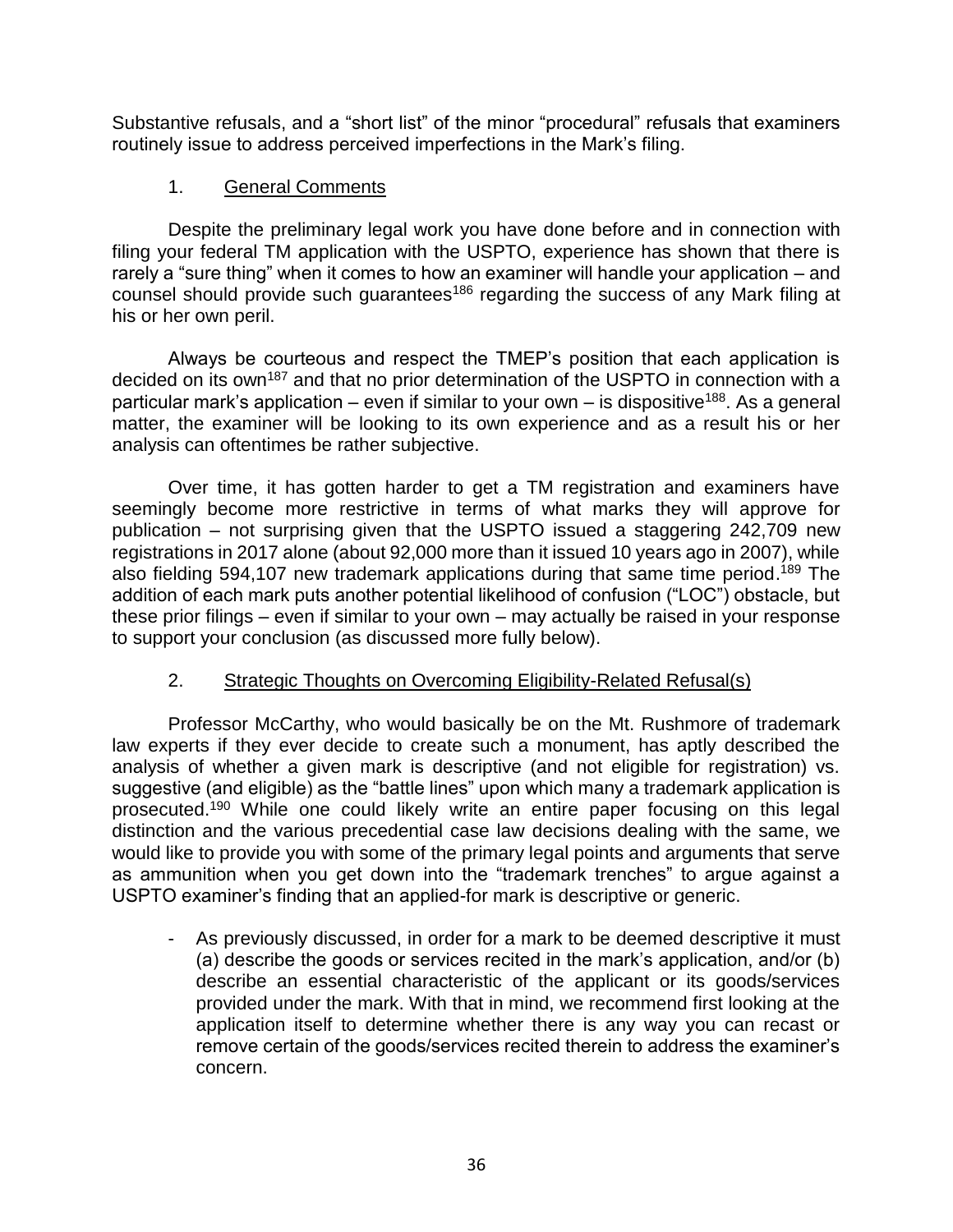Substantive refusals, and a "short list" of the minor "procedural" refusals that examiners routinely issue to address perceived imperfections in the Mark's filing.

1. <u>General Comments</u>

Despite the preliminary legal work you have done before and in connection with filing your federal TM application with the USPTO, experience has shown that there is rarely a "sure thing" when it comes to how an examiner will handle your application – and counsel should provide such guarantees[186] regarding the success of any Mark filing at his or her own peril.

Always be courteous and respect the TMEP's position that each application is decided on its own[187] and that no prior determination of the USPTO in connection with a particular mark's application – even if similar to your own – is dispositive[188]. As a general matter, the examiner will be looking to its own experience and as a result his or her analysis can oftentimes be rather subjective.

Over time, it has gotten harder to get a TM registration and examiners have seemingly become more restrictive in terms of what marks they will approve for publication – not surprising given that the USPTO issued a staggering 242,709 new registrations in 2017 alone (about 92,000 more than it issued 10 years ago in 2007), while also fielding 594,107 new trademark applications during that same time period.[189] The addition of each mark puts another potential likelihood of confusion ("LOC") obstacle, but these prior filings – even if similar to your own – may actually be raised in your response to support your conclusion (as discussed more fully below).

2. <u>Strategic Thoughts on Overcoming Eligibility-Related Refusal(s)</u>

Professor McCarthy, who would basically be on the Mt. Rushmore of trademark law experts if they ever decide to create such a monument, has aptly described the analysis of whether a given mark is descriptive (and not eligible for registration) vs. suggestive (and eligible) as the "battle lines" upon which many a trademark application is prosecuted.[190] While one could likely write an entire paper focusing on this legal distinction and the various precedential case law decisions dealing with the same, we would like to provide you with some of the primary legal points and arguments that serve as ammunition when you get down into the "trademark trenches" to argue against a USPTO examiner's finding that an applied-for mark is descriptive or generic.

- As previously discussed, in order for a mark to be deemed descriptive it must (a) describe the goods or services recited in the mark's application, and/or (b) describe an essential characteristic of the applicant or its goods/services provided under the mark. With that in mind, we recommend first looking at the application itself to determine whether there is any way you can recast or remove certain of the goods/services recited therein to address the examiner's concern.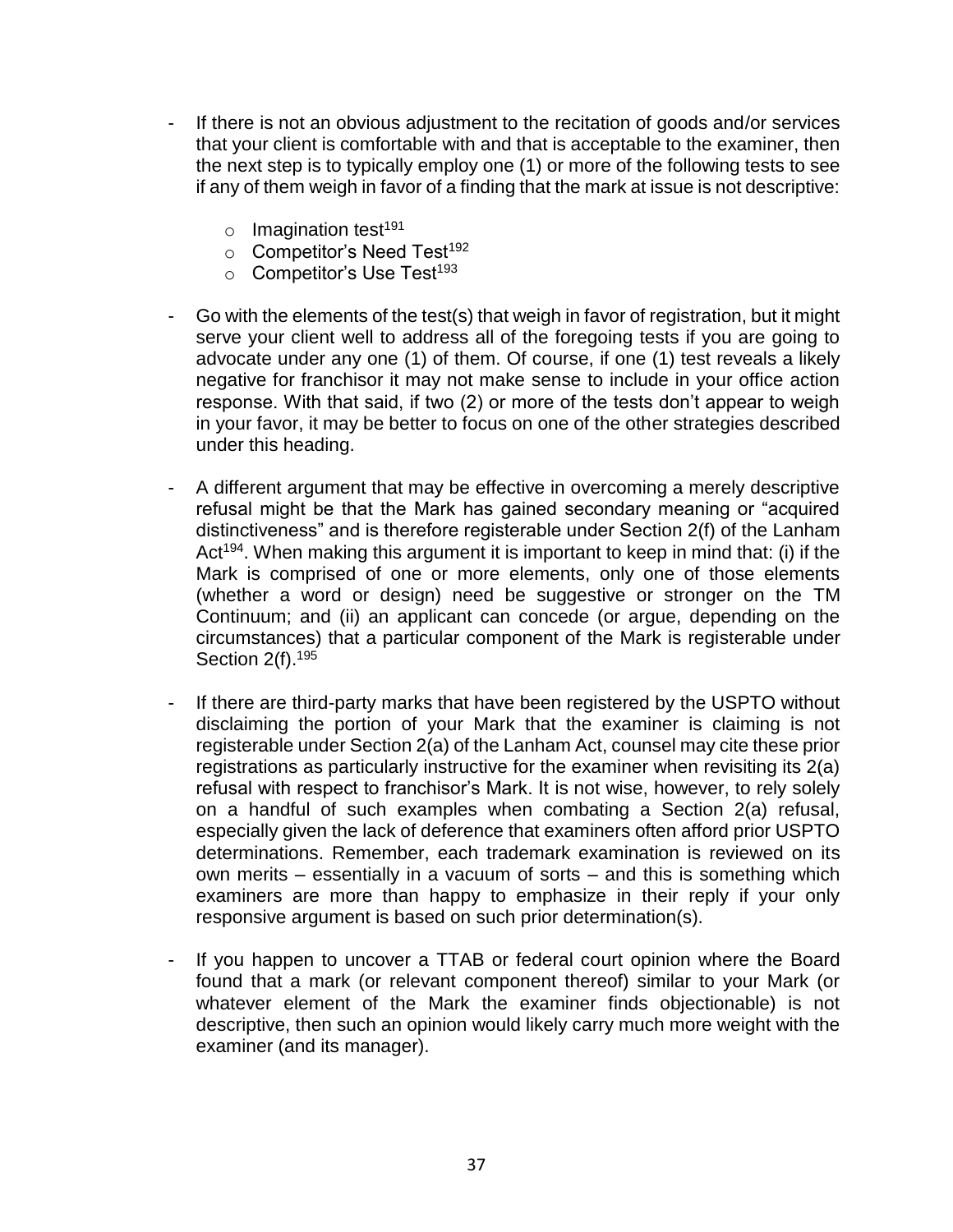- If there is not an obvious adjustment to the recitation of goods and/or services that your client is comfortable with and that is acceptable to the examiner, then the next step is to typically employ one (1) or more of the following tests to see if any of them weigh in favor of a finding that the mark at issue is not descriptive:

  - Imagination test[191]
  - Competitor's Need Test[192]
  - Competitor's Use Test[193]

- Go with the elements of the test(s) that weigh in favor of registration, but it might serve your client well to address all of the foregoing tests if you are going to advocate under any one (1) of them. Of course, if one (1) test reveals a likely negative for franchisor it may not make sense to include in your office action response. With that said, if two (2) or more of the tests don't appear to weigh in your favor, it may be better to focus on one of the other strategies described under this heading.

- A different argument that may be effective in overcoming a merely descriptive refusal might be that the Mark has gained secondary meaning or "acquired distinctiveness" and is therefore registerable under Section 2(f) of the Lanham Act[194]. When making this argument it is important to keep in mind that: (i) if the Mark is comprised of one or more elements, only one of those elements (whether a word or design) need be suggestive or stronger on the TM Continuum; and (ii) an applicant can concede (or argue, depending on the circumstances) that a particular component of the Mark is registerable under Section 2(f).[195]

- If there are third-party marks that have been registered by the USPTO without disclaiming the portion of your Mark that the examiner is claiming is not registerable under Section 2(a) of the Lanham Act, counsel may cite these prior registrations as particularly instructive for the examiner when revisiting its 2(a) refusal with respect to franchisor's Mark. It is not wise, however, to rely solely on a handful of such examples when combating a Section 2(a) refusal, especially given the lack of deference that examiners often afford prior USPTO determinations. Remember, each trademark examination is reviewed on its own merits – essentially in a vacuum of sorts – and this is something which examiners are more than happy to emphasize in their reply if your only responsive argument is based on such prior determination(s).

- If you happen to uncover a TTAB or federal court opinion where the Board found that a mark (or relevant component thereof) similar to your Mark (or whatever element of the Mark the examiner finds objectionable) is not descriptive, then such an opinion would likely carry much more weight with the examiner (and its manager).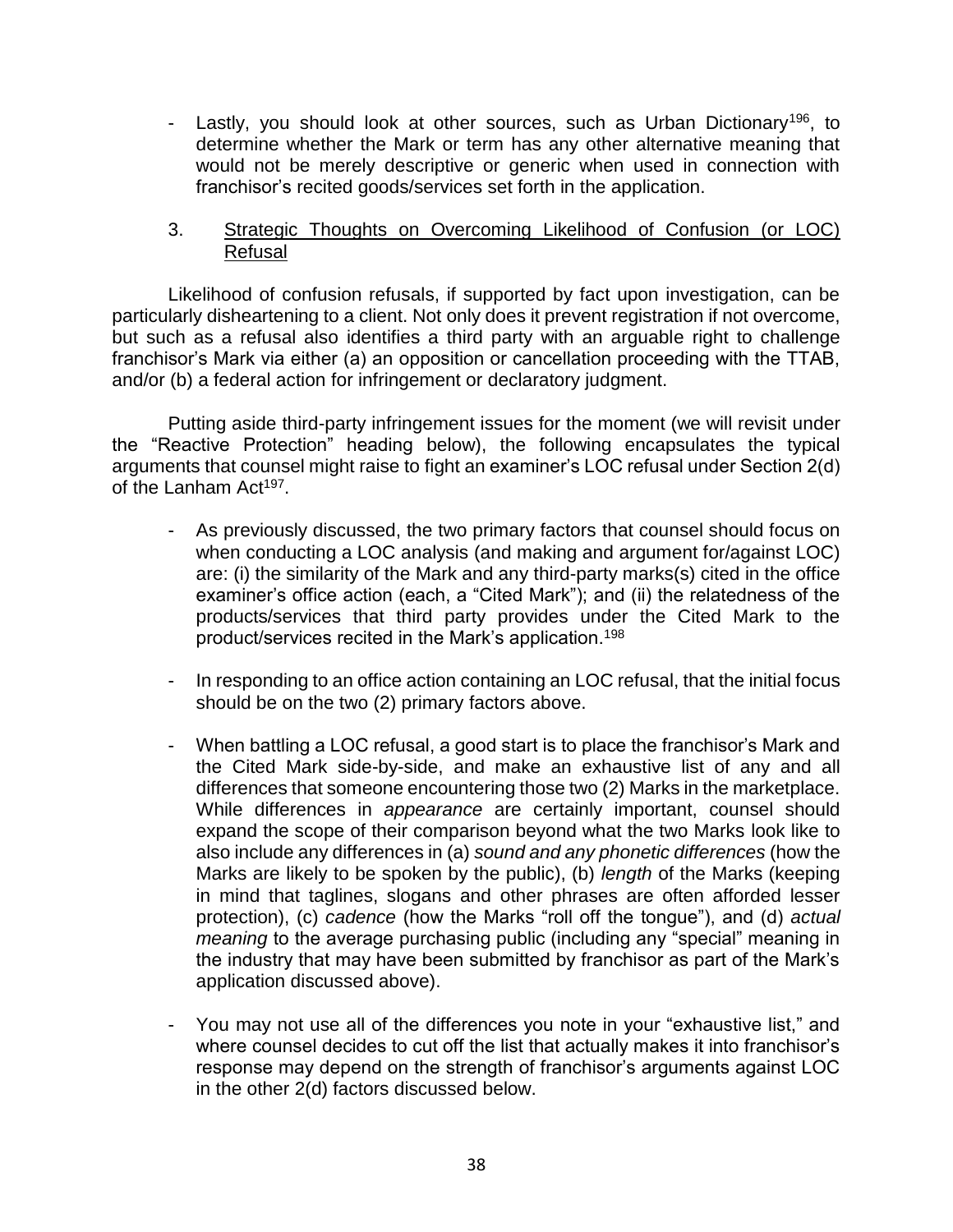- Lastly, you should look at other sources, such as Urban Dictionary[196], to determine whether the Mark or term has any other alternative meaning that would not be merely descriptive or generic when used in connection with franchisor's recited goods/services set forth in the application.

3. Strategic Thoughts on Overcoming Likelihood of Confusion (or LOC) Refusal

Likelihood of confusion refusals, if supported by fact upon investigation, can be particularly disheartening to a client. Not only does it prevent registration if not overcome, but such as a refusal also identifies a third party with an arguable right to challenge franchisor's Mark via either (a) an opposition or cancellation proceeding with the TTAB, and/or (b) a federal action for infringement or declaratory judgment.

Putting aside third-party infringement issues for the moment (we will revisit under the "Reactive Protection" heading below), the following encapsulates the typical arguments that counsel might raise to fight an examiner's LOC refusal under Section 2(d) of the Lanham Act[197].

- As previously discussed, the two primary factors that counsel should focus on when conducting a LOC analysis (and making and argument for/against LOC) are: (i) the similarity of the Mark and any third-party marks(s) cited in the office examiner's office action (each, a "Cited Mark"); and (ii) the relatedness of the products/services that third party provides under the Cited Mark to the product/services recited in the Mark's application.[198]

- In responding to an office action containing an LOC refusal, that the initial focus should be on the two (2) primary factors above.

- When battling a LOC refusal, a good start is to place the franchisor's Mark and the Cited Mark side-by-side, and make an exhaustive list of any and all differences that someone encountering those two (2) Marks in the marketplace. While differences in *appearance* are certainly important, counsel should expand the scope of their comparison beyond what the two Marks look like to also include any differences in (a) *sound and any phonetic differences* (how the Marks are likely to be spoken by the public), (b) *length* of the Marks (keeping in mind that taglines, slogans and other phrases are often afforded lesser protection), (c) *cadence* (how the Marks "roll off the tongue"), and (d) *actual meaning* to the average purchasing public (including any "special" meaning in the industry that may have been submitted by franchisor as part of the Mark's application discussed above).

- You may not use all of the differences you note in your "exhaustive list," and where counsel decides to cut off the list that actually makes it into franchisor's response may depend on the strength of franchisor's arguments against LOC in the other 2(d) factors discussed below.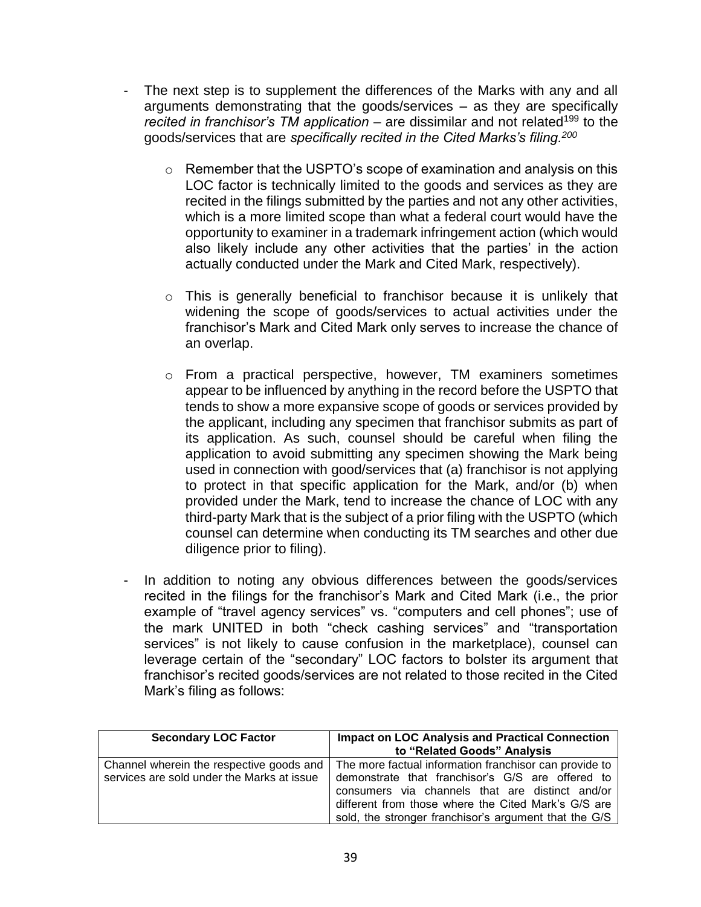- The next step is to supplement the differences of the Marks with any and all arguments demonstrating that the goods/services – as they are specifically *recited in franchisor's TM application* – are dissimilar and not related[199] to the goods/services that are *specifically recited in the Cited Marks's filing.*[200]

  - Remember that the USPTO's scope of examination and analysis on this LOC factor is technically limited to the goods and services as they are recited in the filings submitted by the parties and not any other activities, which is a more limited scope than what a federal court would have the opportunity to examiner in a trademark infringement action (which would also likely include any other activities that the parties' in the action actually conducted under the Mark and Cited Mark, respectively).

  - This is generally beneficial to franchisor because it is unlikely that widening the scope of goods/services to actual activities under the franchisor's Mark and Cited Mark only serves to increase the chance of an overlap.

  - From a practical perspective, however, TM examiners sometimes appear to be influenced by anything in the record before the USPTO that tends to show a more expansive scope of goods or services provided by the applicant, including any specimen that franchisor submits as part of its application. As such, counsel should be careful when filing the application to avoid submitting any specimen showing the Mark being used in connection with good/services that (a) franchisor is not applying to protect in that specific application for the Mark, and/or (b) when provided under the Mark, tend to increase the chance of LOC with any third-party Mark that is the subject of a prior filing with the USPTO (which counsel can determine when conducting its TM searches and other due diligence prior to filing).

- In addition to noting any obvious differences between the goods/services recited in the filings for the franchisor's Mark and Cited Mark (i.e., the prior example of "travel agency services" vs. "computers and cell phones"; use of the mark UNITED in both "check cashing services" and "transportation services" is not likely to cause confusion in the marketplace), counsel can leverage certain of the "secondary" LOC factors to bolster its argument that franchisor's recited goods/services are not related to those recited in the Cited Mark's filing as follows:

| Secondary LOC Factor | Impact on LOC Analysis and Practical Connection to "Related Goods" Analysis |
| --- | --- |
| Channel wherein the respective goods and services are sold under the Marks at issue | The more factual information franchisor can provide to demonstrate that franchisor's G/S are offered to consumers via channels that are distinct and/or different from those where the Cited Mark's G/S are sold, the stronger franchisor's argument that the G/S |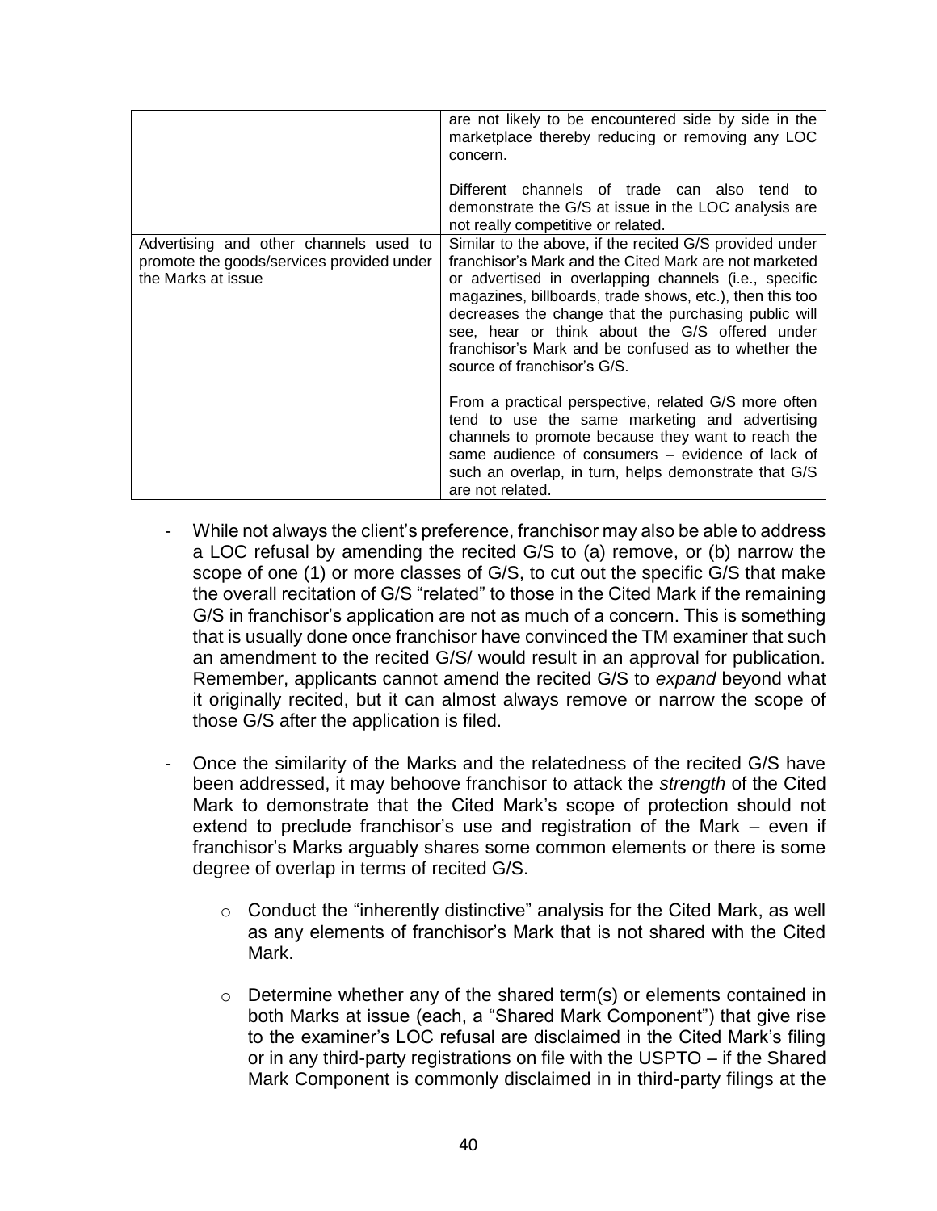| | |
|---|---|
| | are not likely to be encountered side by side in the marketplace thereby reducing or removing any LOC concern.<br><br>Different channels of trade can also tend to demonstrate the G/S at issue in the LOC analysis are not really competitive or related. |
| Advertising and other channels used to promote the goods/services provided under the Marks at issue | Similar to the above, if the recited G/S provided under franchisor's Mark and the Cited Mark are not marketed or advertised in overlapping channels (i.e., specific magazines, billboards, trade shows, etc.), then this too decreases the change that the purchasing public will see, hear or think about the G/S offered under franchisor's Mark and be confused as to whether the source of franchisor's G/S.<br><br>From a practical perspective, related G/S more often tend to use the same marketing and advertising channels to promote because they want to reach the same audience of consumers – evidence of lack of such an overlap, in turn, helps demonstrate that G/S are not related. |

- While not always the client's preference, franchisor may also be able to address a LOC refusal by amending the recited G/S to (a) remove, or (b) narrow the scope of one (1) or more classes of G/S, to cut out the specific G/S that make the overall recitation of G/S "related" to those in the Cited Mark if the remaining G/S in franchisor's application are not as much of a concern. This is something that is usually done once franchisor have convinced the TM examiner that such an amendment to the recited G/S/ would result in an approval for publication. Remember, applicants cannot amend the recited G/S to *expand* beyond what it originally recited, but it can almost always remove or narrow the scope of those G/S after the application is filed.

- Once the similarity of the Marks and the relatedness of the recited G/S have been addressed, it may behoove franchisor to attack the *strength* of the Cited Mark to demonstrate that the Cited Mark's scope of protection should not extend to preclude franchisor's use and registration of the Mark – even if franchisor's Marks arguably shares some common elements or there is some degree of overlap in terms of recited G/S.

    - Conduct the "inherently distinctive" analysis for the Cited Mark, as well as any elements of franchisor's Mark that is not shared with the Cited Mark.

    - Determine whether any of the shared term(s) or elements contained in both Marks at issue (each, a "Shared Mark Component") that give rise to the examiner's LOC refusal are disclaimed in the Cited Mark's filing or in any third-party registrations on file with the USPTO – if the Shared Mark Component is commonly disclaimed in in third-party filings at the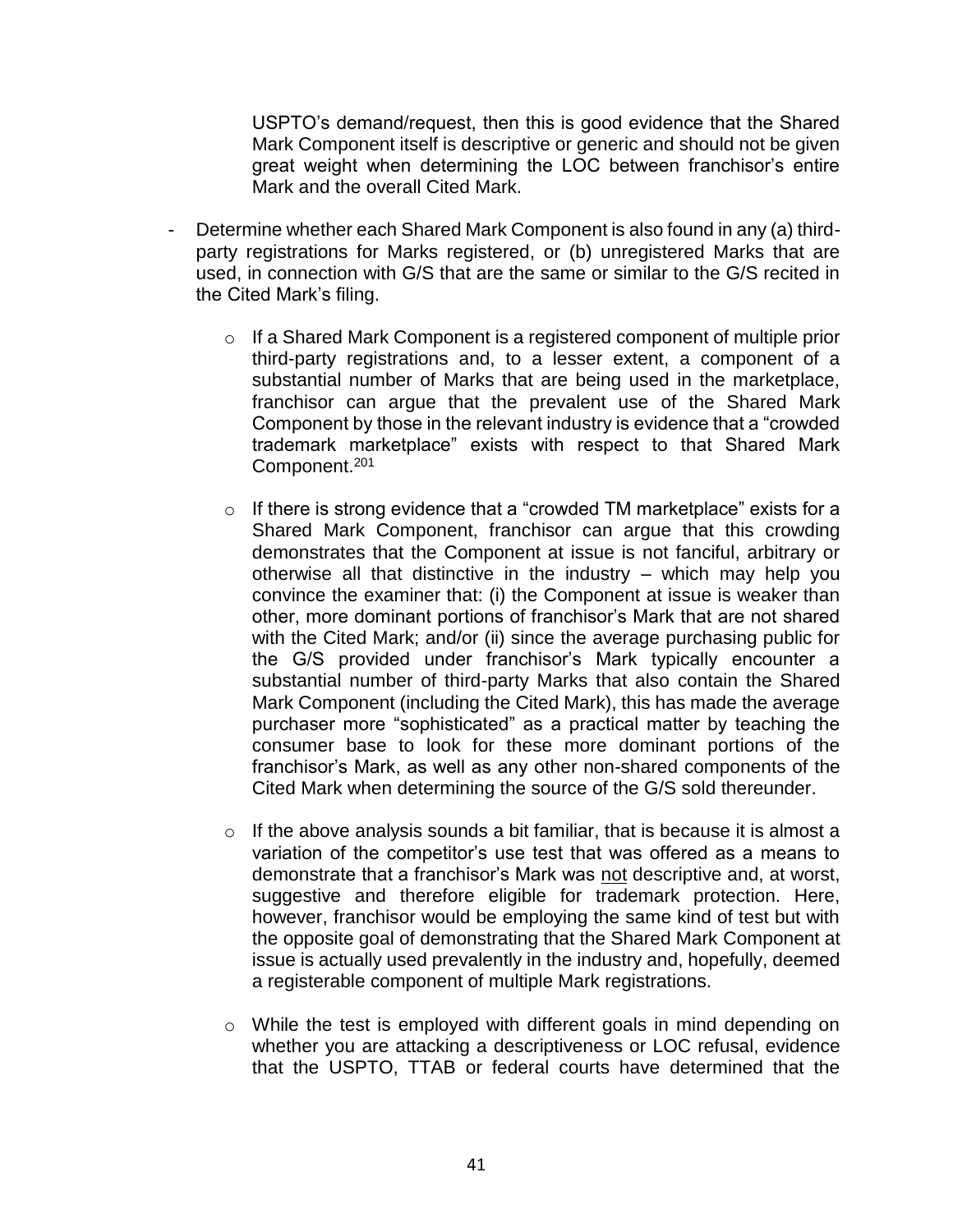USPTO's demand/request, then this is good evidence that the Shared Mark Component itself is descriptive or generic and should not be given great weight when determining the LOC between franchisor's entire Mark and the overall Cited Mark.

- Determine whether each Shared Mark Component is also found in any (a) third-party registrations for Marks registered, or (b) unregistered Marks that are used, in connection with G/S that are the same or similar to the G/S recited in the Cited Mark's filing.

  - If a Shared Mark Component is a registered component of multiple prior third-party registrations and, to a lesser extent, a component of a substantial number of Marks that are being used in the marketplace, franchisor can argue that the prevalent use of the Shared Mark Component by those in the relevant industry is evidence that a "crowded trademark marketplace" exists with respect to that Shared Mark Component.[201]

  - If there is strong evidence that a "crowded TM marketplace" exists for a Shared Mark Component, franchisor can argue that this crowding demonstrates that the Component at issue is not fanciful, arbitrary or otherwise all that distinctive in the industry – which may help you convince the examiner that: (i) the Component at issue is weaker than other, more dominant portions of franchisor's Mark that are not shared with the Cited Mark; and/or (ii) since the average purchasing public for the G/S provided under franchisor's Mark typically encounter a substantial number of third-party Marks that also contain the Shared Mark Component (including the Cited Mark), this has made the average purchaser more "sophisticated" as a practical matter by teaching the consumer base to look for these more dominant portions of the franchisor's Mark, as well as any other non-shared components of the Cited Mark when determining the source of the G/S sold thereunder.

  - If the above analysis sounds a bit familiar, that is because it is almost a variation of the competitor's use test that was offered as a means to demonstrate that a franchisor's Mark was <u>not</u> descriptive and, at worst, suggestive and therefore eligible for trademark protection. Here, however, franchisor would be employing the same kind of test but with the opposite goal of demonstrating that the Shared Mark Component at issue is actually used prevalently in the industry and, hopefully, deemed a registerable component of multiple Mark registrations.

  - While the test is employed with different goals in mind depending on whether you are attacking a descriptiveness or LOC refusal, evidence that the USPTO, TTAB or federal courts have determined that the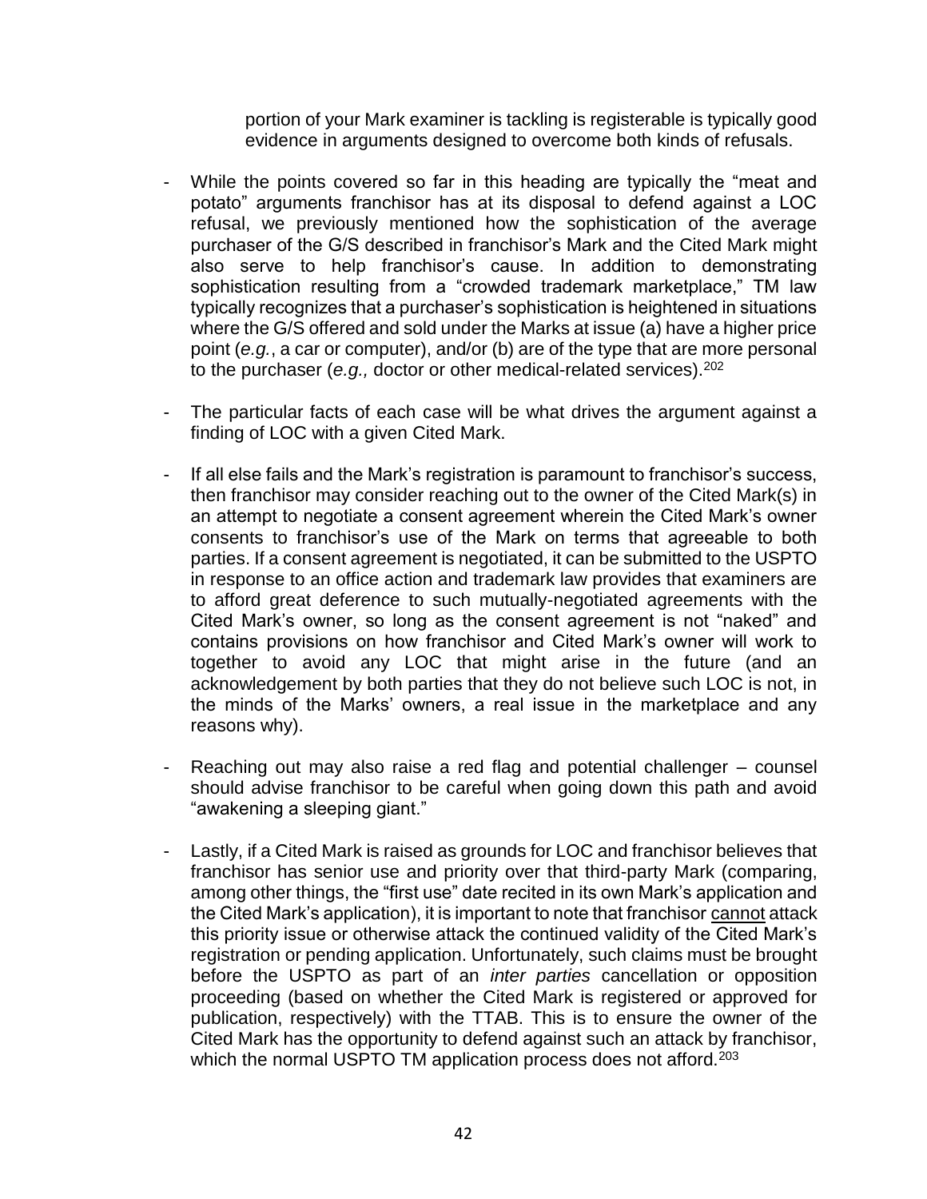portion of your Mark examiner is tackling is registerable is typically good evidence in arguments designed to overcome both kinds of refusals.

- While the points covered so far in this heading are typically the "meat and potato" arguments franchisor has at its disposal to defend against a LOC refusal, we previously mentioned how the sophistication of the average purchaser of the G/S described in franchisor's Mark and the Cited Mark might also serve to help franchisor's cause. In addition to demonstrating sophistication resulting from a "crowded trademark marketplace," TM law typically recognizes that a purchaser's sophistication is heightened in situations where the G/S offered and sold under the Marks at issue (a) have a higher price point (*e.g.*, a car or computer), and/or (b) are of the type that are more personal to the purchaser (*e.g.,* doctor or other medical-related services).[202]

- The particular facts of each case will be what drives the argument against a finding of LOC with a given Cited Mark.

- If all else fails and the Mark's registration is paramount to franchisor's success, then franchisor may consider reaching out to the owner of the Cited Mark(s) in an attempt to negotiate a consent agreement wherein the Cited Mark's owner consents to franchisor's use of the Mark on terms that agreeable to both parties. If a consent agreement is negotiated, it can be submitted to the USPTO in response to an office action and trademark law provides that examiners are to afford great deference to such mutually-negotiated agreements with the Cited Mark's owner, so long as the consent agreement is not "naked" and contains provisions on how franchisor and Cited Mark's owner will work to together to avoid any LOC that might arise in the future (and an acknowledgement by both parties that they do not believe such LOC is not, in the minds of the Marks' owners, a real issue in the marketplace and any reasons why).

- Reaching out may also raise a red flag and potential challenger – counsel should advise franchisor to be careful when going down this path and avoid "awakening a sleeping giant."

- Lastly, if a Cited Mark is raised as grounds for LOC and franchisor believes that franchisor has senior use and priority over that third-party Mark (comparing, among other things, the "first use" date recited in its own Mark's application and the Cited Mark's application), it is important to note that franchisor <u>cannot</u> attack this priority issue or otherwise attack the continued validity of the Cited Mark's registration or pending application. Unfortunately, such claims must be brought before the USPTO as part of an *inter parties* cancellation or opposition proceeding (based on whether the Cited Mark is registered or approved for publication, respectively) with the TTAB. This is to ensure the owner of the Cited Mark has the opportunity to defend against such an attack by franchisor, which the normal USPTO TM application process does not afford.[203]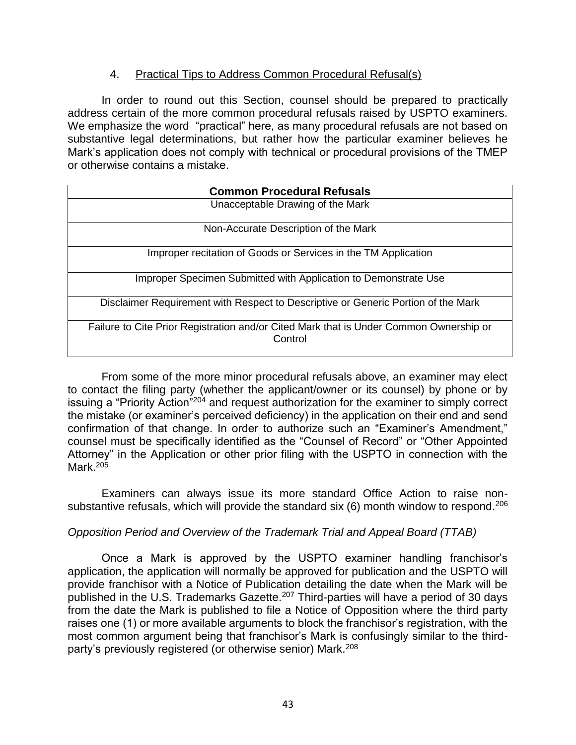### 4. Practical Tips to Address Common Procedural Refusal(s)

In order to round out this Section, counsel should be prepared to practically address certain of the more common procedural refusals raised by USPTO examiners. We emphasize the word "practical" here, as many procedural refusals are not based on substantive legal determinations, but rather how the particular examiner believes he Mark's application does not comply with technical or procedural provisions of the TMEP or otherwise contains a mistake.

| **Common Procedural Refusals** |
| --- |
| Unacceptable Drawing of the Mark |
| Non-Accurate Description of the Mark |
| Improper recitation of Goods or Services in the TM Application |
| Improper Specimen Submitted with Application to Demonstrate Use |
| Disclaimer Requirement with Respect to Descriptive or Generic Portion of the Mark |
| Failure to Cite Prior Registration and/or Cited Mark that is Under Common Ownership or Control |

From some of the more minor procedural refusals above, an examiner may elect to contact the filing party (whether the applicant/owner or its counsel) by phone or by issuing a "Priority Action"[204] and request authorization for the examiner to simply correct the mistake (or examiner's perceived deficiency) in the application on their end and send confirmation of that change. In order to authorize such an "Examiner's Amendment," counsel must be specifically identified as the "Counsel of Record" or "Other Appointed Attorney" in the Application or other prior filing with the USPTO in connection with the Mark.[205]

Examiners can always issue its more standard Office Action to raise non-substantive refusals, which will provide the standard six (6) month window to respond.[206]

*Opposition Period and Overview of the Trademark Trial and Appeal Board (TTAB)*

Once a Mark is approved by the USPTO examiner handling franchisor's application, the application will normally be approved for publication and the USPTO will provide franchisor with a Notice of Publication detailing the date when the Mark will be published in the U.S. Trademarks Gazette.[207] Third-parties will have a period of 30 days from the date the Mark is published to file a Notice of Opposition where the third party raises one (1) or more available arguments to block the franchisor's registration, with the most common argument being that franchisor's Mark is confusingly similar to the third-party's previously registered (or otherwise senior) Mark.[208]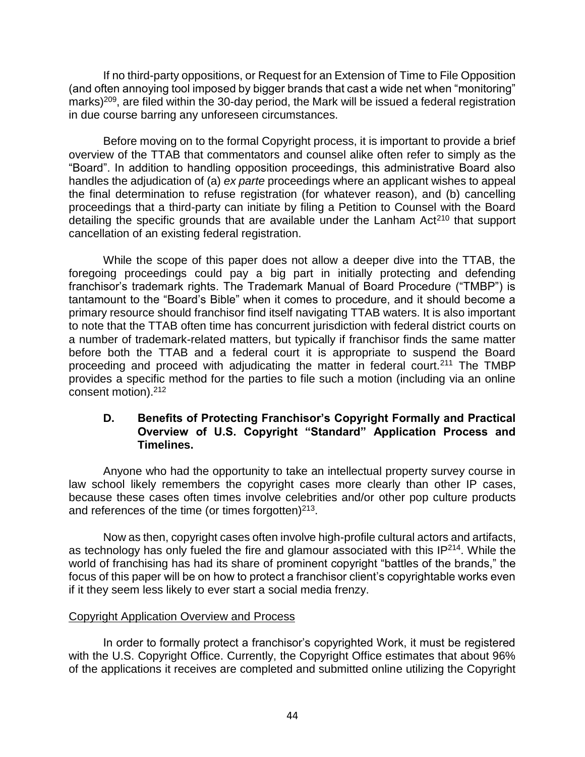If no third-party oppositions, or Request for an Extension of Time to File Opposition (and often annoying tool imposed by bigger brands that cast a wide net when "monitoring" marks)[209], are filed within the 30-day period, the Mark will be issued a federal registration in due course barring any unforeseen circumstances.

Before moving on to the formal Copyright process, it is important to provide a brief overview of the TTAB that commentators and counsel alike often refer to simply as the "Board". In addition to handling opposition proceedings, this administrative Board also handles the adjudication of (a) *ex parte* proceedings where an applicant wishes to appeal the final determination to refuse registration (for whatever reason), and (b) cancelling proceedings that a third-party can initiate by filing a Petition to Counsel with the Board detailing the specific grounds that are available under the Lanham Act[210] that support cancellation of an existing federal registration.

While the scope of this paper does not allow a deeper dive into the TTAB, the foregoing proceedings could pay a big part in initially protecting and defending franchisor's trademark rights. The Trademark Manual of Board Procedure ("TMBP") is tantamount to the "Board's Bible" when it comes to procedure, and it should become a primary resource should franchisor find itself navigating TTAB waters. It is also important to note that the TTAB often time has concurrent jurisdiction with federal district courts on a number of trademark-related matters, but typically if franchisor finds the same matter before both the TTAB and a federal court it is appropriate to suspend the Board proceeding and proceed with adjudicating the matter in federal court.[211] The TMBP provides a specific method for the parties to file such a motion (including via an online consent motion).[212]

### D. Benefits of Protecting Franchisor's Copyright Formally and Practical Overview of U.S. Copyright "Standard" Application Process and Timelines.

Anyone who had the opportunity to take an intellectual property survey course in law school likely remembers the copyright cases more clearly than other IP cases, because these cases often times involve celebrities and/or other pop culture products and references of the time (or times forgotten)[213].

Now as then, copyright cases often involve high-profile cultural actors and artifacts, as technology has only fueled the fire and glamour associated with this IP[214]. While the world of franchising has had its share of prominent copyright "battles of the brands," the focus of this paper will be on how to protect a franchisor client's copyrightable works even if it they seem less likely to ever start a social media frenzy.

Copyright Application Overview and Process

In order to formally protect a franchisor's copyrighted Work, it must be registered with the U.S. Copyright Office. Currently, the Copyright Office estimates that about 96% of the applications it receives are completed and submitted online utilizing the Copyright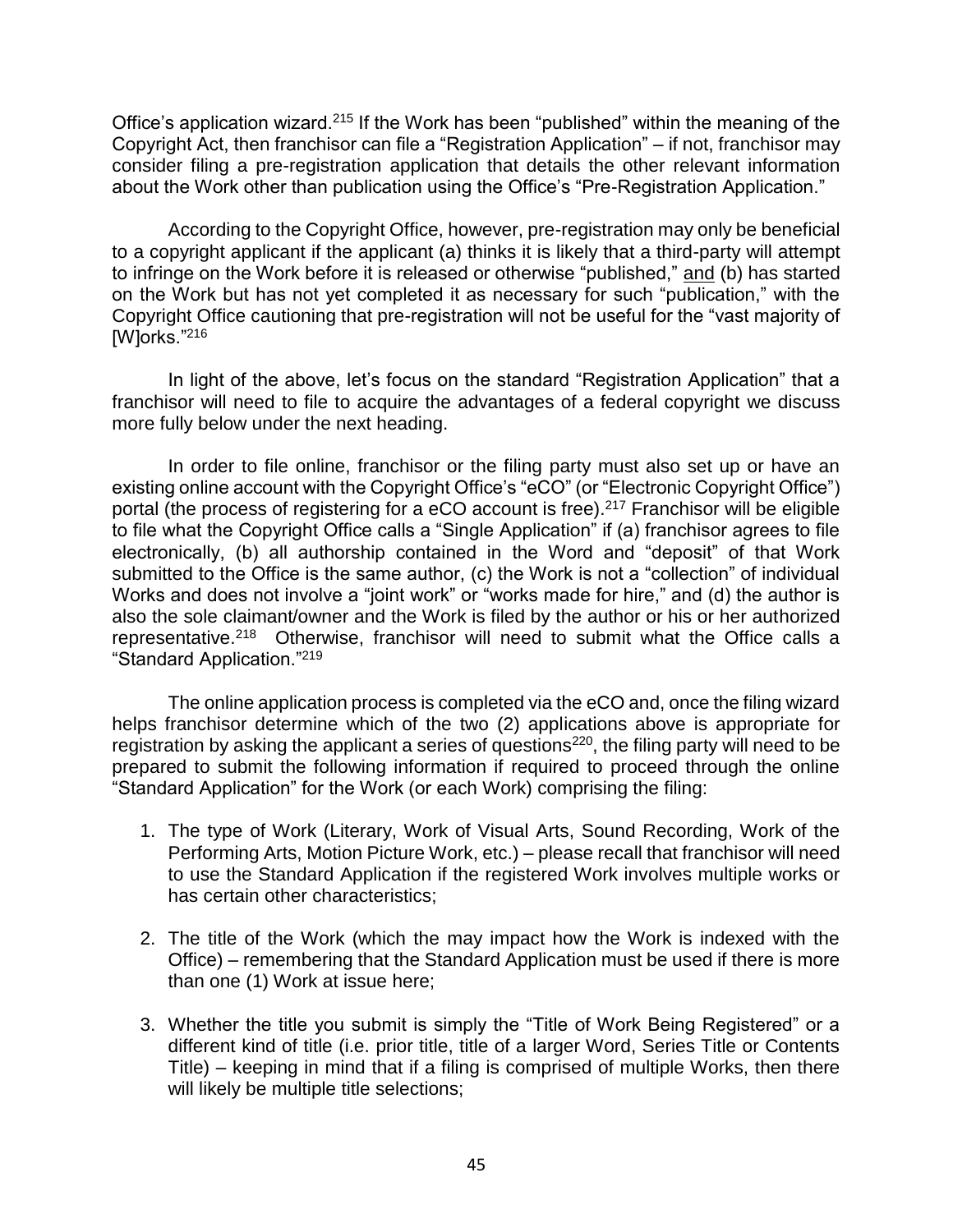Office's application wizard.[215] If the Work has been "published" within the meaning of the Copyright Act, then franchisor can file a "Registration Application" – if not, franchisor may consider filing a pre-registration application that details the other relevant information about the Work other than publication using the Office's "Pre-Registration Application."

According to the Copyright Office, however, pre-registration may only be beneficial to a copyright applicant if the applicant (a) thinks it is likely that a third-party will attempt to infringe on the Work before it is released or otherwise "published," and (b) has started on the Work but has not yet completed it as necessary for such "publication," with the Copyright Office cautioning that pre-registration will not be useful for the "vast majority of [W]orks."[216]

In light of the above, let's focus on the standard "Registration Application" that a franchisor will need to file to acquire the advantages of a federal copyright we discuss more fully below under the next heading.

In order to file online, franchisor or the filing party must also set up or have an existing online account with the Copyright Office's "eCO" (or "Electronic Copyright Office") portal (the process of registering for a eCO account is free).[217] Franchisor will be eligible to file what the Copyright Office calls a "Single Application" if (a) franchisor agrees to file electronically, (b) all authorship contained in the Word and "deposit" of that Work submitted to the Office is the same author, (c) the Work is not a "collection" of individual Works and does not involve a "joint work" or "works made for hire," and (d) the author is also the sole claimant/owner and the Work is filed by the author or his or her authorized representative.[218] Otherwise, franchisor will need to submit what the Office calls a "Standard Application."[219]

The online application process is completed via the eCO and, once the filing wizard helps franchisor determine which of the two (2) applications above is appropriate for registration by asking the applicant a series of questions[220], the filing party will need to be prepared to submit the following information if required to proceed through the online "Standard Application" for the Work (or each Work) comprising the filing:

1. The type of Work (Literary, Work of Visual Arts, Sound Recording, Work of the Performing Arts, Motion Picture Work, etc.) – please recall that franchisor will need to use the Standard Application if the registered Work involves multiple works or has certain other characteristics;

2. The title of the Work (which the may impact how the Work is indexed with the Office) – remembering that the Standard Application must be used if there is more than one (1) Work at issue here;

3. Whether the title you submit is simply the "Title of Work Being Registered" or a different kind of title (i.e. prior title, title of a larger Word, Series Title or Contents Title) – keeping in mind that if a filing is comprised of multiple Works, then there will likely be multiple title selections;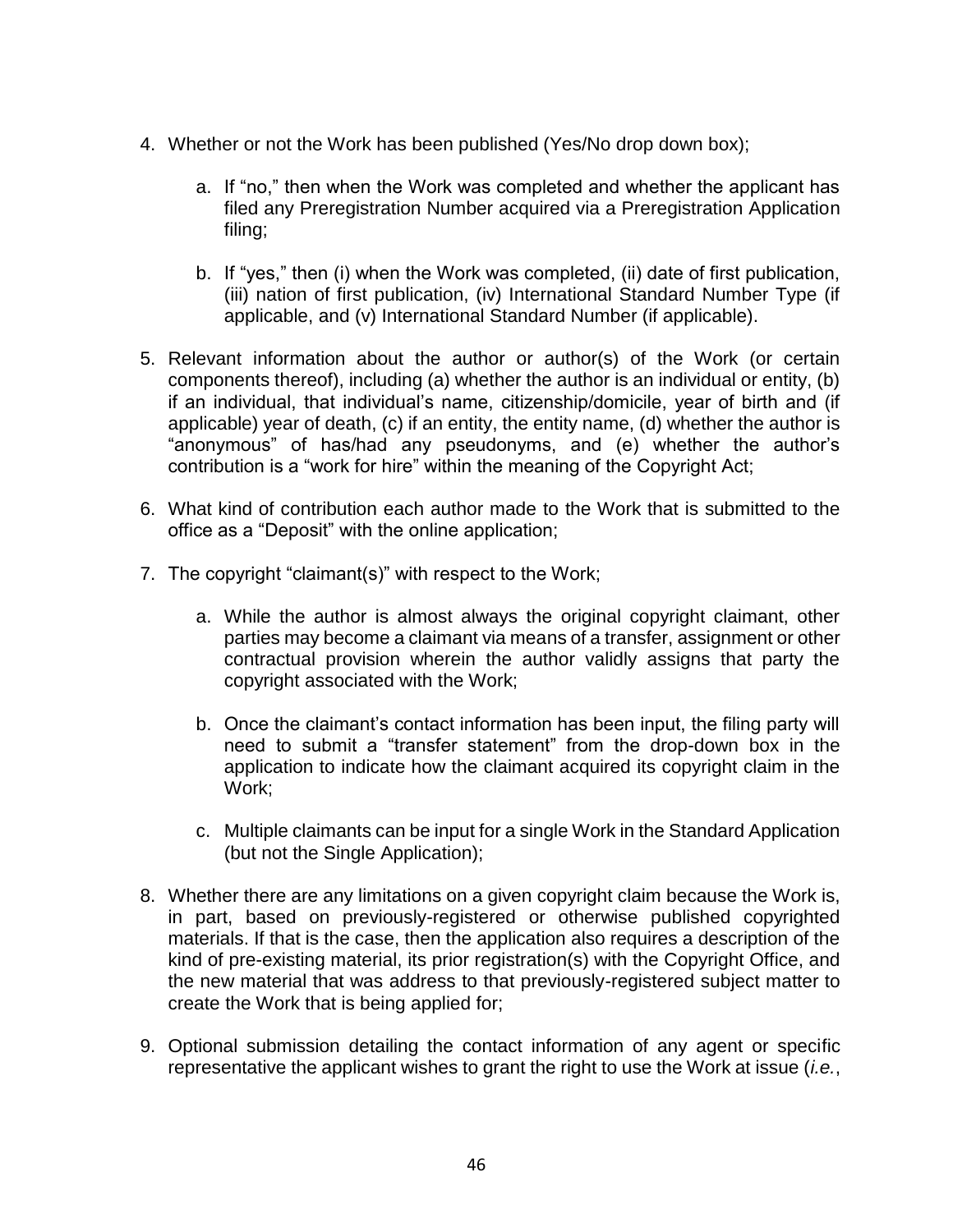4. Whether or not the Work has been published (Yes/No drop down box);

   a. If "no," then when the Work was completed and whether the applicant has filed any Preregistration Number acquired via a Preregistration Application filing;

   b. If "yes," then (i) when the Work was completed, (ii) date of first publication, (iii) nation of first publication, (iv) International Standard Number Type (if applicable, and (v) International Standard Number (if applicable).

5. Relevant information about the author or author(s) of the Work (or certain components thereof), including (a) whether the author is an individual or entity, (b) if an individual, that individual's name, citizenship/domicile, year of birth and (if applicable) year of death, (c) if an entity, the entity name, (d) whether the author is "anonymous" of has/had any pseudonyms, and (e) whether the author's contribution is a "work for hire" within the meaning of the Copyright Act;

6. What kind of contribution each author made to the Work that is submitted to the office as a "Deposit" with the online application;

7. The copyright "claimant(s)" with respect to the Work;

   a. While the author is almost always the original copyright claimant, other parties may become a claimant via means of a transfer, assignment or other contractual provision wherein the author validly assigns that party the copyright associated with the Work;

   b. Once the claimant's contact information has been input, the filing party will need to submit a "transfer statement" from the drop-down box in the application to indicate how the claimant acquired its copyright claim in the Work;

   c. Multiple claimants can be input for a single Work in the Standard Application (but not the Single Application);

8. Whether there are any limitations on a given copyright claim because the Work is, in part, based on previously-registered or otherwise published copyrighted materials. If that is the case, then the application also requires a description of the kind of pre-existing material, its prior registration(s) with the Copyright Office, and the new material that was address to that previously-registered subject matter to create the Work that is being applied for;

9. Optional submission detailing the contact information of any agent or specific representative the applicant wishes to grant the right to use the Work at issue (*i.e.*,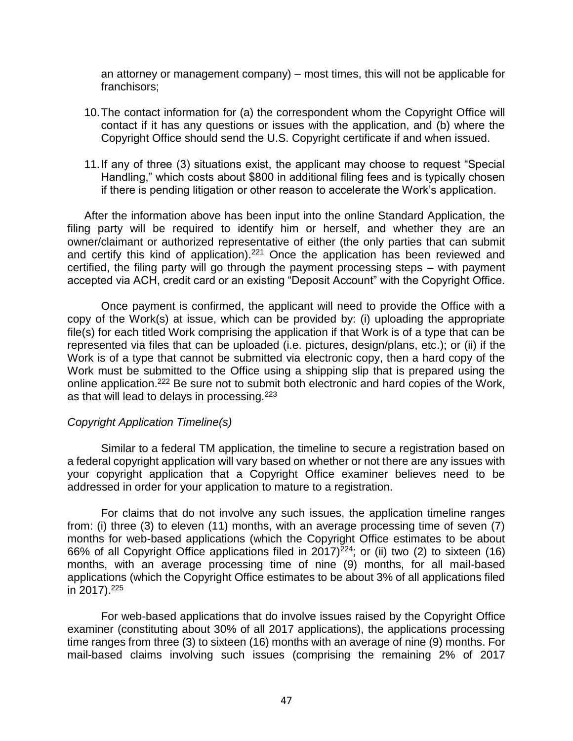an attorney or management company) – most times, this will not be applicable for franchisors;

10. The contact information for (a) the correspondent whom the Copyright Office will contact if it has any questions or issues with the application, and (b) where the Copyright Office should send the U.S. Copyright certificate if and when issued.

11. If any of three (3) situations exist, the applicant may choose to request "Special Handling," which costs about $800 in additional filing fees and is typically chosen if there is pending litigation or other reason to accelerate the Work's application.

After the information above has been input into the online Standard Application, the filing party will be required to identify him or herself, and whether they are an owner/claimant or authorized representative of either (the only parties that can submit and certify this kind of application).[221] Once the application has been reviewed and certified, the filing party will go through the payment processing steps – with payment accepted via ACH, credit card or an existing "Deposit Account" with the Copyright Office.

Once payment is confirmed, the applicant will need to provide the Office with a copy of the Work(s) at issue, which can be provided by: (i) uploading the appropriate file(s) for each titled Work comprising the application if that Work is of a type that can be represented via files that can be uploaded (i.e. pictures, design/plans, etc.); or (ii) if the Work is of a type that cannot be submitted via electronic copy, then a hard copy of the Work must be submitted to the Office using a shipping slip that is prepared using the online application.[222] Be sure not to submit both electronic and hard copies of the Work, as that will lead to delays in processing.[223]

*Copyright Application Timeline(s)*

Similar to a federal TM application, the timeline to secure a registration based on a federal copyright application will vary based on whether or not there are any issues with your copyright application that a Copyright Office examiner believes need to be addressed in order for your application to mature to a registration.

For claims that do not involve any such issues, the application timeline ranges from: (i) three (3) to eleven (11) months, with an average processing time of seven (7) months for web-based applications (which the Copyright Office estimates to be about 66% of all Copyright Office applications filed in 2017)[224]; or (ii) two (2) to sixteen (16) months, with an average processing time of nine (9) months, for all mail-based applications (which the Copyright Office estimates to be about 3% of all applications filed in 2017).[225]

For web-based applications that do involve issues raised by the Copyright Office examiner (constituting about 30% of all 2017 applications), the applications processing time ranges from three (3) to sixteen (16) months with an average of nine (9) months. For mail-based claims involving such issues (comprising the remaining 2% of 2017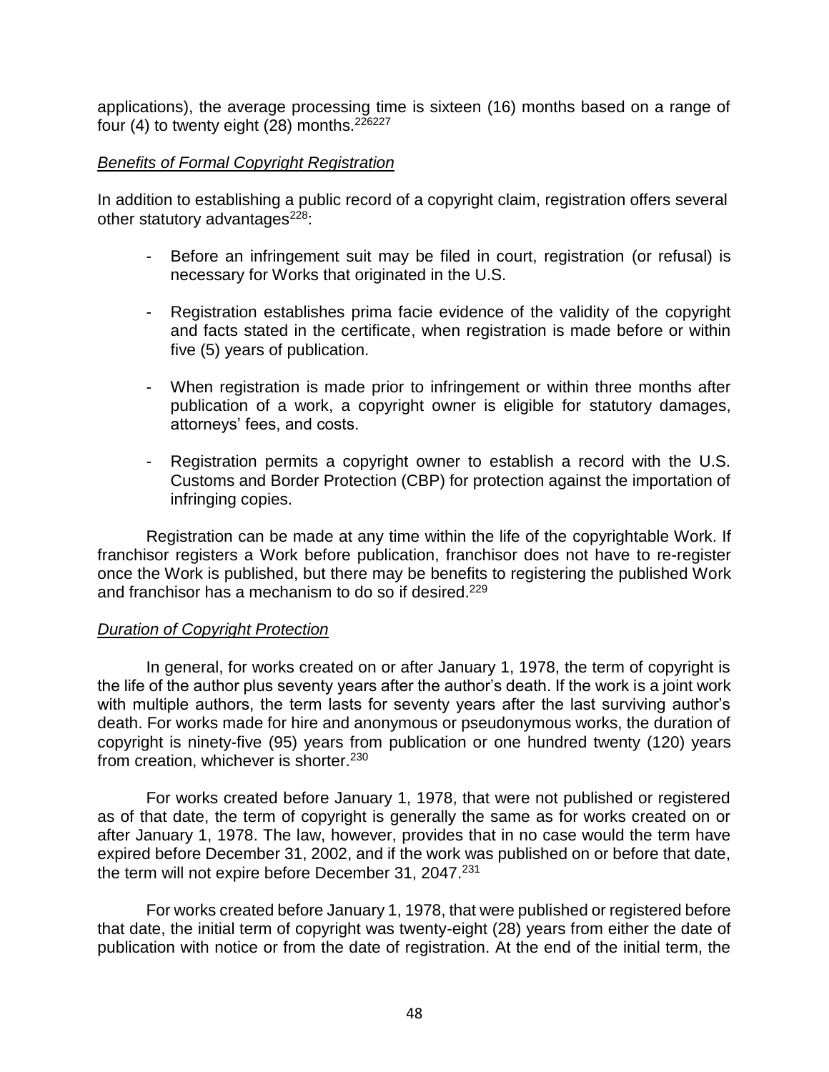applications), the average processing time is sixteen (16) months based on a range of four (4) to twenty eight (28) months.[226][227]

*Benefits of Formal Copyright Registration*

In addition to establishing a public record of a copyright claim, registration offers several other statutory advantages[228]:

- Before an infringement suit may be filed in court, registration (or refusal) is necessary for Works that originated in the U.S.

- Registration establishes prima facie evidence of the validity of the copyright and facts stated in the certificate, when registration is made before or within five (5) years of publication.

- When registration is made prior to infringement or within three months after publication of a work, a copyright owner is eligible for statutory damages, attorneys' fees, and costs.

- Registration permits a copyright owner to establish a record with the U.S. Customs and Border Protection (CBP) for protection against the importation of infringing copies.

Registration can be made at any time within the life of the copyrightable Work. If franchisor registers a Work before publication, franchisor does not have to re-register once the Work is published, but there may be benefits to registering the published Work and franchisor has a mechanism to do so if desired.[229]

*Duration of Copyright Protection*

In general, for works created on or after January 1, 1978, the term of copyright is the life of the author plus seventy years after the author's death. If the work is a joint work with multiple authors, the term lasts for seventy years after the last surviving author's death. For works made for hire and anonymous or pseudonymous works, the duration of copyright is ninety-five (95) years from publication or one hundred twenty (120) years from creation, whichever is shorter.[230]

For works created before January 1, 1978, that were not published or registered as of that date, the term of copyright is generally the same as for works created on or after January 1, 1978. The law, however, provides that in no case would the term have expired before December 31, 2002, and if the work was published on or before that date, the term will not expire before December 31, 2047.[231]

For works created before January 1, 1978, that were published or registered before that date, the initial term of copyright was twenty-eight (28) years from either the date of publication with notice or from the date of registration. At the end of the initial term, the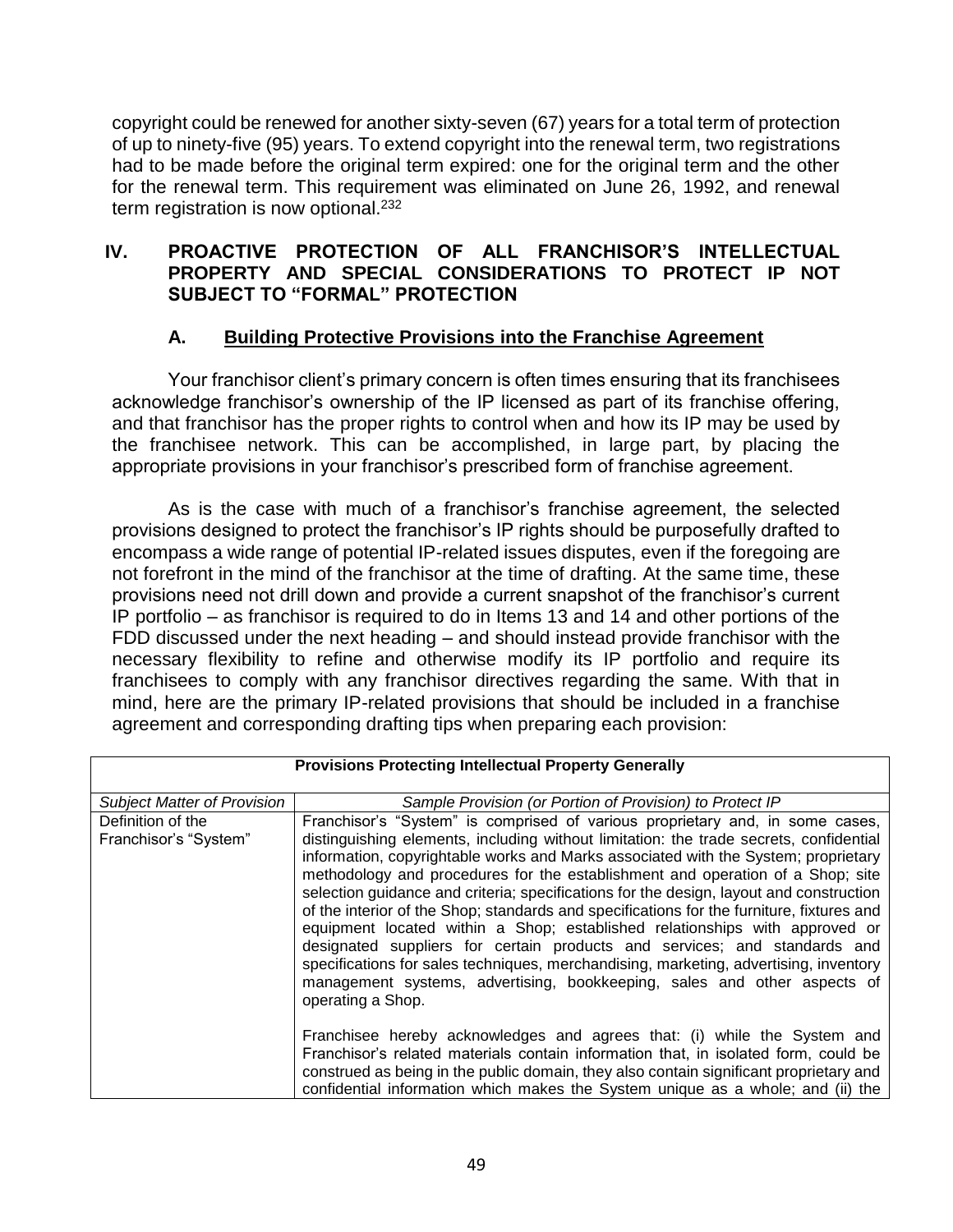copyright could be renewed for another sixty-seven (67) years for a total term of protection of up to ninety-five (95) years. To extend copyright into the renewal term, two registrations had to be made before the original term expired: one for the original term and the other for the renewal term. This requirement was eliminated on June 26, 1992, and renewal term registration is now optional.[232]

## IV. PROACTIVE PROTECTION OF ALL FRANCHISOR'S INTELLECTUAL PROPERTY AND SPECIAL CONSIDERATIONS TO PROTECT IP NOT SUBJECT TO "FORMAL" PROTECTION

### A. Building Protective Provisions into the Franchise Agreement

Your franchisor client's primary concern is often times ensuring that its franchisees acknowledge franchisor's ownership of the IP licensed as part of its franchise offering, and that franchisor has the proper rights to control when and how its IP may be used by the franchisee network. This can be accomplished, in large part, by placing the appropriate provisions in your franchisor's prescribed form of franchise agreement.

As is the case with much of a franchisor's franchise agreement, the selected provisions designed to protect the franchisor's IP rights should be purposefully drafted to encompass a wide range of potential IP-related issues disputes, even if the foregoing are not forefront in the mind of the franchisor at the time of drafting. At the same time, these provisions need not drill down and provide a current snapshot of the franchisor's current IP portfolio – as franchisor is required to do in Items 13 and 14 and other portions of the FDD discussed under the next heading – and should instead provide franchisor with the necessary flexibility to refine and otherwise modify its IP portfolio and require its franchisees to comply with any franchisor directives regarding the same. With that in mind, here are the primary IP-related provisions that should be included in a franchise agreement and corresponding drafting tips when preparing each provision:

| **Provisions Protecting Intellectual Property Generally** | |
|---|---|
| *Subject Matter of Provision* | *Sample Provision (or Portion of Provision) to Protect IP* |
| Definition of the Franchisor's "System" | Franchisor's "System" is comprised of various proprietary and, in some cases, distinguishing elements, including without limitation: the trade secrets, confidential information, copyrightable works and Marks associated with the System; proprietary methodology and procedures for the establishment and operation of a Shop; site selection guidance and criteria; specifications for the design, layout and construction of the interior of the Shop; standards and specifications for the furniture, fixtures and equipment located within a Shop; established relationships with approved or designated suppliers for certain products and services; and standards and specifications for sales techniques, merchandising, marketing, advertising, inventory management systems, advertising, bookkeeping, sales and other aspects of operating a Shop.<br><br>Franchisee hereby acknowledges and agrees that: (i) while the System and Franchisor's related materials contain information that, in isolated form, could be construed as being in the public domain, they also contain significant proprietary and confidential information which makes the System unique as a whole; and (ii) the |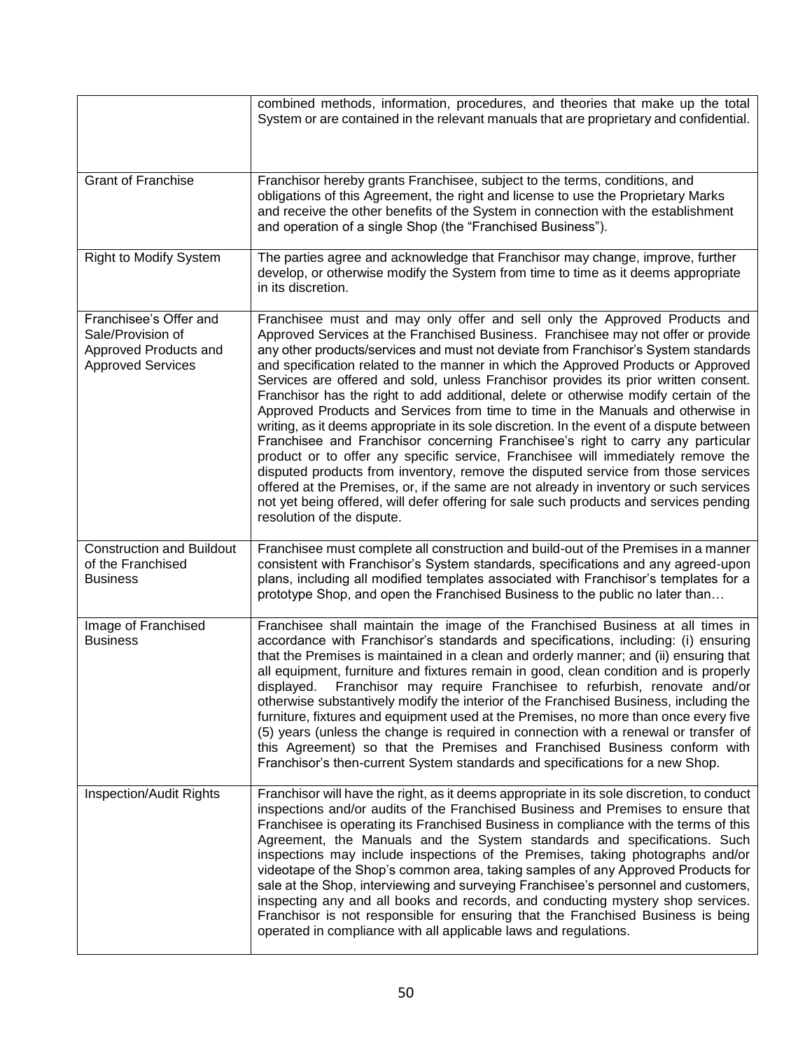| | |
|---|---|
| | combined methods, information, procedures, and theories that make up the total System or are contained in the relevant manuals that are proprietary and confidential. |
| Grant of Franchise | Franchisor hereby grants Franchisee, subject to the terms, conditions, and obligations of this Agreement, the right and license to use the Proprietary Marks and receive the other benefits of the System in connection with the establishment and operation of a single Shop (the "Franchised Business"). |
| Right to Modify System | The parties agree and acknowledge that Franchisor may change, improve, further develop, or otherwise modify the System from time to time as it deems appropriate in its discretion. |
| Franchisee's Offer and Sale/Provision of Approved Products and Approved Services | Franchisee must and may only offer and sell only the Approved Products and Approved Services at the Franchised Business. Franchisee may not offer or provide any other products/services and must not deviate from Franchisor's System standards and specification related to the manner in which the Approved Products or Approved Services are offered and sold, unless Franchisor provides its prior written consent. Franchisor has the right to add additional, delete or otherwise modify certain of the Approved Products and Services from time to time in the Manuals and otherwise in writing, as it deems appropriate in its sole discretion. In the event of a dispute between Franchisee and Franchisor concerning Franchisee's right to carry any particular product or to offer any specific service, Franchisee will immediately remove the disputed products from inventory, remove the disputed service from those services offered at the Premises, or, if the same are not already in inventory or such services not yet being offered, will defer offering for sale such products and services pending resolution of the dispute. |
| Construction and Buildout of the Franchised Business | Franchisee must complete all construction and build-out of the Premises in a manner consistent with Franchisor's System standards, specifications and any agreed-upon plans, including all modified templates associated with Franchisor's templates for a prototype Shop, and open the Franchised Business to the public no later than… |
| Image of Franchised Business | Franchisee shall maintain the image of the Franchised Business at all times in accordance with Franchisor's standards and specifications, including: (i) ensuring that the Premises is maintained in a clean and orderly manner; and (ii) ensuring that all equipment, furniture and fixtures remain in good, clean condition and is properly displayed. Franchisor may require Franchisee to refurbish, renovate and/or otherwise substantively modify the interior of the Franchised Business, including the furniture, fixtures and equipment used at the Premises, no more than once every five (5) years (unless the change is required in connection with a renewal or transfer of this Agreement) so that the Premises and Franchised Business conform with Franchisor's then-current System standards and specifications for a new Shop. |
| Inspection/Audit Rights | Franchisor will have the right, as it deems appropriate in its sole discretion, to conduct inspections and/or audits of the Franchised Business and Premises to ensure that Franchisee is operating its Franchised Business in compliance with the terms of this Agreement, the Manuals and the System standards and specifications. Such inspections may include inspections of the Premises, taking photographs and/or videotape of the Shop's common area, taking samples of any Approved Products for sale at the Shop, interviewing and surveying Franchisee's personnel and customers, inspecting any and all books and records, and conducting mystery shop services. Franchisor is not responsible for ensuring that the Franchised Business is being operated in compliance with all applicable laws and regulations. |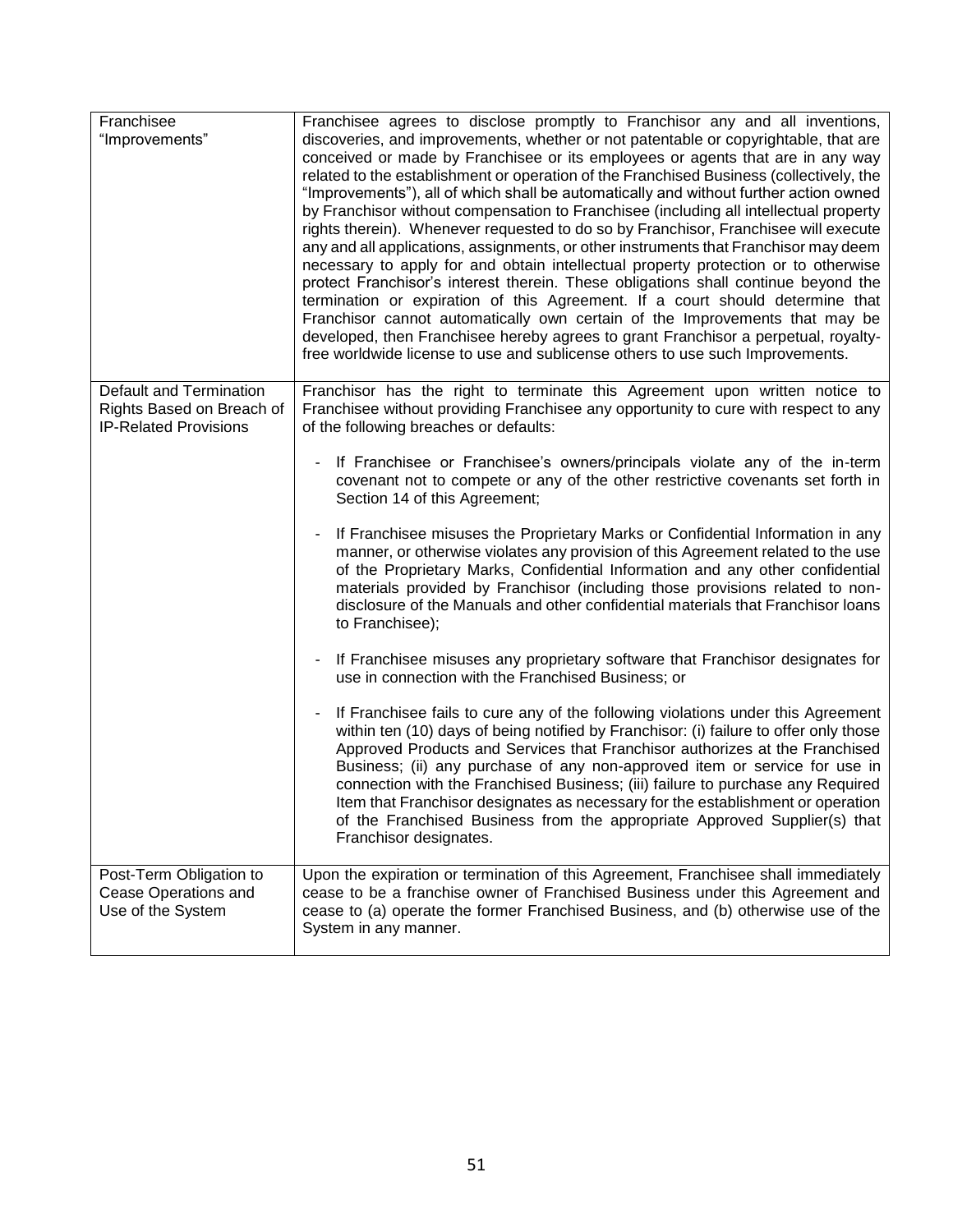| | |
|---|---|
| Franchisee "Improvements" | Franchisee agrees to disclose promptly to Franchisor any and all inventions, discoveries, and improvements, whether or not patentable or copyrightable, that are conceived or made by Franchisee or its employees or agents that are in any way related to the establishment or operation of the Franchised Business (collectively, the "Improvements"), all of which shall be automatically and without further action owned by Franchisor without compensation to Franchisee (including all intellectual property rights therein). Whenever requested to do so by Franchisor, Franchisee will execute any and all applications, assignments, or other instruments that Franchisor may deem necessary to apply for and obtain intellectual property protection or to otherwise protect Franchisor's interest therein. These obligations shall continue beyond the termination or expiration of this Agreement. If a court should determine that Franchisor cannot automatically own certain of the Improvements that may be developed, then Franchisee hereby agrees to grant Franchisor a perpetual, royalty-free worldwide license to use and sublicense others to use such Improvements. |
| Default and Termination Rights Based on Breach of IP-Related Provisions | Franchisor has the right to terminate this Agreement upon written notice to Franchisee without providing Franchisee any opportunity to cure with respect to any of the following breaches or defaults:<br><br>- If Franchisee or Franchisee's owners/principals violate any of the in-term covenant not to compete or any of the other restrictive covenants set forth in Section 14 of this Agreement;<br><br>- If Franchisee misuses the Proprietary Marks or Confidential Information in any manner, or otherwise violates any provision of this Agreement related to the use of the Proprietary Marks, Confidential Information and any other confidential materials provided by Franchisor (including those provisions related to non-disclosure of the Manuals and other confidential materials that Franchisor loans to Franchisee);<br><br>- If Franchisee misuses any proprietary software that Franchisor designates for use in connection with the Franchised Business; or<br><br>- If Franchisee fails to cure any of the following violations under this Agreement within ten (10) days of being notified by Franchisor: (i) failure to offer only those Approved Products and Services that Franchisor authorizes at the Franchised Business; (ii) any purchase of any non-approved item or service for use in connection with the Franchised Business; (iii) failure to purchase any Required Item that Franchisor designates as necessary for the establishment or operation of the Franchised Business from the appropriate Approved Supplier(s) that Franchisor designates. |
| Post-Term Obligation to Cease Operations and Use of the System | Upon the expiration or termination of this Agreement, Franchisee shall immediately cease to be a franchise owner of Franchised Business under this Agreement and cease to (a) operate the former Franchised Business, and (b) otherwise use of the System in any manner. |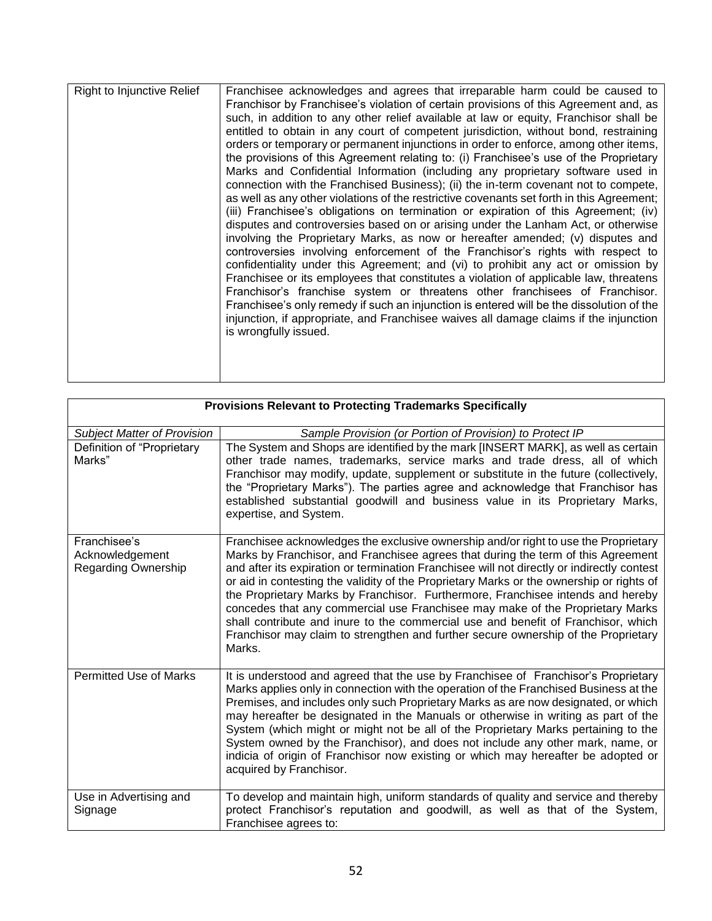| Right to Injunctive Relief | Franchisee acknowledges and agrees that irreparable harm could be caused to Franchisor by Franchisee's violation of certain provisions of this Agreement and, as such, in addition to any other relief available at law or equity, Franchisor shall be entitled to obtain in any court of competent jurisdiction, without bond, restraining orders or temporary or permanent injunctions in order to enforce, among other items, the provisions of this Agreement relating to: (i) Franchisee's use of the Proprietary Marks and Confidential Information (including any proprietary software used in connection with the Franchised Business); (ii) the in-term covenant not to compete, as well as any other violations of the restrictive covenants set forth in this Agreement; (iii) Franchisee's obligations on termination or expiration of this Agreement; (iv) disputes and controversies based on or arising under the Lanham Act, or otherwise involving the Proprietary Marks, as now or hereafter amended; (v) disputes and controversies involving enforcement of the Franchisor's rights with respect to confidentiality under this Agreement; and (vi) to prohibit any act or omission by Franchisee or its employees that constitutes a violation of applicable law, threatens Franchisor's franchise system or threatens other franchisees of Franchisor. Franchisee's only remedy if such an injunction is entered will be the dissolution of the injunction, if appropriate, and Franchisee waives all damage claims if the injunction is wrongfully issued. |
|---|---|

| **Provisions Relevant to Protecting Trademarks Specifically** | |
|---|---|
| *Subject Matter of Provision* | *Sample Provision (or Portion of Provision) to Protect IP* |
| Definition of "Proprietary Marks" | The System and Shops are identified by the mark [INSERT MARK], as well as certain other trade names, trademarks, service marks and trade dress, all of which Franchisor may modify, update, supplement or substitute in the future (collectively, the "Proprietary Marks"). The parties agree and acknowledge that Franchisor has established substantial goodwill and business value in its Proprietary Marks, expertise, and System. |
| Franchisee's Acknowledgement Regarding Ownership | Franchisee acknowledges the exclusive ownership and/or right to use the Proprietary Marks by Franchisor, and Franchisee agrees that during the term of this Agreement and after its expiration or termination Franchisee will not directly or indirectly contest or aid in contesting the validity of the Proprietary Marks or the ownership or rights of the Proprietary Marks by Franchisor. Furthermore, Franchisee intends and hereby concedes that any commercial use Franchisee may make of the Proprietary Marks shall contribute and inure to the commercial use and benefit of Franchisor, which Franchisor may claim to strengthen and further secure ownership of the Proprietary Marks. |
| Permitted Use of Marks | It is understood and agreed that the use by Franchisee of Franchisor's Proprietary Marks applies only in connection with the operation of the Franchised Business at the Premises, and includes only such Proprietary Marks as are now designated, or which may hereafter be designated in the Manuals or otherwise in writing as part of the System (which might or might not be all of the Proprietary Marks pertaining to the System owned by the Franchisor), and does not include any other mark, name, or indicia of origin of Franchisor now existing or which may hereafter be adopted or acquired by Franchisor. |
| Use in Advertising and Signage | To develop and maintain high, uniform standards of quality and service and thereby protect Franchisor's reputation and goodwill, as well as that of the System, Franchisee agrees to: |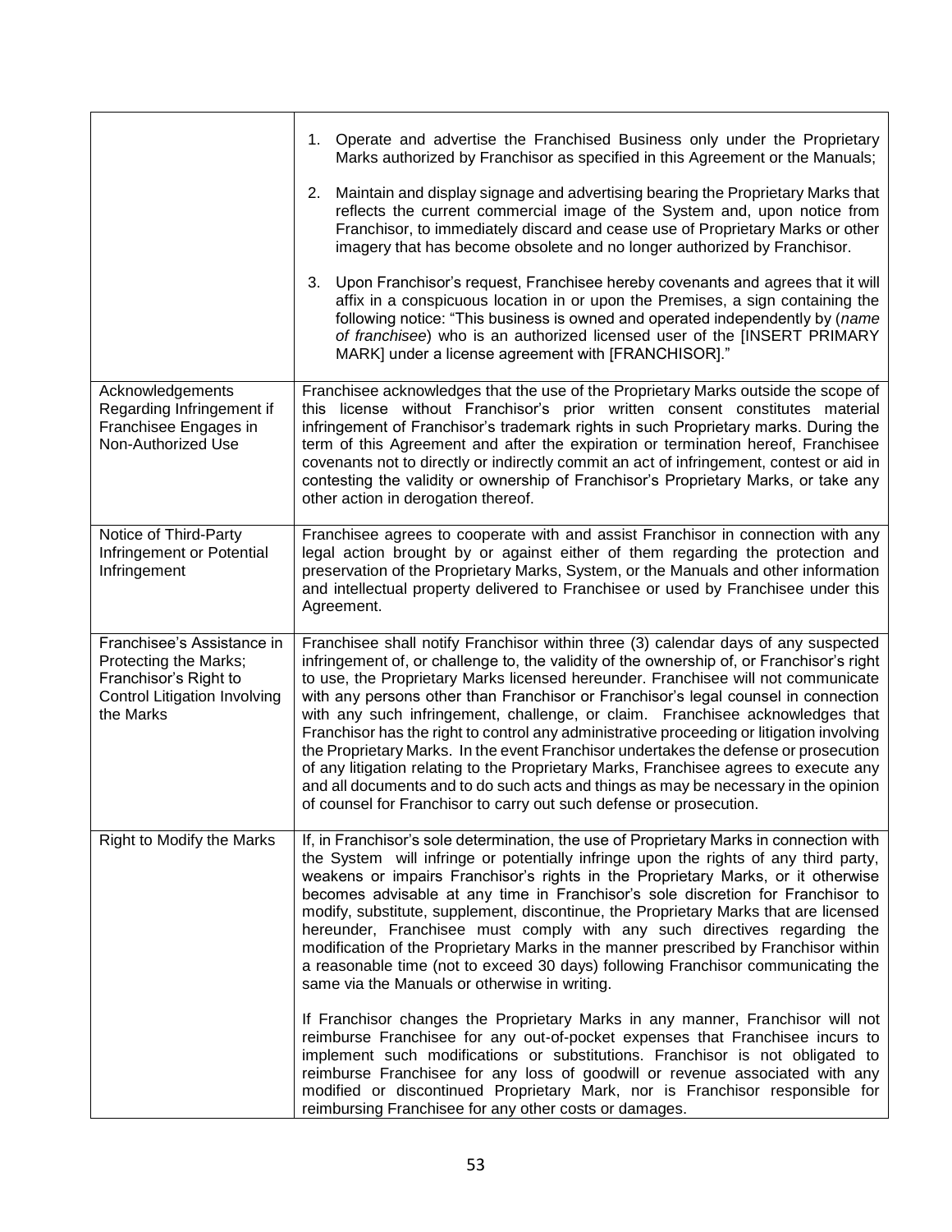| | |
|---|---|
| | 1. Operate and advertise the Franchised Business only under the Proprietary Marks authorized by Franchisor as specified in this Agreement or the Manuals;<br><br>2. Maintain and display signage and advertising bearing the Proprietary Marks that reflects the current commercial image of the System and, upon notice from Franchisor, to immediately discard and cease use of Proprietary Marks or other imagery that has become obsolete and no longer authorized by Franchisor.<br><br>3. Upon Franchisor's request, Franchisee hereby covenants and agrees that it will affix in a conspicuous location in or upon the Premises, a sign containing the following notice: "This business is owned and operated independently by (*name of franchisee*) who is an authorized licensed user of the [INSERT PRIMARY MARK] under a license agreement with [FRANCHISOR]." |
| Acknowledgements Regarding Infringement if Franchisee Engages in Non-Authorized Use | Franchisee acknowledges that the use of the Proprietary Marks outside the scope of this license without Franchisor's prior written consent constitutes material infringement of Franchisor's trademark rights in such Proprietary marks. During the term of this Agreement and after the expiration or termination hereof, Franchisee covenants not to directly or indirectly commit an act of infringement, contest or aid in contesting the validity or ownership of Franchisor's Proprietary Marks, or take any other action in derogation thereof. |
| Notice of Third-Party Infringement or Potential Infringement | Franchisee agrees to cooperate with and assist Franchisor in connection with any legal action brought by or against either of them regarding the protection and preservation of the Proprietary Marks, System, or the Manuals and other information and intellectual property delivered to Franchisee or used by Franchisee under this Agreement. |
| Franchisee's Assistance in Protecting the Marks; Franchisor's Right to Control Litigation Involving the Marks | Franchisee shall notify Franchisor within three (3) calendar days of any suspected infringement of, or challenge to, the validity of the ownership of, or Franchisor's right to use, the Proprietary Marks licensed hereunder. Franchisee will not communicate with any persons other than Franchisor or Franchisor's legal counsel in connection with any such infringement, challenge, or claim. Franchisee acknowledges that Franchisor has the right to control any administrative proceeding or litigation involving the Proprietary Marks. In the event Franchisor undertakes the defense or prosecution of any litigation relating to the Proprietary Marks, Franchisee agrees to execute any and all documents and to do such acts and things as may be necessary in the opinion of counsel for Franchisor to carry out such defense or prosecution. |
| Right to Modify the Marks | If, in Franchisor's sole determination, the use of Proprietary Marks in connection with the System will infringe or potentially infringe upon the rights of any third party, weakens or impairs Franchisor's rights in the Proprietary Marks, or it otherwise becomes advisable at any time in Franchisor's sole discretion for Franchisor to modify, substitute, supplement, discontinue, the Proprietary Marks that are licensed hereunder, Franchisee must comply with any such directives regarding the modification of the Proprietary Marks in the manner prescribed by Franchisor within a reasonable time (not to exceed 30 days) following Franchisor communicating the same via the Manuals or otherwise in writing.<br><br>If Franchisor changes the Proprietary Marks in any manner, Franchisor will not reimburse Franchisee for any out-of-pocket expenses that Franchisee incurs to implement such modifications or substitutions. Franchisor is not obligated to reimburse Franchisee for any loss of goodwill or revenue associated with any modified or discontinued Proprietary Mark, nor is Franchisor responsible for reimbursing Franchisee for any other costs or damages. |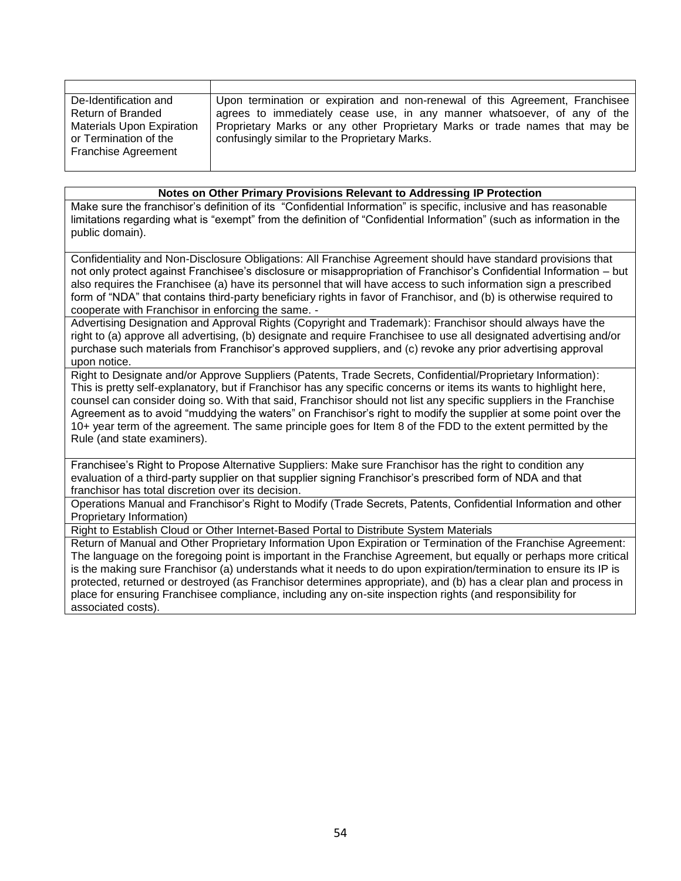| | |
|---|---|
| De-Identification and Return of Branded Materials Upon Expiration or Termination of the Franchise Agreement | Upon termination or expiration and non-renewal of this Agreement, Franchisee agrees to immediately cease use, in any manner whatsoever, of any of the Proprietary Marks or any other Proprietary Marks or trade names that may be confusingly similar to the Proprietary Marks. |

| **Notes on Other Primary Provisions Relevant to Addressing IP Protection** |
|---|
| Make sure the franchisor's definition of its "Confidential Information" is specific, inclusive and has reasonable limitations regarding what is "exempt" from the definition of "Confidential Information" (such as information in the public domain). |
| Confidentiality and Non-Disclosure Obligations: All Franchise Agreement should have standard provisions that not only protect against Franchisee's disclosure or misappropriation of Franchisor's Confidential Information – but also requires the Franchisee (a) have its personnel that will have access to such information sign a prescribed form of "NDA" that contains third-party beneficiary rights in favor of Franchisor, and (b) is otherwise required to cooperate with Franchisor in enforcing the same. - |
| Advertising Designation and Approval Rights (Copyright and Trademark): Franchisor should always have the right to (a) approve all advertising, (b) designate and require Franchisee to use all designated advertising and/or purchase such materials from Franchisor's approved suppliers, and (c) revoke any prior advertising approval upon notice. |
| Right to Designate and/or Approve Suppliers (Patents, Trade Secrets, Confidential/Proprietary Information): This is pretty self-explanatory, but if Franchisor has any specific concerns or items its wants to highlight here, counsel can consider doing so. With that said, Franchisor should not list any specific suppliers in the Franchise Agreement as to avoid "muddying the waters" on Franchisor's right to modify the supplier at some point over the 10+ year term of the agreement. The same principle goes for Item 8 of the FDD to the extent permitted by the Rule (and state examiners). |
| Franchisee's Right to Propose Alternative Suppliers: Make sure Franchisor has the right to condition any evaluation of a third-party supplier on that supplier signing Franchisor's prescribed form of NDA and that franchisor has total discretion over its decision. |
| Operations Manual and Franchisor's Right to Modify (Trade Secrets, Patents, Confidential Information and other Proprietary Information) |
| Right to Establish Cloud or Other Internet-Based Portal to Distribute System Materials |
| Return of Manual and Other Proprietary Information Upon Expiration or Termination of the Franchise Agreement: The language on the foregoing point is important in the Franchise Agreement, but equally or perhaps more critical is the making sure Franchisor (a) understands what it needs to do upon expiration/termination to ensure its IP is protected, returned or destroyed (as Franchisor determines appropriate), and (b) has a clear plan and process in place for ensuring Franchisee compliance, including any on-site inspection rights (and responsibility for associated costs). |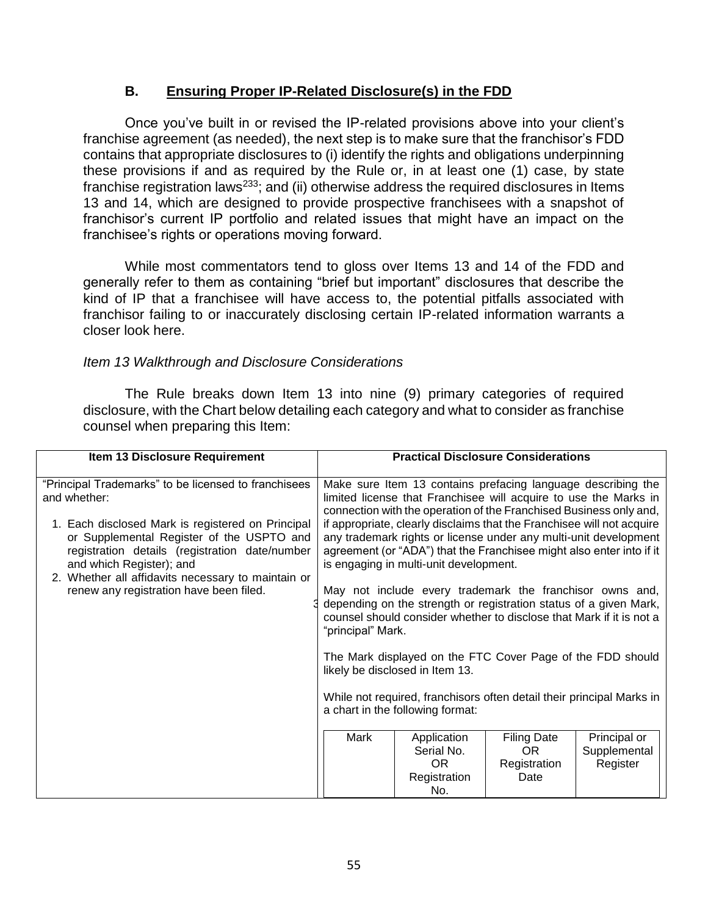### B. Ensuring Proper IP-Related Disclosure(s) in the FDD

Once you've built in or revised the IP-related provisions above into your client's franchise agreement (as needed), the next step is to make sure that the franchisor's FDD contains that appropriate disclosures to (i) identify the rights and obligations underpinning these provisions if and as required by the Rule or, in at least one (1) case, by state franchise registration laws[233]; and (ii) otherwise address the required disclosures in Items 13 and 14, which are designed to provide prospective franchisees with a snapshot of franchisor's current IP portfolio and related issues that might have an impact on the franchisee's rights or operations moving forward.

While most commentators tend to gloss over Items 13 and 14 of the FDD and generally refer to them as containing "brief but important" disclosures that describe the kind of IP that a franchisee will have access to, the potential pitfalls associated with franchisor failing to or inaccurately disclosing certain IP-related information warrants a closer look here.

*Item 13 Walkthrough and Disclosure Considerations*

The Rule breaks down Item 13 into nine (9) primary categories of required disclosure, with the Chart below detailing each category and what to consider as franchise counsel when preparing this Item:

| Item 13 Disclosure Requirement | Practical Disclosure Considerations |
|---|---|
| "Principal Trademarks" to be licensed to franchisees and whether:<br><br>1. Each disclosed Mark is registered on Principal or Supplemental Register of the USPTO and registration details (registration date/number and which Register); and<br>2. Whether all affidavits necessary to maintain or renew any registration have been filed. | Make sure Item 13 contains prefacing language describing the limited license that Franchisee will acquire to use the Marks in connection with the operation of the Franchised Business only and, if appropriate, clearly disclaims that the Franchisee will not acquire any trademark rights or license under any multi-unit development agreement (or "ADA") that the Franchisee might also enter into if it is engaging in multi-unit development.<br><br>May not include every trademark the franchisor owns and, depending on the strength or registration status of a given Mark, counsel should consider whether to disclose that Mark if it is not a "principal" Mark.<br><br>The Mark displayed on the FTC Cover Page of the FDD should likely be disclosed in Item 13.<br><br>While not required, franchisors often detail their principal Marks in a chart in the following format:<br><br>Mark \| Application Serial No. OR Registration No. \| Filing Date OR Registration Date \| Principal or Supplemental Register |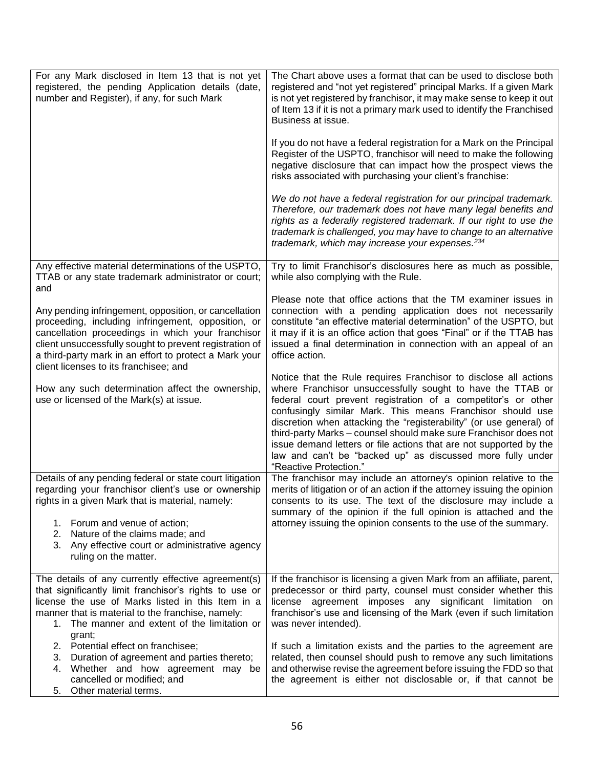| | |
|---|---|
| For any Mark disclosed in Item 13 that is not yet registered, the pending Application details (date, number and Register), if any, for such Mark | The Chart above uses a format that can be used to disclose both registered and "not yet registered" principal Marks. If a given Mark is not yet registered by franchisor, it may make sense to keep it out of Item 13 if it is not a primary mark used to identify the Franchised Business at issue.<br><br>If you do not have a federal registration for a Mark on the Principal Register of the USPTO, franchisor will need to make the following negative disclosure that can impact how the prospect views the risks associated with purchasing your client's franchise:<br><br>*We do not have a federal registration for our principal trademark. Therefore, our trademark does not have many legal benefits and rights as a federally registered trademark. If our right to use the trademark is challenged, you may have to change to an alternative trademark, which may increase your expenses.*[234] |
| Any effective material determinations of the USPTO, TTAB or any state trademark administrator or court; and<br><br>Any pending infringement, opposition, or cancellation proceeding, including infringement, opposition, or cancellation proceedings in which your franchisor client unsuccessfully sought to prevent registration of a third-party mark in an effort to protect a Mark your client licenses to its franchisee; and<br><br>How any such determination affect the ownership, use or licensed of the Mark(s) at issue. | Try to limit Franchisor's disclosures here as much as possible, while also complying with the Rule.<br><br>Please note that office actions that the TM examiner issues in connection with a pending application does not necessarily constitute "an effective material determination" of the USPTO, but it may if it is an office action that goes "Final" or if the TTAB has issued a final determination in connection with an appeal of an office action.<br><br>Notice that the Rule requires Franchisor to disclose all actions where Franchisor unsuccessfully sought to have the TTAB or federal court prevent registration of a competitor's or other confusingly similar Mark. This means Franchisor should use discretion when attacking the "registerability" (or use general) of third-party Marks – counsel should make sure Franchisor does not issue demand letters or file actions that are not supported by the law and can't be "backed up" as discussed more fully under "Reactive Protection." |
| Details of any pending federal or state court litigation regarding your franchisor client's use or ownership rights in a given Mark that is material, namely:<br><br>1. Forum and venue of action;<br>2. Nature of the claims made; and<br>3. Any effective court or administrative agency ruling on the matter. | The franchisor may include an attorney's opinion relative to the merits of litigation or of an action if the attorney issuing the opinion consents to its use. The text of the disclosure may include a summary of the opinion if the full opinion is attached and the attorney issuing the opinion consents to the use of the summary. |
| The details of any currently effective agreement(s) that significantly limit franchisor's rights to use or license the use of Marks listed in this Item in a manner that is material to the franchise, namely:<br>1. The manner and extent of the limitation or grant;<br>2. Potential effect on franchisee;<br>3. Duration of agreement and parties thereto;<br>4. Whether and how agreement may be cancelled or modified; and<br>5. Other material terms. | If the franchisor is licensing a given Mark from an affiliate, parent, predecessor or third party, counsel must consider whether this license agreement imposes any significant limitation on franchisor's use and licensing of the Mark (even if such limitation was never intended).<br><br>If such a limitation exists and the parties to the agreement are related, then counsel should push to remove any such limitations and otherwise revise the agreement before issuing the FDD so that the agreement is either not disclosable or, if that cannot be |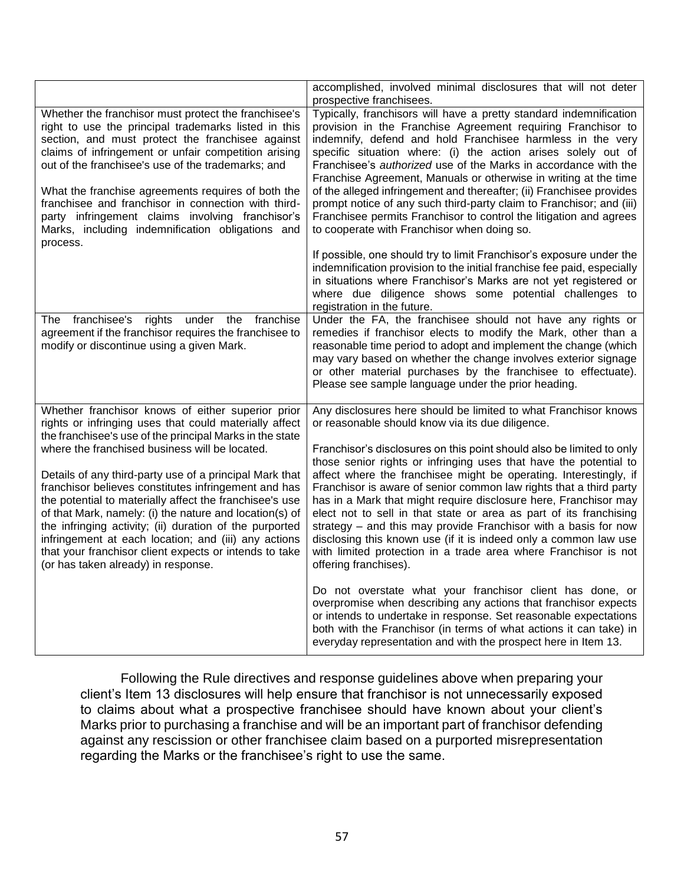| | |
|---|---|
| | accomplished, involved minimal disclosures that will not deter prospective franchisees. |
| Whether the franchisor must protect the franchisee's right to use the principal trademarks listed in this section, and must protect the franchisee against claims of infringement or unfair competition arising out of the franchisee's use of the trademarks; and<br><br>What the franchise agreements requires of both the franchisee and franchisor in connection with third-party infringement claims involving franchisor's Marks, including indemnification obligations and process. | Typically, franchisors will have a pretty standard indemnification provision in the Franchise Agreement requiring Franchisor to indemnify, defend and hold Franchisee harmless in the very specific situation where: (i) the action arises solely out of Franchisee's *authorized* use of the Marks in accordance with the Franchise Agreement, Manuals or otherwise in writing at the time of the alleged infringement and thereafter; (ii) Franchisee provides prompt notice of any such third-party claim to Franchisor; and (iii) Franchisee permits Franchisor to control the litigation and agrees to cooperate with Franchisor when doing so.<br><br>If possible, one should try to limit Franchisor's exposure under the indemnification provision to the initial franchise fee paid, especially in situations where Franchisor's Marks are not yet registered or where due diligence shows some potential challenges to registration in the future. |
| The franchisee's rights under the franchise agreement if the franchisor requires the franchisee to modify or discontinue using a given Mark. | Under the FA, the franchisee should not have any rights or remedies if franchisor elects to modify the Mark, other than a reasonable time period to adopt and implement the change (which may vary based on whether the change involves exterior signage or other material purchases by the franchisee to effectuate). Please see sample language under the prior heading. |
| Whether franchisor knows of either superior prior rights or infringing uses that could materially affect the franchisee's use of the principal Marks in the state where the franchised business will be located.<br><br>Details of any third-party use of a principal Mark that franchisor believes constitutes infringement and has the potential to materially affect the franchisee's use of that Mark, namely: (i) the nature and location(s) of the infringing activity; (ii) duration of the purported infringement at each location; and (iii) any actions that your franchisor client expects or intends to take (or has taken already) in response. | Any disclosures here should be limited to what Franchisor knows or reasonable should know via its due diligence.<br><br>Franchisor's disclosures on this point should also be limited to only those senior rights or infringing uses that have the potential to affect where the franchisee might be operating. Interestingly, if Franchisor is aware of senior common law rights that a third party has in a Mark that might require disclosure here, Franchisor may elect not to sell in that state or area as part of its franchising strategy – and this may provide Franchisor with a basis for now disclosing this known use (if it is indeed only a common law use with limited protection in a trade area where Franchisor is not offering franchises).<br><br>Do not overstate what your franchisor client has done, or overpromise when describing any actions that franchisor expects or intends to undertake in response. Set reasonable expectations both with the Franchisor (in terms of what actions it can take) in everyday representation and with the prospect here in Item 13. |

Following the Rule directives and response guidelines above when preparing your client's Item 13 disclosures will help ensure that franchisor is not unnecessarily exposed to claims about what a prospective franchisee should have known about your client's Marks prior to purchasing a franchise and will be an important part of franchisor defending against any rescission or other franchisee claim based on a purported misrepresentation regarding the Marks or the franchisee's right to use the same.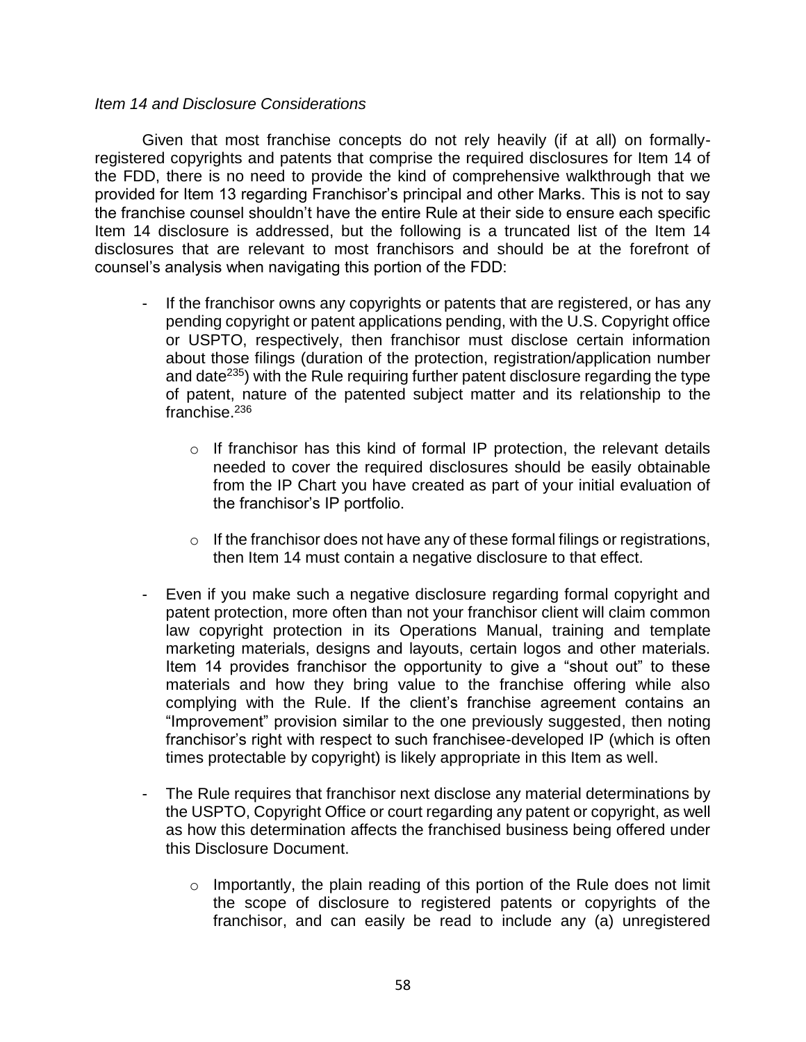*Item 14 and Disclosure Considerations*

Given that most franchise concepts do not rely heavily (if at all) on formally-registered copyrights and patents that comprise the required disclosures for Item 14 of the FDD, there is no need to provide the kind of comprehensive walkthrough that we provided for Item 13 regarding Franchisor's principal and other Marks. This is not to say the franchise counsel shouldn't have the entire Rule at their side to ensure each specific Item 14 disclosure is addressed, but the following is a truncated list of the Item 14 disclosures that are relevant to most franchisors and should be at the forefront of counsel's analysis when navigating this portion of the FDD:

- If the franchisor owns any copyrights or patents that are registered, or has any pending copyright or patent applications pending, with the U.S. Copyright office or USPTO, respectively, then franchisor must disclose certain information about those filings (duration of the protection, registration/application number and date[235]) with the Rule requiring further patent disclosure regarding the type of patent, nature of the patented subject matter and its relationship to the franchise.[236]
    - If franchisor has this kind of formal IP protection, the relevant details needed to cover the required disclosures should be easily obtainable from the IP Chart you have created as part of your initial evaluation of the franchisor's IP portfolio.
    - If the franchisor does not have any of these formal filings or registrations, then Item 14 must contain a negative disclosure to that effect.
- Even if you make such a negative disclosure regarding formal copyright and patent protection, more often than not your franchisor client will claim common law copyright protection in its Operations Manual, training and template marketing materials, designs and layouts, certain logos and other materials. Item 14 provides franchisor the opportunity to give a "shout out" to these materials and how they bring value to the franchise offering while also complying with the Rule. If the client's franchise agreement contains an "Improvement" provision similar to the one previously suggested, then noting franchisor's right with respect to such franchisee-developed IP (which is often times protectable by copyright) is likely appropriate in this Item as well.
- The Rule requires that franchisor next disclose any material determinations by the USPTO, Copyright Office or court regarding any patent or copyright, as well as how this determination affects the franchised business being offered under this Disclosure Document.
    - Importantly, the plain reading of this portion of the Rule does not limit the scope of disclosure to registered patents or copyrights of the franchisor, and can easily be read to include any (a) unregistered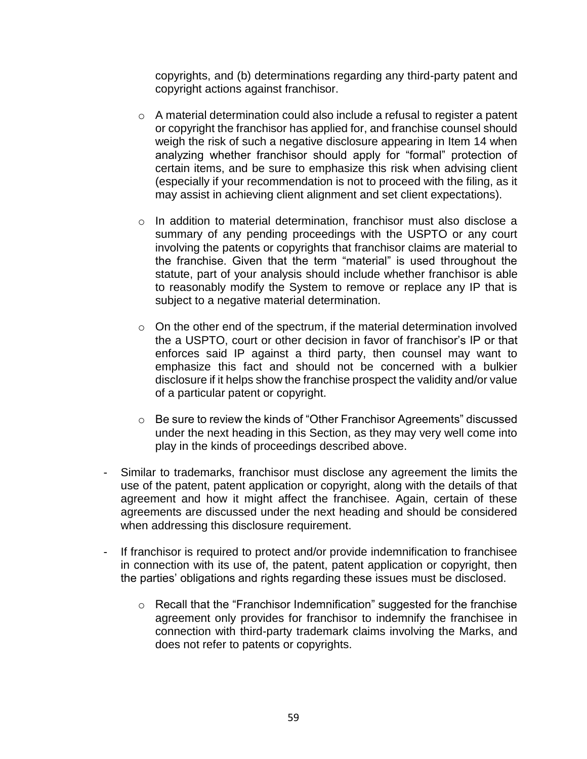copyrights, and (b) determinations regarding any third-party patent and copyright actions against franchisor.

    - A material determination could also include a refusal to register a patent or copyright the franchisor has applied for, and franchise counsel should weigh the risk of such a negative disclosure appearing in Item 14 when analyzing whether franchisor should apply for "formal" protection of certain items, and be sure to emphasize this risk when advising client (especially if your recommendation is not to proceed with the filing, as it may assist in achieving client alignment and set client expectations).

    - In addition to material determination, franchisor must also disclose a summary of any pending proceedings with the USPTO or any court involving the patents or copyrights that franchisor claims are material to the franchise. Given that the term "material" is used throughout the statute, part of your analysis should include whether franchisor is able to reasonably modify the System to remove or replace any IP that is subject to a negative material determination.

    - On the other end of the spectrum, if the material determination involved the a USPTO, court or other decision in favor of franchisor's IP or that enforces said IP against a third party, then counsel may want to emphasize this fact and should not be concerned with a bulkier disclosure if it helps show the franchise prospect the validity and/or value of a particular patent or copyright.

    - Be sure to review the kinds of "Other Franchisor Agreements" discussed under the next heading in this Section, as they may very well come into play in the kinds of proceedings described above.

- Similar to trademarks, franchisor must disclose any agreement the limits the use of the patent, patent application or copyright, along with the details of that agreement and how it might affect the franchisee. Again, certain of these agreements are discussed under the next heading and should be considered when addressing this disclosure requirement.

- If franchisor is required to protect and/or provide indemnification to franchisee in connection with its use of, the patent, patent application or copyright, then the parties' obligations and rights regarding these issues must be disclosed.

    - Recall that the "Franchisor Indemnification" suggested for the franchise agreement only provides for franchisor to indemnify the franchisee in connection with third-party trademark claims involving the Marks, and does not refer to patents or copyrights.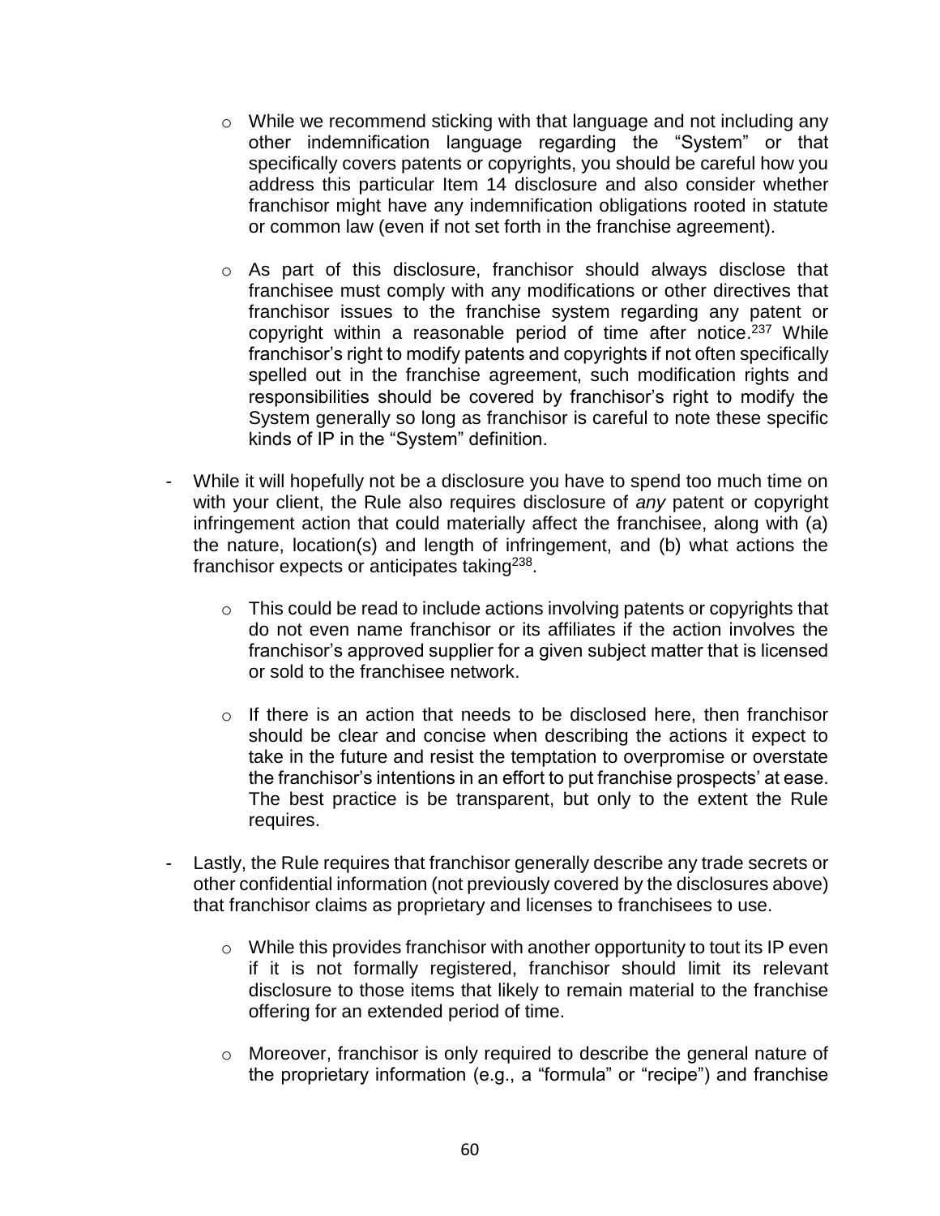- While we recommend sticking with that language and not including any other indemnification language regarding the "System" or that specifically covers patents or copyrights, you should be careful how you address this particular Item 14 disclosure and also consider whether franchisor might have any indemnification obligations rooted in statute or common law (even if not set forth in the franchise agreement).

  - As part of this disclosure, franchisor should always disclose that franchisee must comply with any modifications or other directives that franchisor issues to the franchise system regarding any patent or copyright within a reasonable period of time after notice.[237] While franchisor's right to modify patents and copyrights if not often specifically spelled out in the franchise agreement, such modification rights and responsibilities should be covered by franchisor's right to modify the System generally so long as franchisor is careful to note these specific kinds of IP in the "System" definition.

- While it will hopefully not be a disclosure you have to spend too much time on with your client, the Rule also requires disclosure of *any* patent or copyright infringement action that could materially affect the franchisee, along with (a) the nature, location(s) and length of infringement, and (b) what actions the franchisor expects or anticipates taking[238].

  - This could be read to include actions involving patents or copyrights that do not even name franchisor or its affiliates if the action involves the franchisor's approved supplier for a given subject matter that is licensed or sold to the franchisee network.

  - If there is an action that needs to be disclosed here, then franchisor should be clear and concise when describing the actions it expect to take in the future and resist the temptation to overpromise or overstate the franchisor's intentions in an effort to put franchise prospects' at ease. The best practice is be transparent, but only to the extent the Rule requires.

- Lastly, the Rule requires that franchisor generally describe any trade secrets or other confidential information (not previously covered by the disclosures above) that franchisor claims as proprietary and licenses to franchisees to use.

  - While this provides franchisor with another opportunity to tout its IP even if it is not formally registered, franchisor should limit its relevant disclosure to those items that likely to remain material to the franchise offering for an extended period of time.

  - Moreover, franchisor is only required to describe the general nature of the proprietary information (e.g., a "formula" or "recipe") and franchise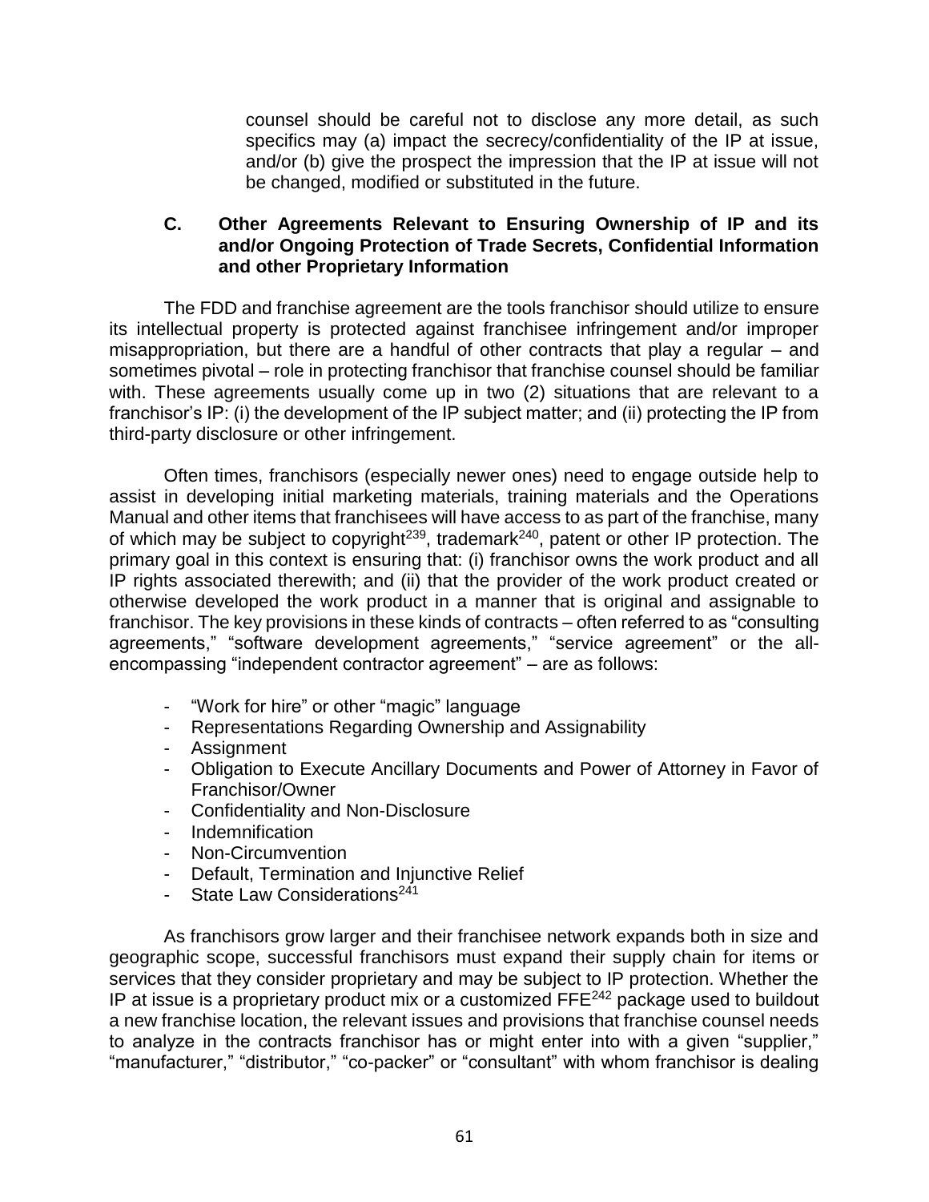counsel should be careful not to disclose any more detail, as such specifics may (a) impact the secrecy/confidentiality of the IP at issue, and/or (b) give the prospect the impression that the IP at issue will not be changed, modified or substituted in the future.

### C. Other Agreements Relevant to Ensuring Ownership of IP and its and/or Ongoing Protection of Trade Secrets, Confidential Information and other Proprietary Information

The FDD and franchise agreement are the tools franchisor should utilize to ensure its intellectual property is protected against franchisee infringement and/or improper misappropriation, but there are a handful of other contracts that play a regular – and sometimes pivotal – role in protecting franchisor that franchise counsel should be familiar with. These agreements usually come up in two (2) situations that are relevant to a franchisor's IP: (i) the development of the IP subject matter; and (ii) protecting the IP from third-party disclosure or other infringement.

Often times, franchisors (especially newer ones) need to engage outside help to assist in developing initial marketing materials, training materials and the Operations Manual and other items that franchisees will have access to as part of the franchise, many of which may be subject to copyright[239], trademark[240], patent or other IP protection. The primary goal in this context is ensuring that: (i) franchisor owns the work product and all IP rights associated therewith; and (ii) that the provider of the work product created or otherwise developed the work product in a manner that is original and assignable to franchisor. The key provisions in these kinds of contracts – often referred to as "consulting agreements," "software development agreements," "service agreement" or the all-encompassing "independent contractor agreement" – are as follows:

- "Work for hire" or other "magic" language
- Representations Regarding Ownership and Assignability
- Assignment
- Obligation to Execute Ancillary Documents and Power of Attorney in Favor of Franchisor/Owner
- Confidentiality and Non-Disclosure
- Indemnification
- Non-Circumvention
- Default, Termination and Injunctive Relief
- State Law Considerations[241]

As franchisors grow larger and their franchisee network expands both in size and geographic scope, successful franchisors must expand their supply chain for items or services that they consider proprietary and may be subject to IP protection. Whether the IP at issue is a proprietary product mix or a customized FFE[242] package used to buildout a new franchise location, the relevant issues and provisions that franchise counsel needs to analyze in the contracts franchisor has or might enter into with a given "supplier," "manufacturer," "distributor," "co-packer" or "consultant" with whom franchisor is dealing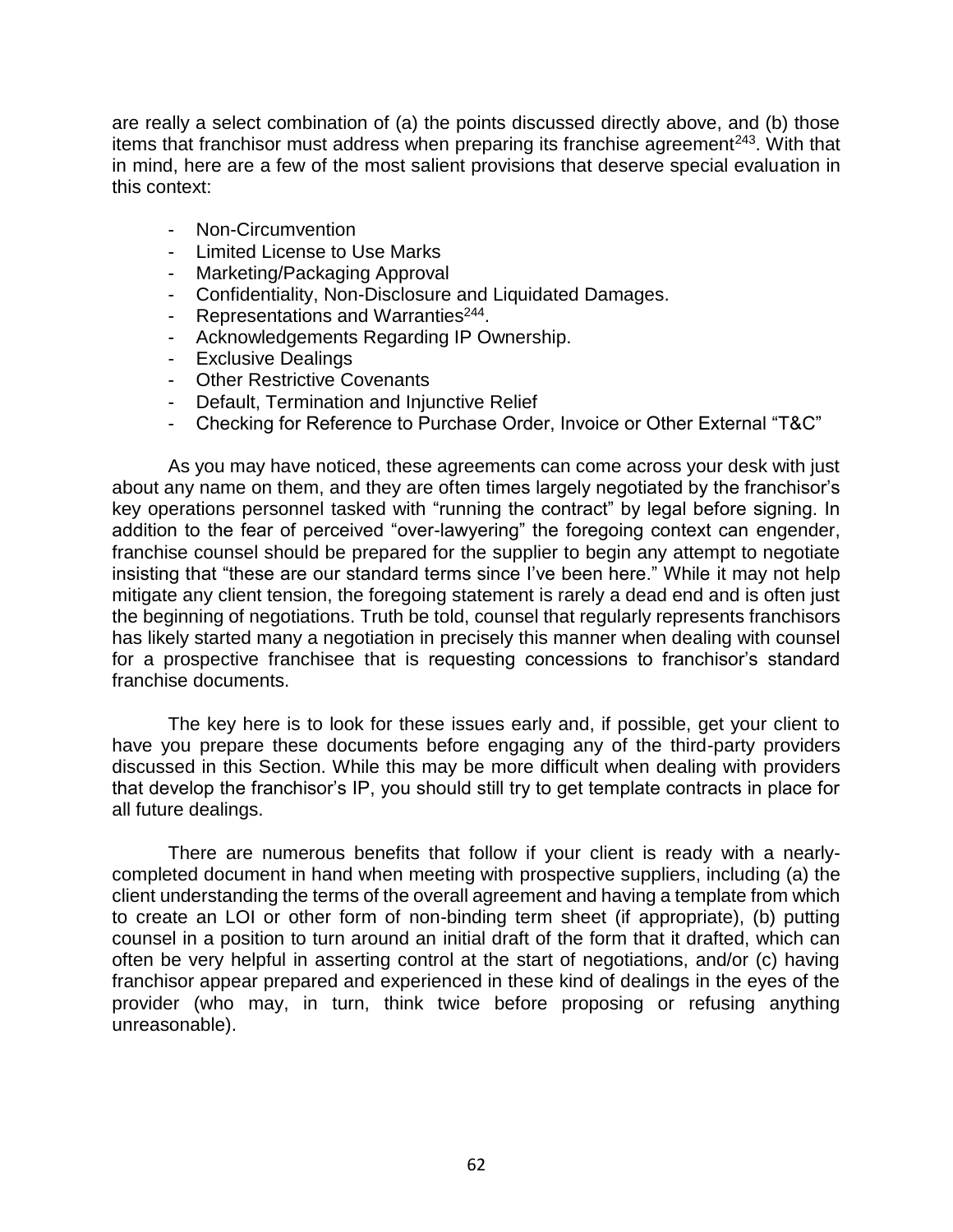are really a select combination of (a) the points discussed directly above, and (b) those items that franchisor must address when preparing its franchise agreement[243]. With that in mind, here are a few of the most salient provisions that deserve special evaluation in this context:

- Non-Circumvention
- Limited License to Use Marks
- Marketing/Packaging Approval
- Confidentiality, Non-Disclosure and Liquidated Damages.
- Representations and Warranties[244].
- Acknowledgements Regarding IP Ownership.
- Exclusive Dealings
- Other Restrictive Covenants
- Default, Termination and Injunctive Relief
- Checking for Reference to Purchase Order, Invoice or Other External "T&C"

As you may have noticed, these agreements can come across your desk with just about any name on them, and they are often times largely negotiated by the franchisor's key operations personnel tasked with "running the contract" by legal before signing. In addition to the fear of perceived "over-lawyering" the foregoing context can engender, franchise counsel should be prepared for the supplier to begin any attempt to negotiate insisting that "these are our standard terms since I've been here." While it may not help mitigate any client tension, the foregoing statement is rarely a dead end and is often just the beginning of negotiations. Truth be told, counsel that regularly represents franchisors has likely started many a negotiation in precisely this manner when dealing with counsel for a prospective franchisee that is requesting concessions to franchisor's standard franchise documents.

The key here is to look for these issues early and, if possible, get your client to have you prepare these documents before engaging any of the third-party providers discussed in this Section. While this may be more difficult when dealing with providers that develop the franchisor's IP, you should still try to get template contracts in place for all future dealings.

There are numerous benefits that follow if your client is ready with a nearly-completed document in hand when meeting with prospective suppliers, including (a) the client understanding the terms of the overall agreement and having a template from which to create an LOI or other form of non-binding term sheet (if appropriate), (b) putting counsel in a position to turn around an initial draft of the form that it drafted, which can often be very helpful in asserting control at the start of negotiations, and/or (c) having franchisor appear prepared and experienced in these kind of dealings in the eyes of the provider (who may, in turn, think twice before proposing or refusing anything unreasonable).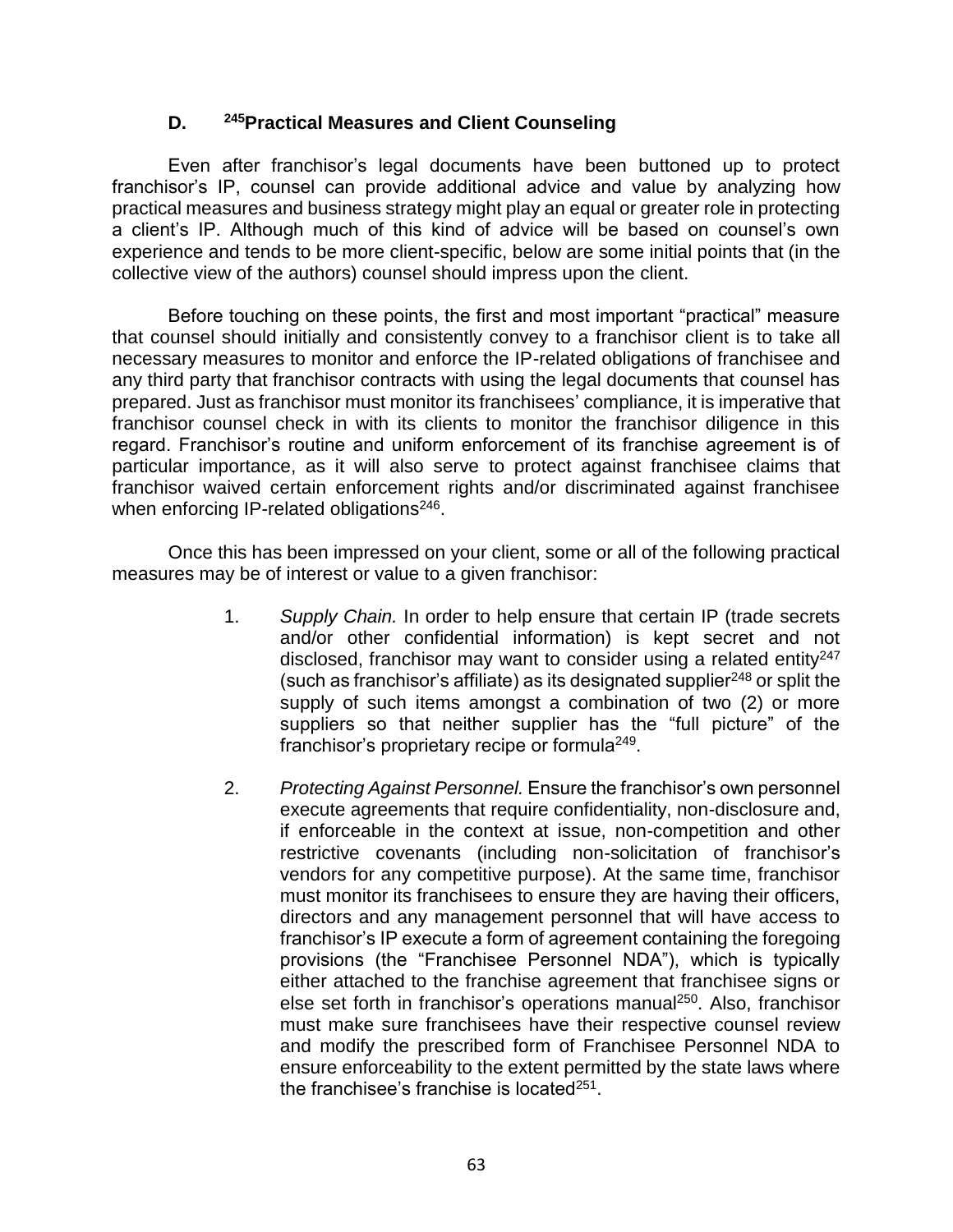### D. [245]Practical Measures and Client Counseling

Even after franchisor's legal documents have been buttoned up to protect franchisor's IP, counsel can provide additional advice and value by analyzing how practical measures and business strategy might play an equal or greater role in protecting a client's IP. Although much of this kind of advice will be based on counsel's own experience and tends to be more client-specific, below are some initial points that (in the collective view of the authors) counsel should impress upon the client.

Before touching on these points, the first and most important "practical" measure that counsel should initially and consistently convey to a franchisor client is to take all necessary measures to monitor and enforce the IP-related obligations of franchisee and any third party that franchisor contracts with using the legal documents that counsel has prepared. Just as franchisor must monitor its franchisees' compliance, it is imperative that franchisor counsel check in with its clients to monitor the franchisor diligence in this regard. Franchisor's routine and uniform enforcement of its franchise agreement is of particular importance, as it will also serve to protect against franchisee claims that franchisor waived certain enforcement rights and/or discriminated against franchisee when enforcing IP-related obligations[246].

Once this has been impressed on your client, some or all of the following practical measures may be of interest or value to a given franchisor:

1. *Supply Chain.* In order to help ensure that certain IP (trade secrets and/or other confidential information) is kept secret and not disclosed, franchisor may want to consider using a related entity[247] (such as franchisor's affiliate) as its designated supplier[248] or split the supply of such items amongst a combination of two (2) or more suppliers so that neither supplier has the "full picture" of the franchisor's proprietary recipe or formula[249].

2. *Protecting Against Personnel.* Ensure the franchisor's own personnel execute agreements that require confidentiality, non-disclosure and, if enforceable in the context at issue, non-competition and other restrictive covenants (including non-solicitation of franchisor's vendors for any competitive purpose). At the same time, franchisor must monitor its franchisees to ensure they are having their officers, directors and any management personnel that will have access to franchisor's IP execute a form of agreement containing the foregoing provisions (the "Franchisee Personnel NDA"), which is typically either attached to the franchise agreement that franchisee signs or else set forth in franchisor's operations manual[250]. Also, franchisor must make sure franchisees have their respective counsel review and modify the prescribed form of Franchisee Personnel NDA to ensure enforceability to the extent permitted by the state laws where the franchisee's franchise is located[251].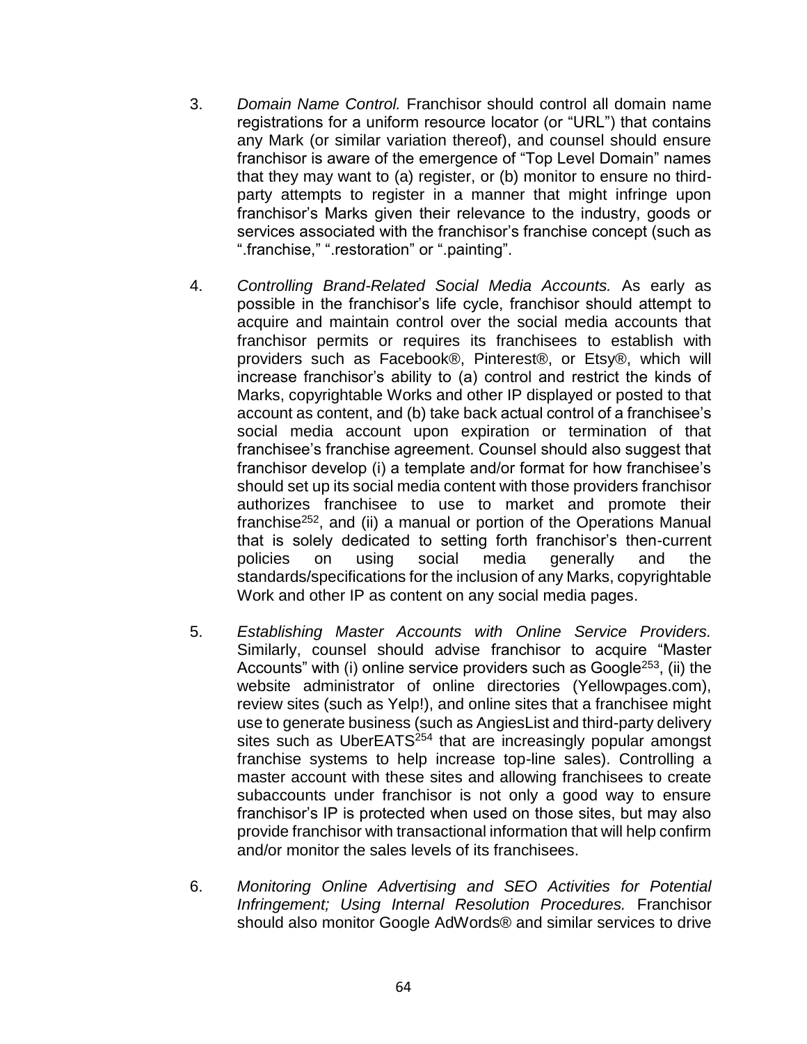3. *Domain Name Control.* Franchisor should control all domain name registrations for a uniform resource locator (or "URL") that contains any Mark (or similar variation thereof), and counsel should ensure franchisor is aware of the emergence of "Top Level Domain" names that they may want to (a) register, or (b) monitor to ensure no third-party attempts to register in a manner that might infringe upon franchisor's Marks given their relevance to the industry, goods or services associated with the franchisor's franchise concept (such as ".franchise," ".restoration" or ".painting".

4. *Controlling Brand-Related Social Media Accounts.* As early as possible in the franchisor's life cycle, franchisor should attempt to acquire and maintain control over the social media accounts that franchisor permits or requires its franchisees to establish with providers such as Facebook®, Pinterest®, or Etsy®, which will increase franchisor's ability to (a) control and restrict the kinds of Marks, copyrightable Works and other IP displayed or posted to that account as content, and (b) take back actual control of a franchisee's social media account upon expiration or termination of that franchisee's franchise agreement. Counsel should also suggest that franchisor develop (i) a template and/or format for how franchisee's should set up its social media content with those providers franchisor authorizes franchisee to use to market and promote their franchise[252], and (ii) a manual or portion of the Operations Manual that is solely dedicated to setting forth franchisor's then-current policies on using social media generally and the standards/specifications for the inclusion of any Marks, copyrightable Work and other IP as content on any social media pages.

5. *Establishing Master Accounts with Online Service Providers.* Similarly, counsel should advise franchisor to acquire "Master Accounts" with (i) online service providers such as Google[253], (ii) the website administrator of online directories (Yellowpages.com), review sites (such as Yelp!), and online sites that a franchisee might use to generate business (such as AngiesList and third-party delivery sites such as UberEATS[254] that are increasingly popular amongst franchise systems to help increase top-line sales). Controlling a master account with these sites and allowing franchisees to create subaccounts under franchisor is not only a good way to ensure franchisor's IP is protected when used on those sites, but may also provide franchisor with transactional information that will help confirm and/or monitor the sales levels of its franchisees.

6. *Monitoring Online Advertising and SEO Activities for Potential Infringement; Using Internal Resolution Procedures.* Franchisor should also monitor Google AdWords® and similar services to drive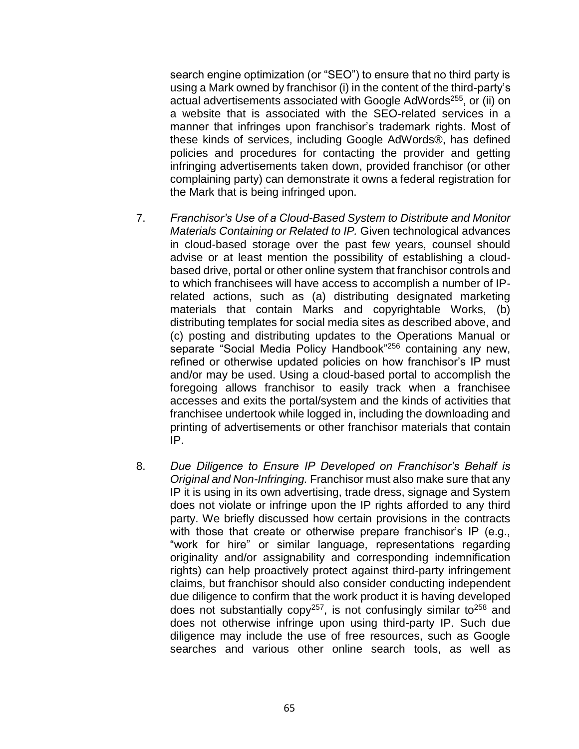search engine optimization (or "SEO") to ensure that no third party is using a Mark owned by franchisor (i) in the content of the third-party's actual advertisements associated with Google AdWords[255], or (ii) on a website that is associated with the SEO-related services in a manner that infringes upon franchisor's trademark rights. Most of these kinds of services, including Google AdWords®, has defined policies and procedures for contacting the provider and getting infringing advertisements taken down, provided franchisor (or other complaining party) can demonstrate it owns a federal registration for the Mark that is being infringed upon.

7. *Franchisor's Use of a Cloud-Based System to Distribute and Monitor Materials Containing or Related to IP.* Given technological advances in cloud-based storage over the past few years, counsel should advise or at least mention the possibility of establishing a cloud-based drive, portal or other online system that franchisor controls and to which franchisees will have access to accomplish a number of IP-related actions, such as (a) distributing designated marketing materials that contain Marks and copyrightable Works, (b) distributing templates for social media sites as described above, and (c) posting and distributing updates to the Operations Manual or separate "Social Media Policy Handbook"[256] containing any new, refined or otherwise updated policies on how franchisor's IP must and/or may be used. Using a cloud-based portal to accomplish the foregoing allows franchisor to easily track when a franchisee accesses and exits the portal/system and the kinds of activities that franchisee undertook while logged in, including the downloading and printing of advertisements or other franchisor materials that contain IP.

8. *Due Diligence to Ensure IP Developed on Franchisor's Behalf is Original and Non-Infringing.* Franchisor must also make sure that any IP it is using in its own advertising, trade dress, signage and System does not violate or infringe upon the IP rights afforded to any third party. We briefly discussed how certain provisions in the contracts with those that create or otherwise prepare franchisor's IP (e.g., "work for hire" or similar language, representations regarding originality and/or assignability and corresponding indemnification rights) can help proactively protect against third-party infringement claims, but franchisor should also consider conducting independent due diligence to confirm that the work product it is having developed does not substantially copy[257], is not confusingly similar to[258] and does not otherwise infringe upon using third-party IP. Such due diligence may include the use of free resources, such as Google searches and various other online search tools, as well as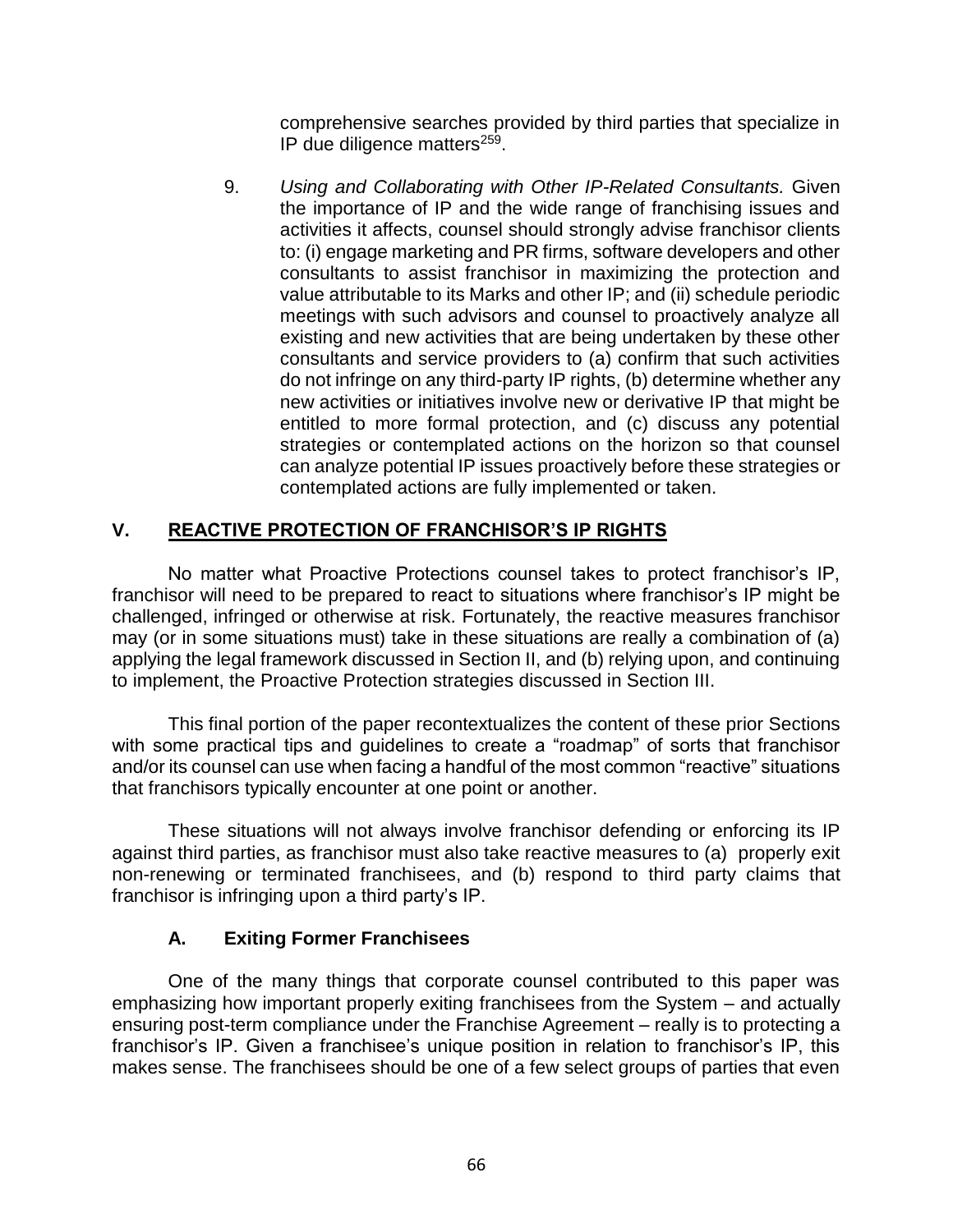comprehensive searches provided by third parties that specialize in IP due diligence matters[259].

9. *Using and Collaborating with Other IP-Related Consultants.* Given the importance of IP and the wide range of franchising issues and activities it affects, counsel should strongly advise franchisor clients to: (i) engage marketing and PR firms, software developers and other consultants to assist franchisor in maximizing the protection and value attributable to its Marks and other IP; and (ii) schedule periodic meetings with such advisors and counsel to proactively analyze all existing and new activities that are being undertaken by these other consultants and service providers to (a) confirm that such activities do not infringe on any third-party IP rights, (b) determine whether any new activities or initiatives involve new or derivative IP that might be entitled to more formal protection, and (c) discuss any potential strategies or contemplated actions on the horizon so that counsel can analyze potential IP issues proactively before these strategies or contemplated actions are fully implemented or taken.

## V. REACTIVE PROTECTION OF FRANCHISOR'S IP RIGHTS

No matter what Proactive Protections counsel takes to protect franchisor's IP, franchisor will need to be prepared to react to situations where franchisor's IP might be challenged, infringed or otherwise at risk. Fortunately, the reactive measures franchisor may (or in some situations must) take in these situations are really a combination of (a) applying the legal framework discussed in Section II, and (b) relying upon, and continuing to implement, the Proactive Protection strategies discussed in Section III.

This final portion of the paper recontextualizes the content of these prior Sections with some practical tips and guidelines to create a "roadmap" of sorts that franchisor and/or its counsel can use when facing a handful of the most common "reactive" situations that franchisors typically encounter at one point or another.

These situations will not always involve franchisor defending or enforcing its IP against third parties, as franchisor must also take reactive measures to (a) properly exit non-renewing or terminated franchisees, and (b) respond to third party claims that franchisor is infringing upon a third party's IP.

### A. Exiting Former Franchisees

One of the many things that corporate counsel contributed to this paper was emphasizing how important properly exiting franchisees from the System – and actually ensuring post-term compliance under the Franchise Agreement – really is to protecting a franchisor's IP. Given a franchisee's unique position in relation to franchisor's IP, this makes sense. The franchisees should be one of a few select groups of parties that even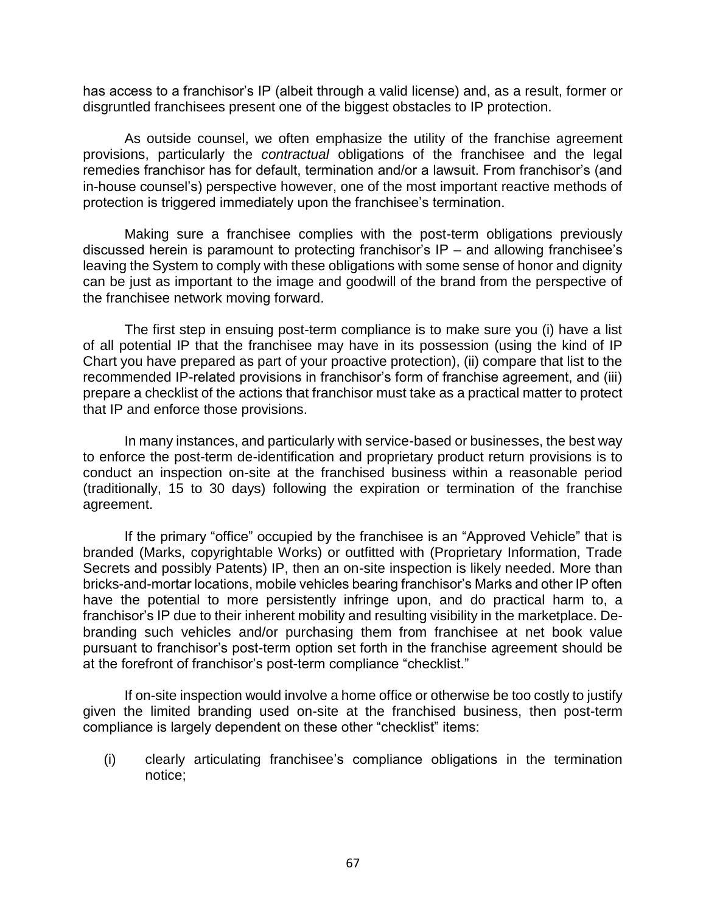has access to a franchisor's IP (albeit through a valid license) and, as a result, former or disgruntled franchisees present one of the biggest obstacles to IP protection.

As outside counsel, we often emphasize the utility of the franchise agreement provisions, particularly the *contractual* obligations of the franchisee and the legal remedies franchisor has for default, termination and/or a lawsuit. From franchisor's (and in-house counsel's) perspective however, one of the most important reactive methods of protection is triggered immediately upon the franchisee's termination.

Making sure a franchisee complies with the post-term obligations previously discussed herein is paramount to protecting franchisor's IP – and allowing franchisee's leaving the System to comply with these obligations with some sense of honor and dignity can be just as important to the image and goodwill of the brand from the perspective of the franchisee network moving forward.

The first step in ensuing post-term compliance is to make sure you (i) have a list of all potential IP that the franchisee may have in its possession (using the kind of IP Chart you have prepared as part of your proactive protection), (ii) compare that list to the recommended IP-related provisions in franchisor's form of franchise agreement, and (iii) prepare a checklist of the actions that franchisor must take as a practical matter to protect that IP and enforce those provisions.

In many instances, and particularly with service-based or businesses, the best way to enforce the post-term de-identification and proprietary product return provisions is to conduct an inspection on-site at the franchised business within a reasonable period (traditionally, 15 to 30 days) following the expiration or termination of the franchise agreement.

If the primary "office" occupied by the franchisee is an "Approved Vehicle" that is branded (Marks, copyrightable Works) or outfitted with (Proprietary Information, Trade Secrets and possibly Patents) IP, then an on-site inspection is likely needed. More than bricks-and-mortar locations, mobile vehicles bearing franchisor's Marks and other IP often have the potential to more persistently infringe upon, and do practical harm to, a franchisor's IP due to their inherent mobility and resulting visibility in the marketplace. De-branding such vehicles and/or purchasing them from franchisee at net book value pursuant to franchisor's post-term option set forth in the franchise agreement should be at the forefront of franchisor's post-term compliance "checklist."

If on-site inspection would involve a home office or otherwise be too costly to justify given the limited branding used on-site at the franchised business, then post-term compliance is largely dependent on these other "checklist" items:

(i) clearly articulating franchisee's compliance obligations in the termination notice;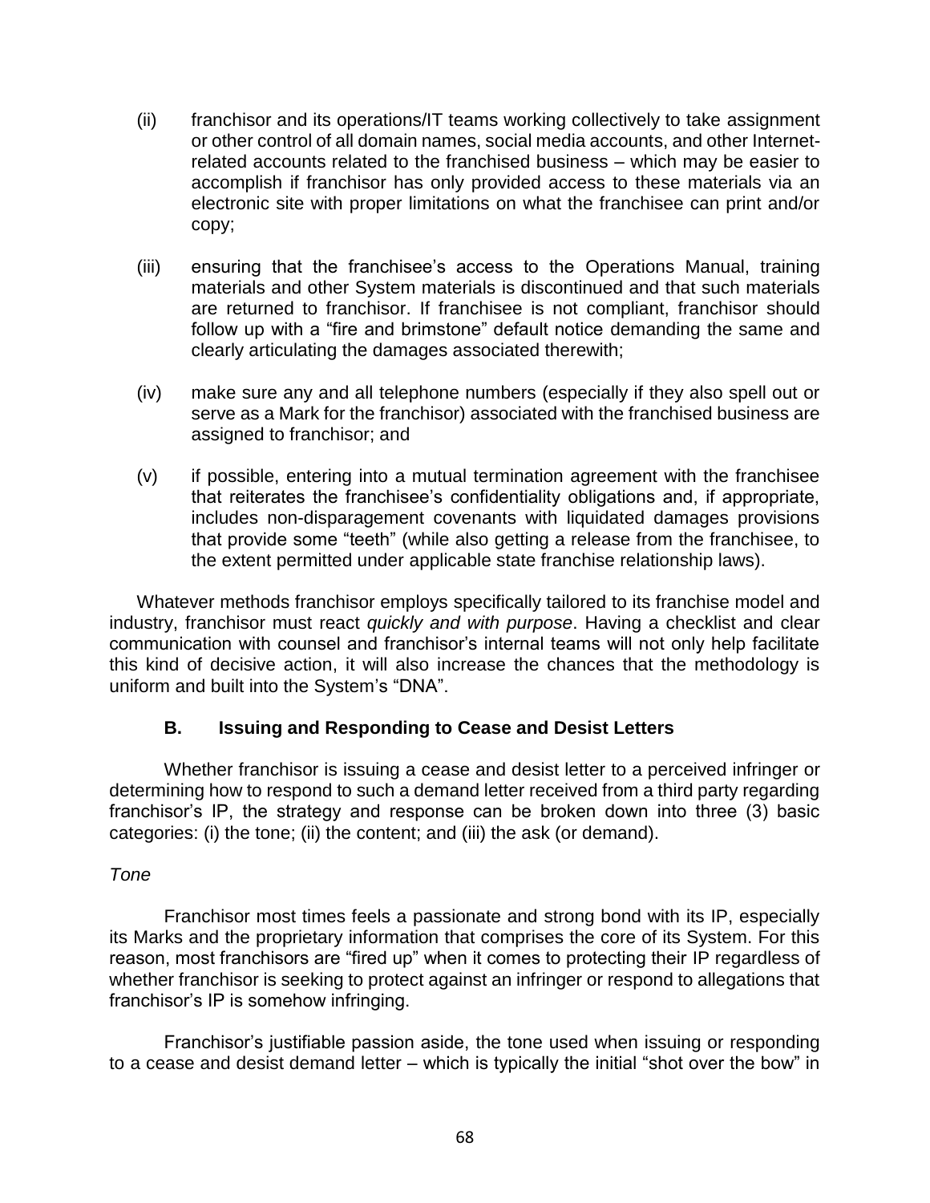(ii) franchisor and its operations/IT teams working collectively to take assignment or other control of all domain names, social media accounts, and other Internet-related accounts related to the franchised business – which may be easier to accomplish if franchisor has only provided access to these materials via an electronic site with proper limitations on what the franchisee can print and/or copy;

(iii) ensuring that the franchisee's access to the Operations Manual, training materials and other System materials is discontinued and that such materials are returned to franchisor. If franchisee is not compliant, franchisor should follow up with a "fire and brimstone" default notice demanding the same and clearly articulating the damages associated therewith;

(iv) make sure any and all telephone numbers (especially if they also spell out or serve as a Mark for the franchisor) associated with the franchised business are assigned to franchisor; and

(v) if possible, entering into a mutual termination agreement with the franchisee that reiterates the franchisee's confidentiality obligations and, if appropriate, includes non-disparagement covenants with liquidated damages provisions that provide some "teeth" (while also getting a release from the franchisee, to the extent permitted under applicable state franchise relationship laws).

Whatever methods franchisor employs specifically tailored to its franchise model and industry, franchisor must react *quickly and with purpose*. Having a checklist and clear communication with counsel and franchisor's internal teams will not only help facilitate this kind of decisive action, it will also increase the chances that the methodology is uniform and built into the System's "DNA".

### B. Issuing and Responding to Cease and Desist Letters

Whether franchisor is issuing a cease and desist letter to a perceived infringer or determining how to respond to such a demand letter received from a third party regarding franchisor's IP, the strategy and response can be broken down into three (3) basic categories: (i) the tone; (ii) the content; and (iii) the ask (or demand).

*Tone*

Franchisor most times feels a passionate and strong bond with its IP, especially its Marks and the proprietary information that comprises the core of its System. For this reason, most franchisors are "fired up" when it comes to protecting their IP regardless of whether franchisor is seeking to protect against an infringer or respond to allegations that franchisor's IP is somehow infringing.

Franchisor's justifiable passion aside, the tone used when issuing or responding to a cease and desist demand letter – which is typically the initial "shot over the bow" in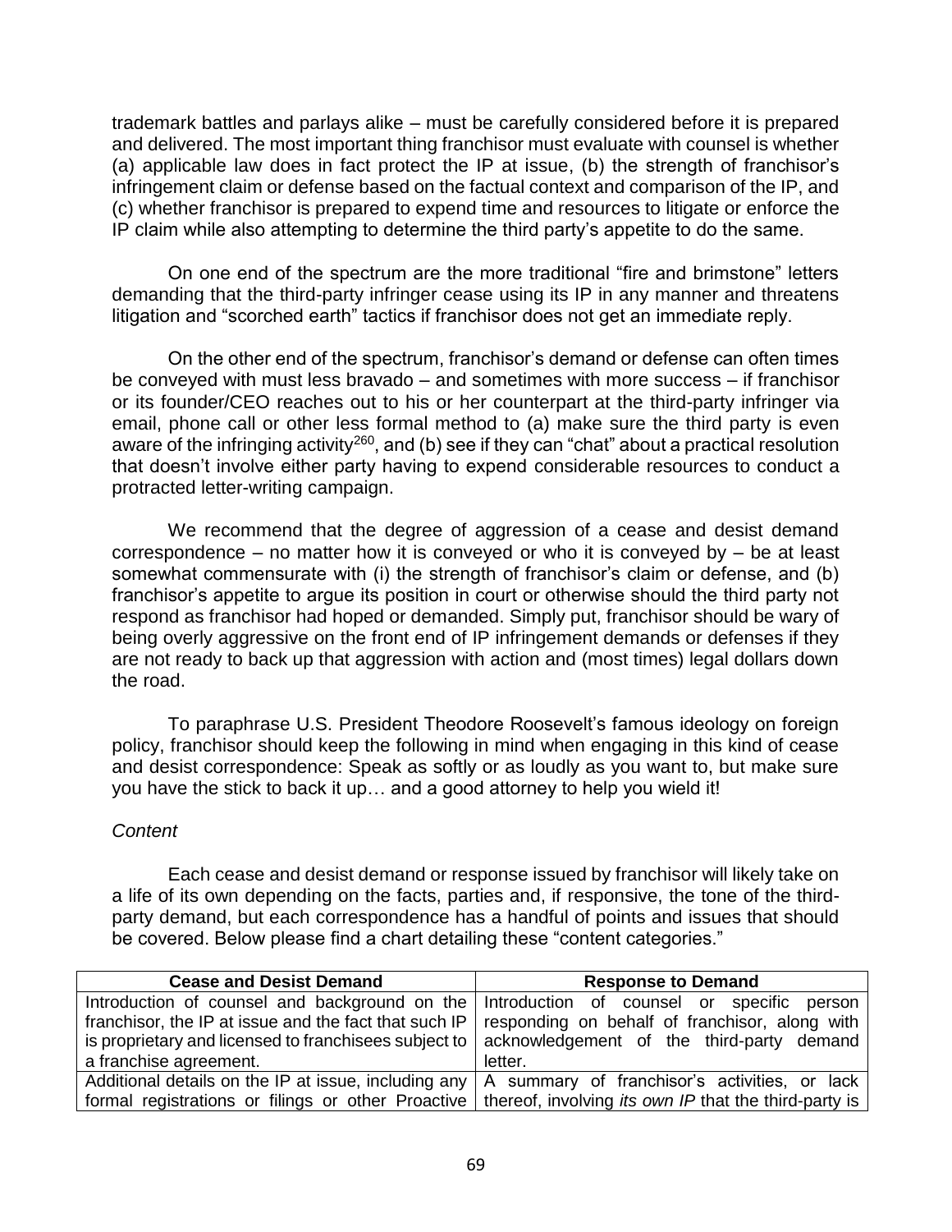trademark battles and parlays alike – must be carefully considered before it is prepared and delivered. The most important thing franchisor must evaluate with counsel is whether (a) applicable law does in fact protect the IP at issue, (b) the strength of franchisor's infringement claim or defense based on the factual context and comparison of the IP, and (c) whether franchisor is prepared to expend time and resources to litigate or enforce the IP claim while also attempting to determine the third party's appetite to do the same.

On one end of the spectrum are the more traditional "fire and brimstone" letters demanding that the third-party infringer cease using its IP in any manner and threatens litigation and "scorched earth" tactics if franchisor does not get an immediate reply.

On the other end of the spectrum, franchisor's demand or defense can often times be conveyed with must less bravado – and sometimes with more success – if franchisor or its founder/CEO reaches out to his or her counterpart at the third-party infringer via email, phone call or other less formal method to (a) make sure the third party is even aware of the infringing activity[260], and (b) see if they can "chat" about a practical resolution that doesn't involve either party having to expend considerable resources to conduct a protracted letter-writing campaign.

We recommend that the degree of aggression of a cease and desist demand correspondence – no matter how it is conveyed or who it is conveyed by – be at least somewhat commensurate with (i) the strength of franchisor's claim or defense, and (b) franchisor's appetite to argue its position in court or otherwise should the third party not respond as franchisor had hoped or demanded. Simply put, franchisor should be wary of being overly aggressive on the front end of IP infringement demands or defenses if they are not ready to back up that aggression with action and (most times) legal dollars down the road.

To paraphrase U.S. President Theodore Roosevelt's famous ideology on foreign policy, franchisor should keep the following in mind when engaging in this kind of cease and desist correspondence: Speak as softly or as loudly as you want to, but make sure you have the stick to back it up… and a good attorney to help you wield it!

*Content*

Each cease and desist demand or response issued by franchisor will likely take on a life of its own depending on the facts, parties and, if responsive, the tone of the third-party demand, but each correspondence has a handful of points and issues that should be covered. Below please find a chart detailing these "content categories."

| Cease and Desist Demand | Response to Demand |
|---|---|
| Introduction of counsel and background on the franchisor, the IP at issue and the fact that such IP is proprietary and licensed to franchisees subject to a franchise agreement. | Introduction of counsel or specific person responding on behalf of franchisor, along with acknowledgement of the third-party demand letter. |
| Additional details on the IP at issue, including any formal registrations or filings or other Proactive | A summary of franchisor's activities, or lack thereof, involving *its own IP* that the third-party is |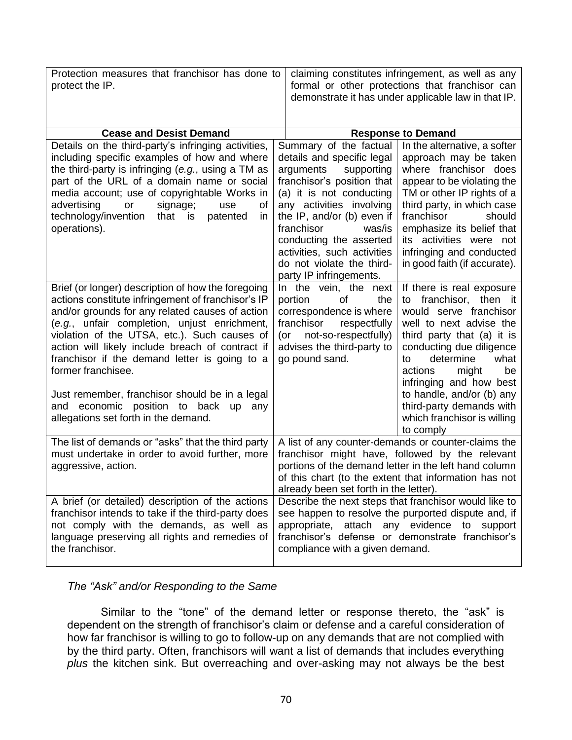| Protection measures that franchisor has done to protect the IP. | claiming constitutes infringement, as well as any formal or other protections that franchisor can demonstrate it has under applicable law in that IP. | |
|---|---|---|
| **Cease and Desist Demand** | **Response to Demand** | |
| Details on the third-party's infringing activities, including specific examples of how and where the third-party is infringing (*e.g.*, using a TM as part of the URL of a domain name or social media account; use of copyrightable Works in advertising or signage; use of technology/invention that is patented in operations). | Summary of the factual details and specific legal arguments supporting franchisor's position that (a) it is not conducting any activities involving the IP, and/or (b) even if franchisor was/is conducting the asserted activities, such activities do not violate the third-party IP infringements. | In the alternative, a softer approach may be taken where franchisor does appear to be violating the TM or other IP rights of a third party, in which case franchisor should emphasize its belief that its activities were not infringing and conducted in good faith (if accurate). |
| Brief (or longer) description of how the foregoing actions constitute infringement of franchisor's IP and/or grounds for any related causes of action (*e.g.*, unfair completion, unjust enrichment, violation of the UTSA, etc.). Such causes of action will likely include breach of contract if franchisor if the demand letter is going to a former franchisee.<br><br>Just remember, franchisor should be in a legal and economic position to back up any allegations set forth in the demand. | In the vein, the next portion of the correspondence is where franchisor respectfully (or not-so-respectfully) advises the third-party to go pound sand. | If there is real exposure to franchisor, then it would serve franchisor well to next advise the third party that (a) it is conducting due diligence to determine what actions might be infringing and how best to handle, and/or (b) any third-party demands with which franchisor is willing to comply |
| The list of demands or "asks" that the third party must undertake in order to avoid further, more aggressive, action. | A list of any counter-demands or counter-claims the franchisor might have, followed by the relevant portions of the demand letter in the left hand column of this chart (to the extent that information has not already been set forth in the letter). | |
| A brief (or detailed) description of the actions franchisor intends to take if the third-party does not comply with the demands, as well as language preserving all rights and remedies of the franchisor. | Describe the next steps that franchisor would like to see happen to resolve the purported dispute and, if appropriate, attach any evidence to support franchisor's defense or demonstrate franchisor's compliance with a given demand. | |

*The "Ask" and/or Responding to the Same*

Similar to the "tone" of the demand letter or response thereto, the "ask" is dependent on the strength of franchisor's claim or defense and a careful consideration of how far franchisor is willing to go to follow-up on any demands that are not complied with by the third party. Often, franchisors will want a list of demands that includes everything *plus* the kitchen sink. But overreaching and over-asking may not always be the best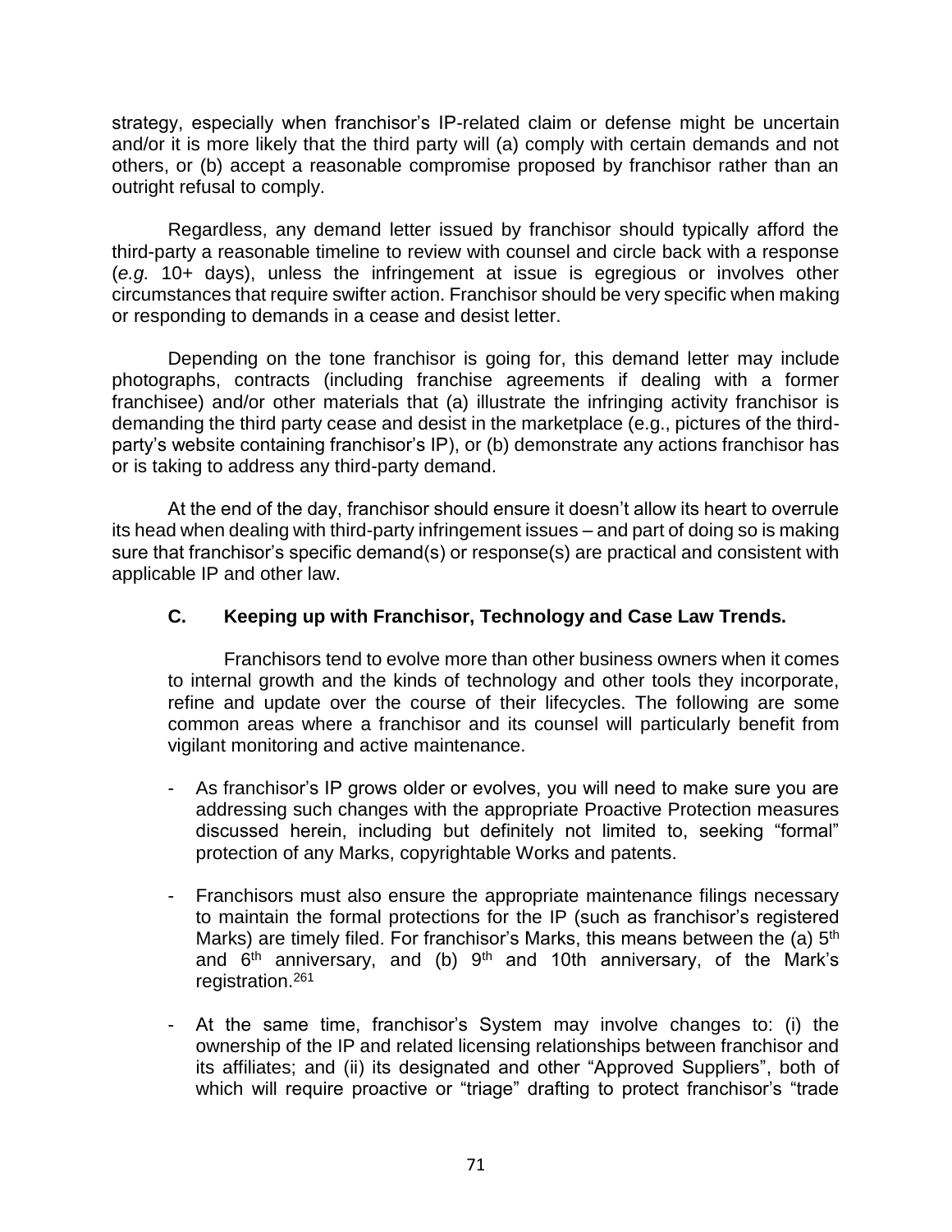strategy, especially when franchisor's IP-related claim or defense might be uncertain and/or it is more likely that the third party will (a) comply with certain demands and not others, or (b) accept a reasonable compromise proposed by franchisor rather than an outright refusal to comply.

Regardless, any demand letter issued by franchisor should typically afford the third-party a reasonable timeline to review with counsel and circle back with a response (*e.g.* 10+ days), unless the infringement at issue is egregious or involves other circumstances that require swifter action. Franchisor should be very specific when making or responding to demands in a cease and desist letter.

Depending on the tone franchisor is going for, this demand letter may include photographs, contracts (including franchise agreements if dealing with a former franchisee) and/or other materials that (a) illustrate the infringing activity franchisor is demanding the third party cease and desist in the marketplace (e.g., pictures of the third-party's website containing franchisor's IP), or (b) demonstrate any actions franchisor has or is taking to address any third-party demand.

At the end of the day, franchisor should ensure it doesn't allow its heart to overrule its head when dealing with third-party infringement issues – and part of doing so is making sure that franchisor's specific demand(s) or response(s) are practical and consistent with applicable IP and other law.

### C. Keeping up with Franchisor, Technology and Case Law Trends.

Franchisors tend to evolve more than other business owners when it comes to internal growth and the kinds of technology and other tools they incorporate, refine and update over the course of their lifecycles. The following are some common areas where a franchisor and its counsel will particularly benefit from vigilant monitoring and active maintenance.

- As franchisor's IP grows older or evolves, you will need to make sure you are addressing such changes with the appropriate Proactive Protection measures discussed herein, including but definitely not limited to, seeking "formal" protection of any Marks, copyrightable Works and patents.

- Franchisors must also ensure the appropriate maintenance filings necessary to maintain the formal protections for the IP (such as franchisor's registered Marks) are timely filed. For franchisor's Marks, this means between the (a) 5th and 6th anniversary, and (b) 9th and 10th anniversary, of the Mark's registration.[261]

- At the same time, franchisor's System may involve changes to: (i) the ownership of the IP and related licensing relationships between franchisor and its affiliates; and (ii) its designated and other "Approved Suppliers", both of which will require proactive or "triage" drafting to protect franchisor's "trade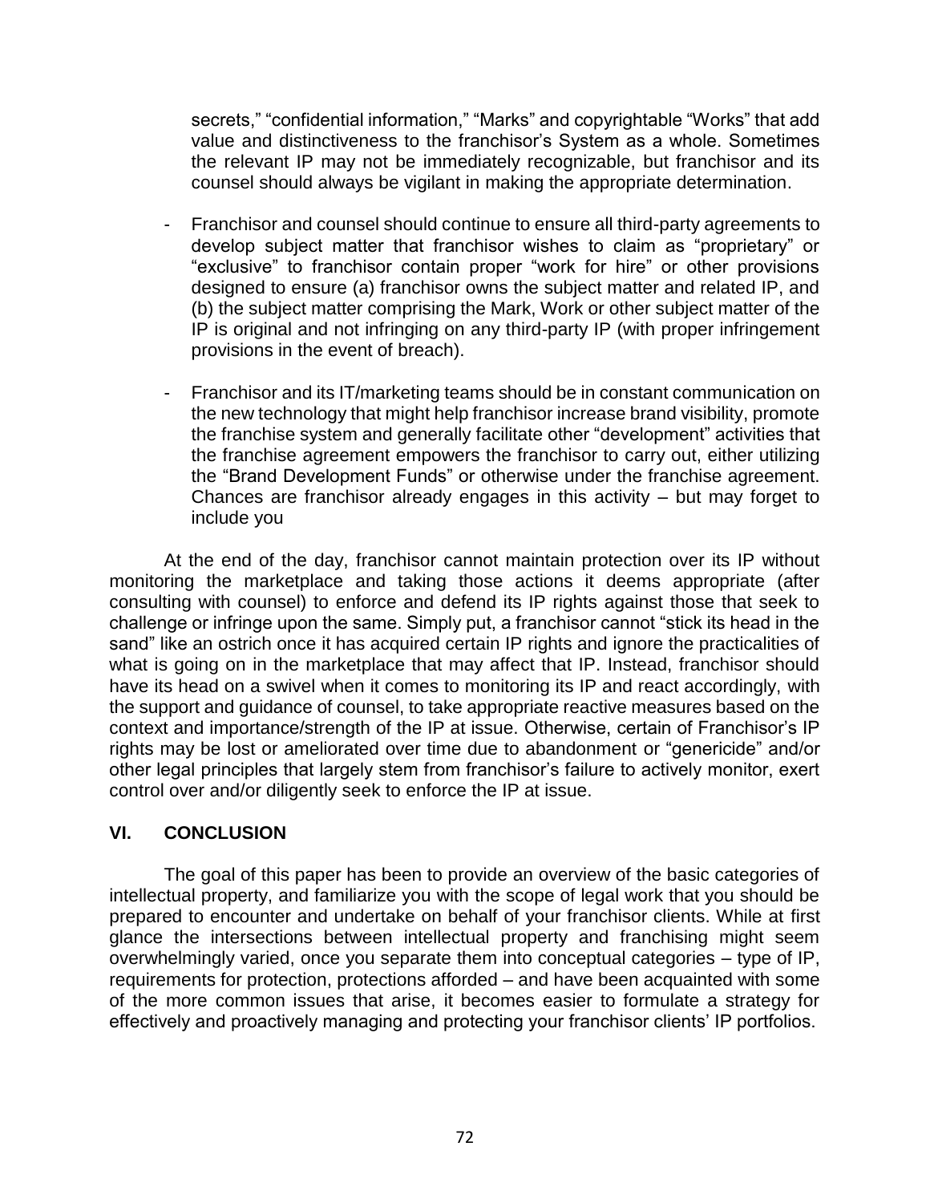secrets," "confidential information," "Marks" and copyrightable "Works" that add value and distinctiveness to the franchisor's System as a whole. Sometimes the relevant IP may not be immediately recognizable, but franchisor and its counsel should always be vigilant in making the appropriate determination.

- Franchisor and counsel should continue to ensure all third-party agreements to develop subject matter that franchisor wishes to claim as "proprietary" or "exclusive" to franchisor contain proper "work for hire" or other provisions designed to ensure (a) franchisor owns the subject matter and related IP, and (b) the subject matter comprising the Mark, Work or other subject matter of the IP is original and not infringing on any third-party IP (with proper infringement provisions in the event of breach).

- Franchisor and its IT/marketing teams should be in constant communication on the new technology that might help franchisor increase brand visibility, promote the franchise system and generally facilitate other "development" activities that the franchise agreement empowers the franchisor to carry out, either utilizing the "Brand Development Funds" or otherwise under the franchise agreement. Chances are franchisor already engages in this activity – but may forget to include you

At the end of the day, franchisor cannot maintain protection over its IP without monitoring the marketplace and taking those actions it deems appropriate (after consulting with counsel) to enforce and defend its IP rights against those that seek to challenge or infringe upon the same. Simply put, a franchisor cannot "stick its head in the sand" like an ostrich once it has acquired certain IP rights and ignore the practicalities of what is going on in the marketplace that may affect that IP. Instead, franchisor should have its head on a swivel when it comes to monitoring its IP and react accordingly, with the support and guidance of counsel, to take appropriate reactive measures based on the context and importance/strength of the IP at issue. Otherwise, certain of Franchisor's IP rights may be lost or ameliorated over time due to abandonment or "genericide" and/or other legal principles that largely stem from franchisor's failure to actively monitor, exert control over and/or diligently seek to enforce the IP at issue.

## VI. CONCLUSION

The goal of this paper has been to provide an overview of the basic categories of intellectual property, and familiarize you with the scope of legal work that you should be prepared to encounter and undertake on behalf of your franchisor clients. While at first glance the intersections between intellectual property and franchising might seem overwhelmingly varied, once you separate them into conceptual categories – type of IP, requirements for protection, protections afforded – and have been acquainted with some of the more common issues that arise, it becomes easier to formulate a strategy for effectively and proactively managing and protecting your franchisor clients' IP portfolios.